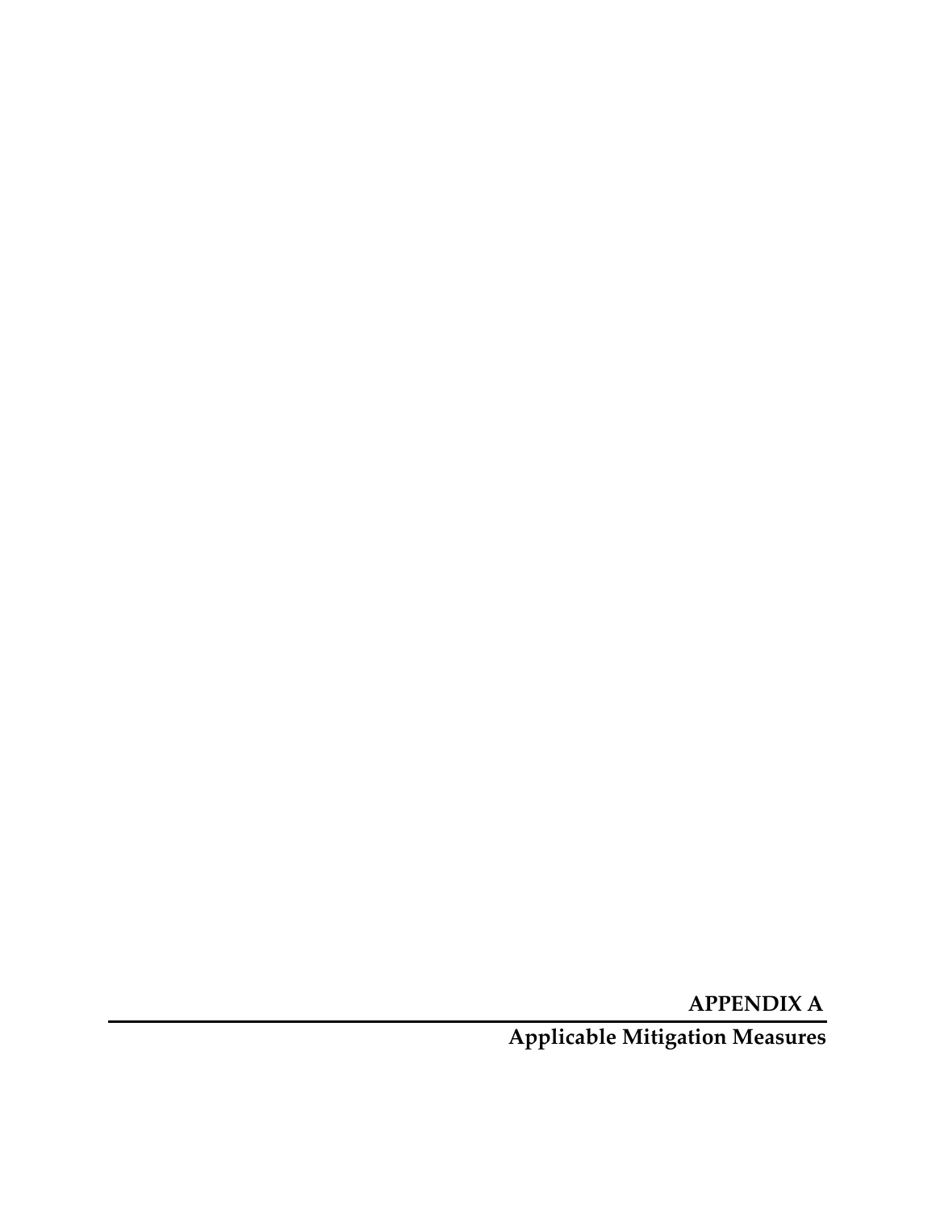# APPENDIX A

## Applicable Mitigation Measures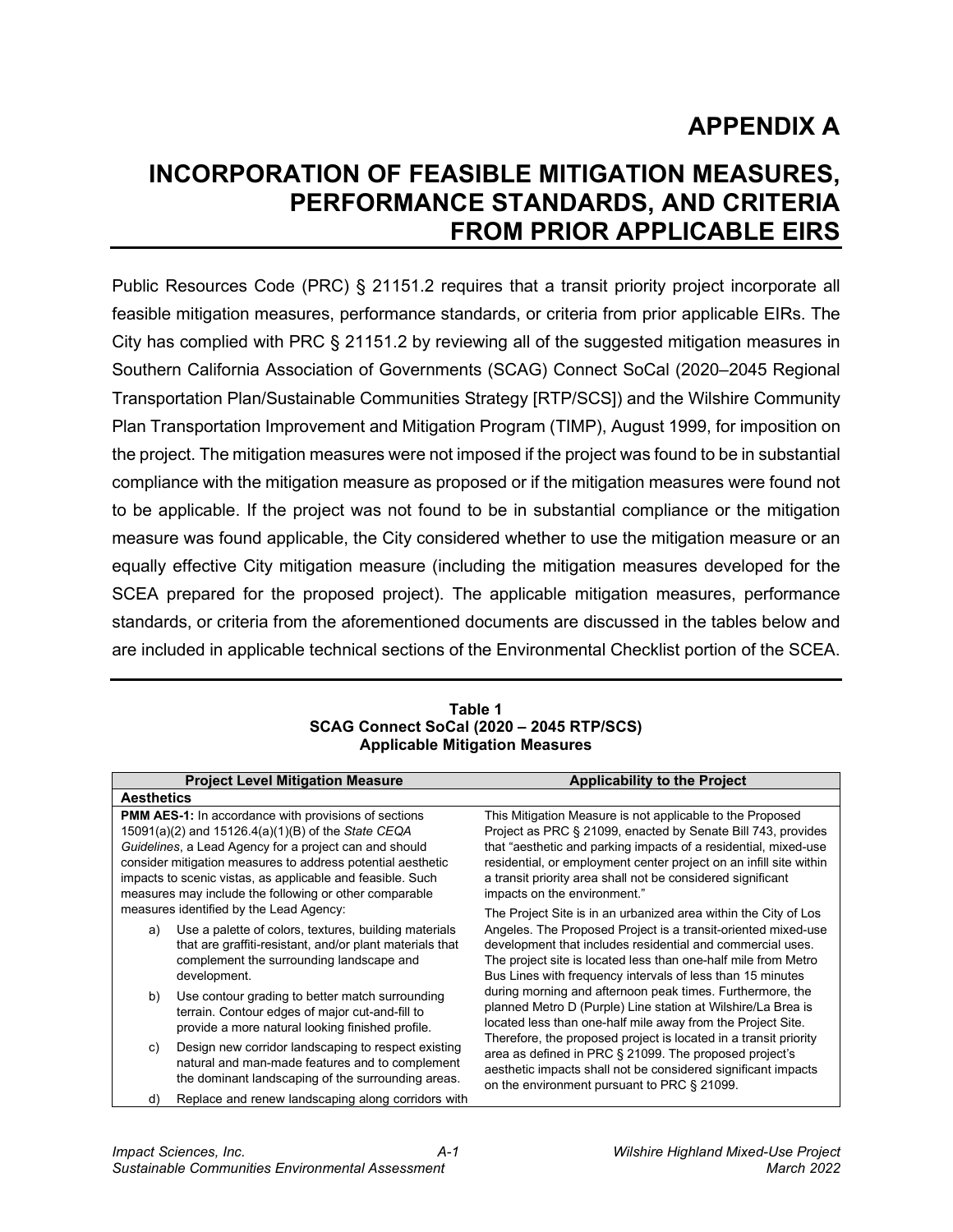# APPENDIX A

# INCORPORATION OF FEASIBLE MITIGATION MEASURES, PERFORMANCE STANDARDS, AND CRITERIA FROM PRIOR APPLICABLE EIRS

Public Resources Code (PRC) § 21151.2 requires that a transit priority project incorporate all feasible mitigation measures, performance standards, or criteria from prior applicable EIRs. The City has complied with PRC § 21151.2 by reviewing all of the suggested mitigation measures in Southern California Association of Governments (SCAG) Connect SoCal (2020–2045 Regional Transportation Plan/Sustainable Communities Strategy [RTP/SCS]) and the Wilshire Community Plan Transportation Improvement and Mitigation Program (TIMP), August 1999, for imposition on the project. The mitigation measures were not imposed if the project was found to be in substantial compliance with the mitigation measure as proposed or if the mitigation measures were found not to be applicable. If the project was not found to be in substantial compliance or the mitigation measure was found applicable, the City considered whether to use the mitigation measure or an equally effective City mitigation measure (including the mitigation measures developed for the SCEA prepared for the proposed project). The applicable mitigation measures, performance standards, or criteria from the aforementioned documents are discussed in the tables below and are included in applicable technical sections of the Environmental Checklist portion of the SCEA.

**Table 1**
**SCAG Connect SoCal (2020 – 2045 RTP/SCS)**
**Applicable Mitigation Measures**

| Project Level Mitigation Measure | Applicability to the Project |
|---|---|
| **Aesthetics** | |
| **PMM AES-1:** In accordance with provisions of sections 15091(a)(2) and 15126.4(a)(1)(B) of the *State CEQA Guidelines*, a Lead Agency for a project can and should consider mitigation measures to address potential aesthetic impacts to scenic vistas, as applicable and feasible. Such measures may include the following or other comparable measures identified by the Lead Agency:<br>a) Use a palette of colors, textures, building materials that are graffiti-resistant, and/or plant materials that complement the surrounding landscape and development.<br>b) Use contour grading to better match surrounding terrain. Contour edges of major cut-and-fill to provide a more natural looking finished profile.<br>c) Design new corridor landscaping to respect existing natural and man-made features and to complement the dominant landscaping of the surrounding areas.<br>d) Replace and renew landscaping along corridors with | This Mitigation Measure is not applicable to the Proposed Project as PRC § 21099, enacted by Senate Bill 743, provides that "aesthetic and parking impacts of a residential, mixed-use residential, or employment center project on an infill site within a transit priority area shall not be considered significant impacts on the environment."<br>The Project Site is in an urbanized area within the City of Los Angeles. The Proposed Project is a transit-oriented mixed-use development that includes residential and commercial uses. The project site is located less than one-half mile from Metro Bus Lines with frequency intervals of less than 15 minutes during morning and afternoon peak times. Furthermore, the planned Metro D (Purple) Line station at Wilshire/La Brea is located less than one-half mile away from the Project Site. Therefore, the proposed project is located in a transit priority area as defined in PRC § 21099. The proposed project's aesthetic impacts shall not be considered significant impacts on the environment pursuant to PRC § 21099. |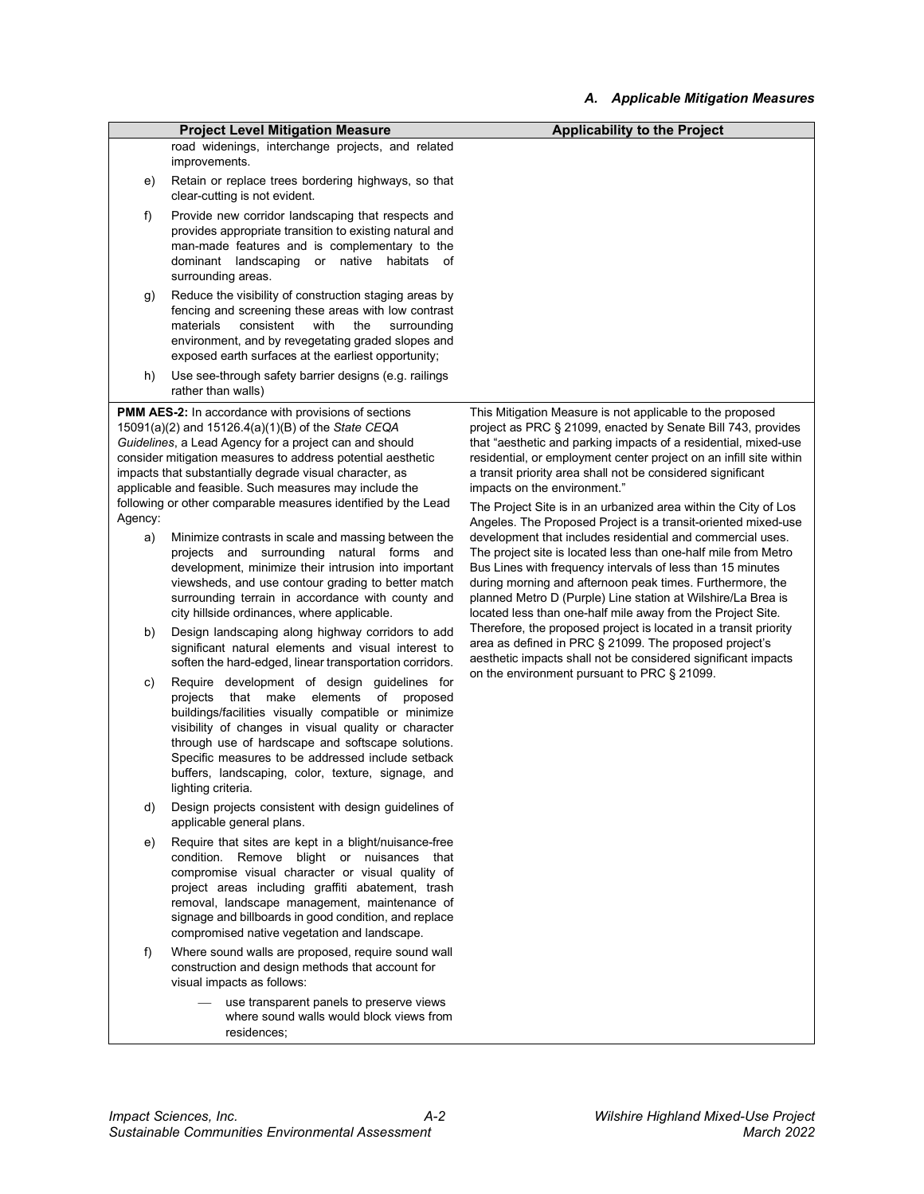| Project Level Mitigation Measure | Applicability to the Project |
|---|---|
| road widenings, interchange projects, and related improvements.<br>e) Retain or replace trees bordering highways, so that clear-cutting is not evident.<br>f) Provide new corridor landscaping that respects and provides appropriate transition to existing natural and man-made features and is complementary to the dominant landscaping or native habitats of surrounding areas.<br>g) Reduce the visibility of construction staging areas by fencing and screening these areas with low contrast materials consistent with the surrounding environment, and by revegetating graded slopes and exposed earth surfaces at the earliest opportunity;<br>h) Use see-through safety barrier designs (e.g. railings rather than walls) | |
| **PMM AES-2:** In accordance with provisions of sections 15091(a)(2) and 15126.4(a)(1)(B) of the *State CEQA Guidelines*, a Lead Agency for a project can and should consider mitigation measures to address potential aesthetic impacts that substantially degrade visual character, as applicable and feasible. Such measures may include the following or other comparable measures identified by the Lead Agency:<br>a) Minimize contrasts in scale and massing between the projects and surrounding natural forms and development, minimize their intrusion into important viewsheds, and use contour grading to better match surrounding terrain in accordance with county and city hillside ordinances, where applicable.<br>b) Design landscaping along highway corridors to add significant natural elements and visual interest to soften the hard-edged, linear transportation corridors.<br>c) Require development of design guidelines for projects that make elements of proposed buildings/facilities visually compatible or minimize visibility of changes in visual quality or character through use of hardscape and softscape solutions. Specific measures to be addressed include setback buffers, landscaping, color, texture, signage, and lighting criteria.<br>d) Design projects consistent with design guidelines of applicable general plans.<br>e) Require that sites are kept in a blight/nuisance-free condition. Remove blight or nuisances that compromise visual character or visual quality of project areas including graffiti abatement, trash removal, landscape management, maintenance of signage and billboards in good condition, and replace compromised native vegetation and landscape.<br>f) Where sound walls are proposed, require sound wall construction and design methods that account for visual impacts as follows:<br>— use transparent panels to preserve views where sound walls would block views from residences; | This Mitigation Measure is not applicable to the proposed project as PRC § 21099, enacted by Senate Bill 743, provides that "aesthetic and parking impacts of a residential, mixed-use residential, or employment center project on an infill site within a transit priority area shall not be considered significant impacts on the environment."<br><br>The Project Site is in an urbanized area within the City of Los Angeles. The Proposed Project is a transit-oriented mixed-use development that includes residential and commercial uses. The project site is located less than one-half mile from Metro Bus Lines with frequency intervals of less than 15 minutes during morning and afternoon peak times. Furthermore, the planned Metro D (Purple) Line station at Wilshire/La Brea is located less than one-half mile away from the Project Site. Therefore, the proposed project is located in a transit priority area as defined in PRC § 21099. The proposed project's aesthetic impacts shall not be considered significant impacts on the environment pursuant to PRC § 21099. |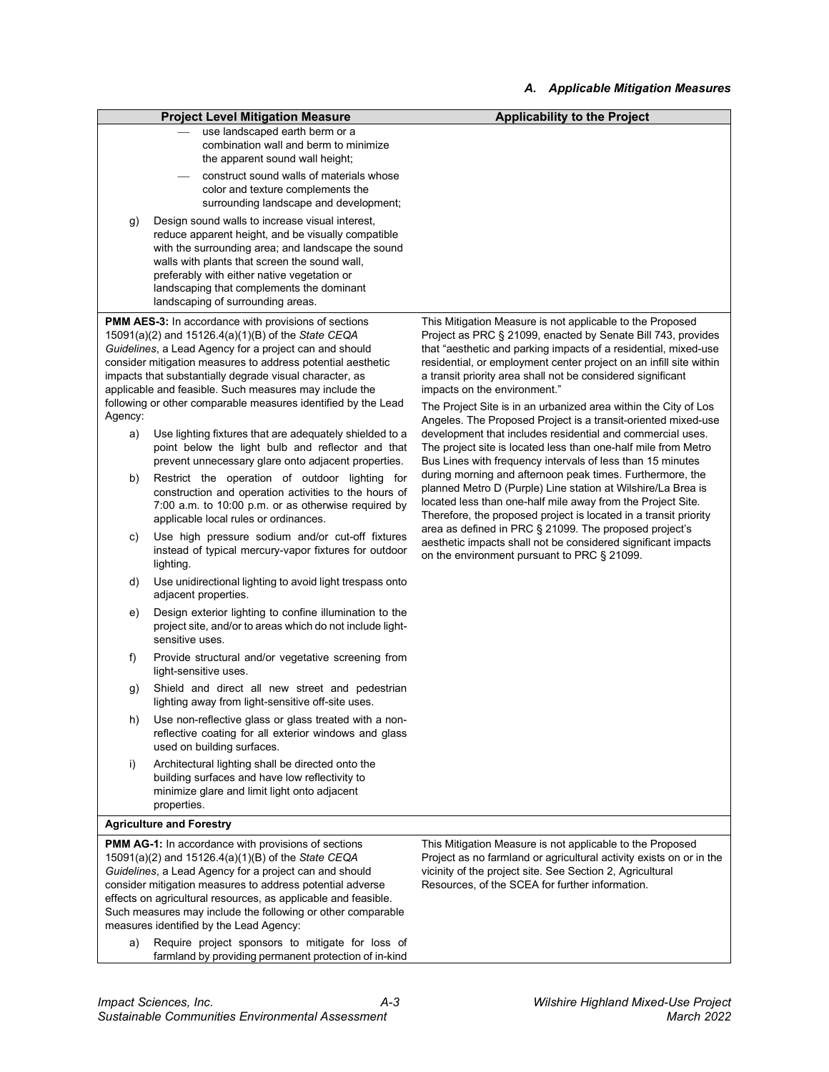| Project Level Mitigation Measure | Applicability to the Project |
|---|---|
| — use landscaped earth berm or a combination wall and berm to minimize the apparent sound wall height;<br>— construct sound walls of materials whose color and texture complements the surrounding landscape and development;<br>g) Design sound walls to increase visual interest, reduce apparent height, and be visually compatible with the surrounding area; and landscape the sound walls with plants that screen the sound wall, preferably with either native vegetation or landscaping that complements the dominant landscaping of surrounding areas. | |
| **PMM AES-3:** In accordance with provisions of sections 15091(a)(2) and 15126.4(a)(1)(B) of the *State CEQA Guidelines*, a Lead Agency for a project can and should consider mitigation measures to address potential aesthetic impacts that substantially degrade visual character, as applicable and feasible. Such measures may include the following or other comparable measures identified by the Lead Agency:<br>a) Use lighting fixtures that are adequately shielded to a point below the light bulb and reflector and that prevent unnecessary glare onto adjacent properties.<br>b) Restrict the operation of outdoor lighting for construction and operation activities to the hours of 7:00 a.m. to 10:00 p.m. or as otherwise required by applicable local rules or ordinances.<br>c) Use high pressure sodium and/or cut-off fixtures instead of typical mercury-vapor fixtures for outdoor lighting.<br>d) Use unidirectional lighting to avoid light trespass onto adjacent properties.<br>e) Design exterior lighting to confine illumination to the project site, and/or to areas which do not include light-sensitive uses.<br>f) Provide structural and/or vegetative screening from light-sensitive uses.<br>g) Shield and direct all new street and pedestrian lighting away from light-sensitive off-site uses.<br>h) Use non-reflective glass or glass treated with a non-reflective coating for all exterior windows and glass used on building surfaces.<br>i) Architectural lighting shall be directed onto the building surfaces and have low reflectivity to minimize glare and limit light onto adjacent properties. | This Mitigation Measure is not applicable to the Proposed Project as PRC § 21099, enacted by Senate Bill 743, provides that "aesthetic and parking impacts of a residential, mixed-use residential, or employment center project on an infill site within a transit priority area shall not be considered significant impacts on the environment."<br>The Project Site is in an urbanized area within the City of Los Angeles. The Proposed Project is a transit-oriented mixed-use development that includes residential and commercial uses. The project site is located less than one-half mile from Metro Bus Lines with frequency intervals of less than 15 minutes during morning and afternoon peak times. Furthermore, the planned Metro D (Purple) Line station at Wilshire/La Brea is located less than one-half mile away from the Project Site. Therefore, the proposed project is located in a transit priority area as defined in PRC § 21099. The proposed project's aesthetic impacts shall not be considered significant impacts on the environment pursuant to PRC § 21099. |
| **Agriculture and Forestry** | |
| **PMM AG-1:** In accordance with provisions of sections 15091(a)(2) and 15126.4(a)(1)(B) of the *State CEQA Guidelines*, a Lead Agency for a project can and should consider mitigation measures to address potential adverse effects on agricultural resources, as applicable and feasible. Such measures may include the following or other comparable measures identified by the Lead Agency:<br>a) Require project sponsors to mitigate for loss of farmland by providing permanent protection of in-kind | This Mitigation Measure is not applicable to the Proposed Project as no farmland or agricultural activity exists on or in the vicinity of the project site. See Section 2, Agricultural Resources, of the SCEA for further information. |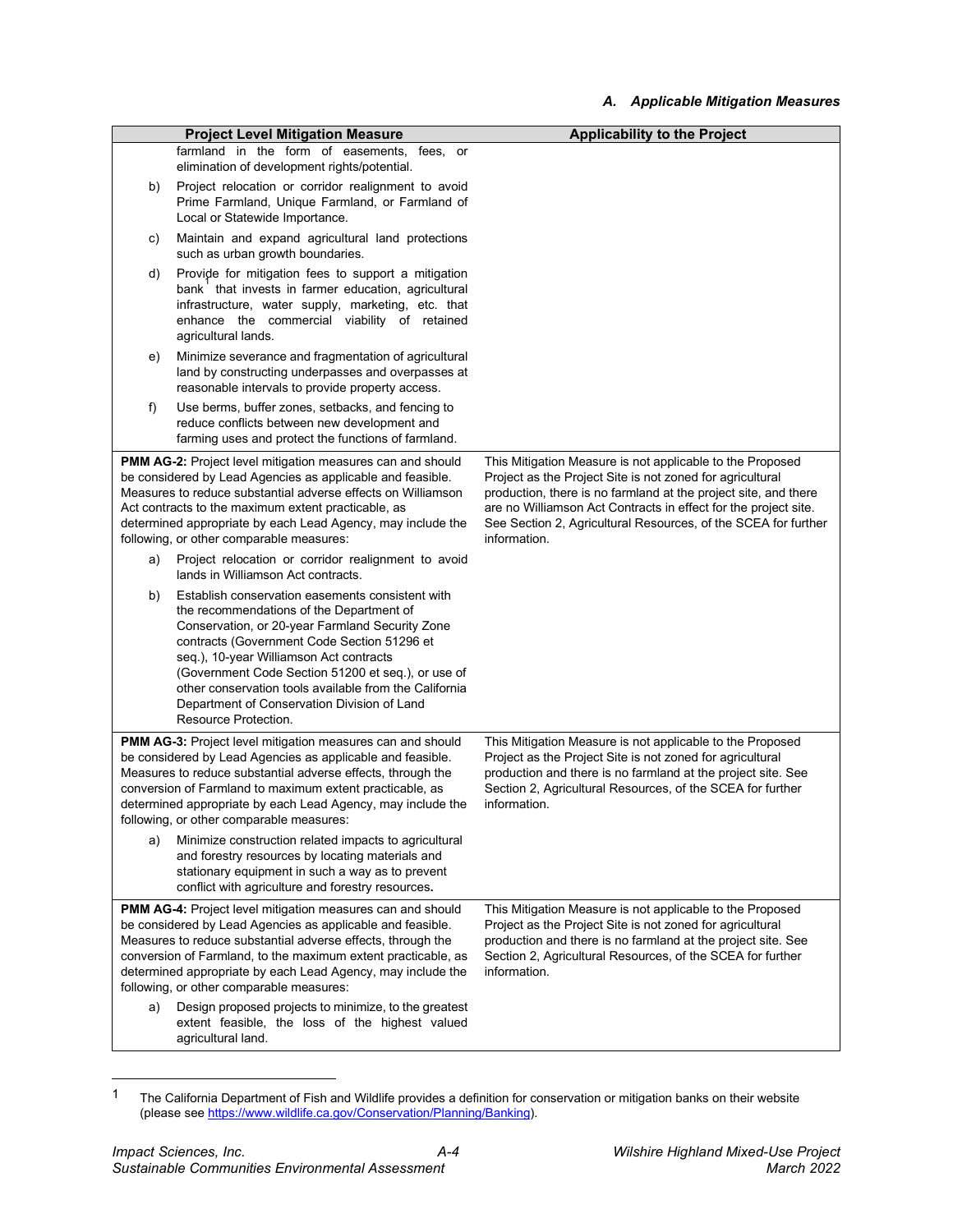| Project Level Mitigation Measure | Applicability to the Project |
|---|---|
| farmland in the form of easements, fees, or elimination of development rights/potential.<br><br>b) Project relocation or corridor realignment to avoid Prime Farmland, Unique Farmland, or Farmland of Local or Statewide Importance.<br><br>c) Maintain and expand agricultural land protections such as urban growth boundaries.<br><br>d) Provide for mitigation fees to support a mitigation bank[1] that invests in farmer education, agricultural infrastructure, water supply, marketing, etc. that enhance the commercial viability of retained agricultural lands.<br><br>e) Minimize severance and fragmentation of agricultural land by constructing underpasses and overpasses at reasonable intervals to provide property access.<br><br>f) Use berms, buffer zones, setbacks, and fencing to reduce conflicts between new development and farming uses and protect the functions of farmland. | |
| **PMM AG-2:** Project level mitigation measures can and should be considered by Lead Agencies as applicable and feasible. Measures to reduce substantial adverse effects on Williamson Act contracts to the maximum extent practicable, as determined appropriate by each Lead Agency, may include the following, or other comparable measures:<br><br>a) Project relocation or corridor realignment to avoid lands in Williamson Act contracts.<br><br>b) Establish conservation easements consistent with the recommendations of the Department of Conservation, or 20-year Farmland Security Zone contracts (Government Code Section 51296 et seq.), 10-year Williamson Act contracts (Government Code Section 51200 et seq.), or use of other conservation tools available from the California Department of Conservation Division of Land Resource Protection. | This Mitigation Measure is not applicable to the Proposed Project as the Project Site is not zoned for agricultural production, there is no farmland at the project site, and there are no Williamson Act Contracts in effect for the project site. See Section 2, Agricultural Resources, of the SCEA for further information. |
| **PMM AG-3:** Project level mitigation measures can and should be considered by Lead Agencies as applicable and feasible. Measures to reduce substantial adverse effects, through the conversion of Farmland to maximum extent practicable, as determined appropriate by each Lead Agency, may include the following, or other comparable measures:<br><br>a) Minimize construction related impacts to agricultural and forestry resources by locating materials and stationary equipment in such a way as to prevent conflict with agriculture and forestry resources. | This Mitigation Measure is not applicable to the Proposed Project as the Project Site is not zoned for agricultural production and there is no farmland at the project site. See Section 2, Agricultural Resources, of the SCEA for further information. |
| **PMM AG-4:** Project level mitigation measures can and should be considered by Lead Agencies as applicable and feasible. Measures to reduce substantial adverse effects, through the conversion of Farmland, to the maximum extent practicable, as determined appropriate by each Lead Agency, may include the following, or other comparable measures:<br><br>a) Design proposed projects to minimize, to the greatest extent feasible, the loss of the highest valued agricultural land. | This Mitigation Measure is not applicable to the Proposed Project as the Project Site is not zoned for agricultural production and there is no farmland at the project site. See Section 2, Agricultural Resources, of the SCEA for further information. |

[1] The California Department of Fish and Wildlife provides a definition for conservation or mitigation banks on their website (please see https://www.wildlife.ca.gov/Conservation/Planning/Banking).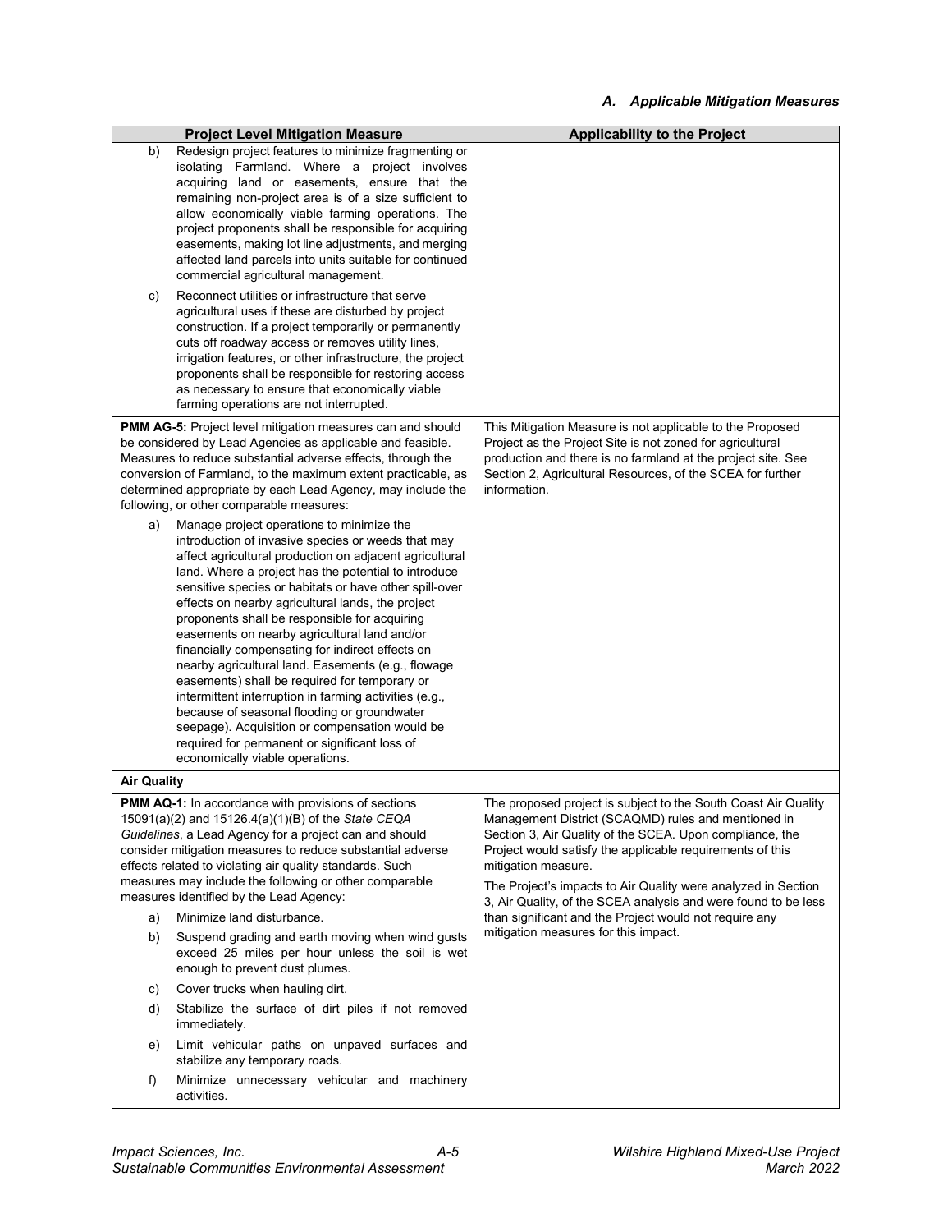### A. Applicable Mitigation Measures

| Project Level Mitigation Measure | Applicability to the Project |
|---|---|
| b) Redesign project features to minimize fragmenting or isolating Farmland. Where a project involves acquiring land or easements, ensure that the remaining non-project area is of a size sufficient to allow economically viable farming operations. The project proponents shall be responsible for acquiring easements, making lot line adjustments, and merging affected land parcels into units suitable for continued commercial agricultural management.<br><br>c) Reconnect utilities or infrastructure that serve agricultural uses if these are disturbed by project construction. If a project temporarily or permanently cuts off roadway access or removes utility lines, irrigation features, or other infrastructure, the project proponents shall be responsible for restoring access as necessary to ensure that economically viable farming operations are not interrupted. | |
| **PMM AG-5:** Project level mitigation measures can and should be considered by Lead Agencies as applicable and feasible. Measures to reduce substantial adverse effects, through the conversion of Farmland, to the maximum extent practicable, as determined appropriate by each Lead Agency, may include the following, or other comparable measures:<br><br>a) Manage project operations to minimize the introduction of invasive species or weeds that may affect agricultural production on adjacent agricultural land. Where a project has the potential to introduce sensitive species or habitats or have other spill-over effects on nearby agricultural lands, the project proponents shall be responsible for acquiring easements on nearby agricultural land and/or financially compensating for indirect effects on nearby agricultural land. Easements (e.g., flowage easements) shall be required for temporary or intermittent interruption in farming activities (e.g., because of seasonal flooding or groundwater seepage). Acquisition or compensation would be required for permanent or significant loss of economically viable operations. | This Mitigation Measure is not applicable to the Proposed Project as the Project Site is not zoned for agricultural production and there is no farmland at the project site. See Section 2, Agricultural Resources, of the SCEA for further information. |
| **Air Quality** | |
| **PMM AQ-1:** In accordance with provisions of sections 15091(a)(2) and 15126.4(a)(1)(B) of the *State CEQA Guidelines*, a Lead Agency for a project can and should consider mitigation measures to reduce substantial adverse effects related to violating air quality standards. Such measures may include the following or other comparable measures identified by the Lead Agency:<br><br>a) Minimize land disturbance.<br><br>b) Suspend grading and earth moving when wind gusts exceed 25 miles per hour unless the soil is wet enough to prevent dust plumes.<br><br>c) Cover trucks when hauling dirt.<br><br>d) Stabilize the surface of dirt piles if not removed immediately.<br><br>e) Limit vehicular paths on unpaved surfaces and stabilize any temporary roads.<br><br>f) Minimize unnecessary vehicular and machinery activities. | The proposed project is subject to the South Coast Air Quality Management District (SCAQMD) rules and mentioned in Section 3, Air Quality of the SCEA. Upon compliance, the Project would satisfy the applicable requirements of this mitigation measure.<br><br>The Project's impacts to Air Quality were analyzed in Section 3, Air Quality, of the SCEA analysis and were found to be less than significant and the Project would not require any mitigation measures for this impact. |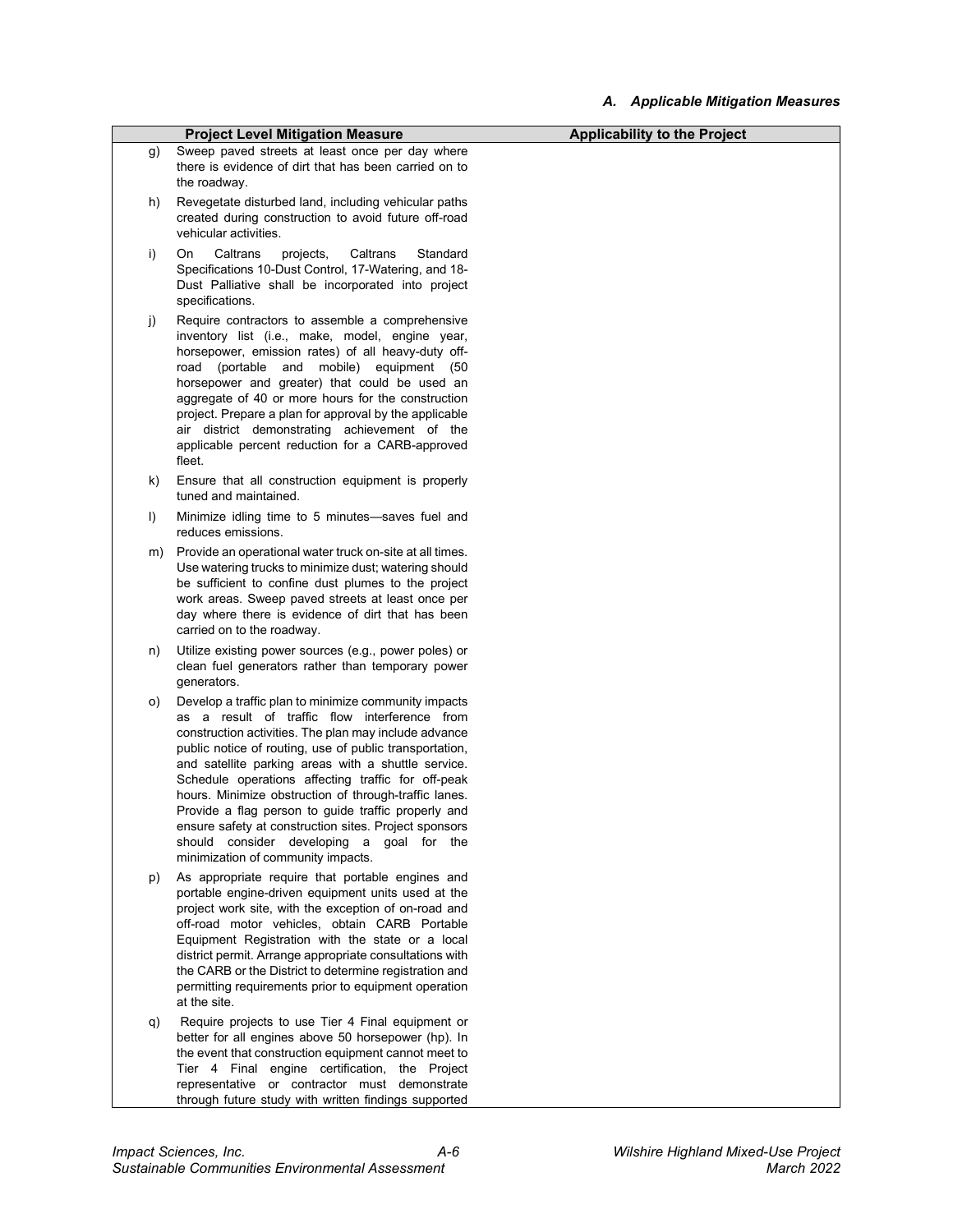### A. Applicable Mitigation Measures

| Project Level Mitigation Measure | Applicability to the Project |
|---|---|
| g) Sweep paved streets at least once per day where there is evidence of dirt that has been carried on to the roadway. | |
| h) Revegetate disturbed land, including vehicular paths created during construction to avoid future off-road vehicular activities. | |
| i) On Caltrans projects, Caltrans Standard Specifications 10-Dust Control, 17-Watering, and 18-Dust Palliative shall be incorporated into project specifications. | |
| j) Require contractors to assemble a comprehensive inventory list (i.e., make, model, engine year, horsepower, emission rates) of all heavy-duty off-road (portable and mobile) equipment (50 horsepower and greater) that could be used an aggregate of 40 or more hours for the construction project. Prepare a plan for approval by the applicable air district demonstrating achievement of the applicable percent reduction for a CARB-approved fleet. | |
| k) Ensure that all construction equipment is properly tuned and maintained. | |
| l) Minimize idling time to 5 minutes—saves fuel and reduces emissions. | |
| m) Provide an operational water truck on-site at all times. Use watering trucks to minimize dust; watering should be sufficient to confine dust plumes to the project work areas. Sweep paved streets at least once per day where there is evidence of dirt that has been carried on to the roadway. | |
| n) Utilize existing power sources (e.g., power poles) or clean fuel generators rather than temporary power generators. | |
| o) Develop a traffic plan to minimize community impacts as a result of traffic flow interference from construction activities. The plan may include advance public notice of routing, use of public transportation, and satellite parking areas with a shuttle service. Schedule operations affecting traffic for off-peak hours. Minimize obstruction of through-traffic lanes. Provide a flag person to guide traffic properly and ensure safety at construction sites. Project sponsors should consider developing a goal for the minimization of community impacts. | |
| p) As appropriate require that portable engines and portable engine-driven equipment units used at the project work site, with the exception of on-road and off-road motor vehicles, obtain CARB Portable Equipment Registration with the state or a local district permit. Arrange appropriate consultations with the CARB or the District to determine registration and permitting requirements prior to equipment operation at the site. | |
| q) Require projects to use Tier 4 Final equipment or better for all engines above 50 horsepower (hp). In the event that construction equipment cannot meet to Tier 4 Final engine certification, the Project representative or contractor must demonstrate through future study with written findings supported | |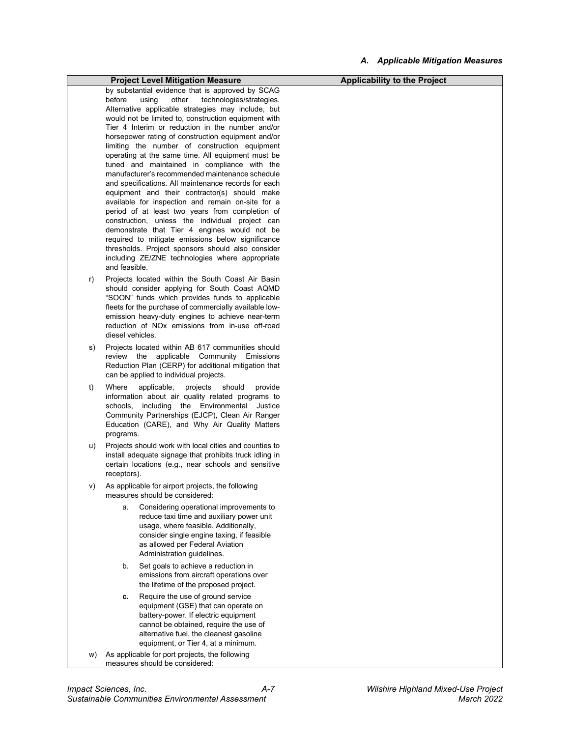| Project Level Mitigation Measure | Applicability to the Project |
|---|---|
| by substantial evidence that is approved by SCAG before using other technologies/strategies. Alternative applicable strategies may include, but would not be limited to, construction equipment with Tier 4 Interim or reduction in the number and/or horsepower rating of construction equipment and/or limiting the number of construction equipment operating at the same time. All equipment must be tuned and maintained in compliance with the manufacturer's recommended maintenance schedule and specifications. All maintenance records for each equipment and their contractor(s) should make available for inspection and remain on-site for a period of at least two years from completion of construction, unless the individual project can demonstrate that Tier 4 engines would not be required to mitigate emissions below significance thresholds. Project sponsors should also consider including ZE/ZNE technologies where appropriate and feasible. | |
| r) Projects located within the South Coast Air Basin should consider applying for South Coast AQMD "SOON" funds which provides funds to applicable fleets for the purchase of commercially available low-emission heavy-duty engines to achieve near-term reduction of NOx emissions from in-use off-road diesel vehicles. | |
| s) Projects located within AB 617 communities should review the applicable Community Emissions Reduction Plan (CERP) for additional mitigation that can be applied to individual projects. | |
| t) Where applicable, projects should provide information about air quality related programs to schools, including the Environmental Justice Community Partnerships (EJCP), Clean Air Ranger Education (CARE), and Why Air Quality Matters programs. | |
| u) Projects should work with local cities and counties to install adequate signage that prohibits truck idling in certain locations (e.g., near schools and sensitive receptors). | |
| v) As applicable for airport projects, the following measures should be considered:<br>a. Considering operational improvements to reduce taxi time and auxiliary power unit usage, where feasible. Additionally, consider single engine taxing, if feasible as allowed per Federal Aviation Administration guidelines.<br>b. Set goals to achieve a reduction in emissions from aircraft operations over the lifetime of the proposed project.<br>**c.** Require the use of ground service equipment (GSE) that can operate on battery-power. If electric equipment cannot be obtained, require the use of alternative fuel, the cleanest gasoline equipment, or Tier 4, at a minimum. | |
| w) As applicable for port projects, the following measures should be considered: | |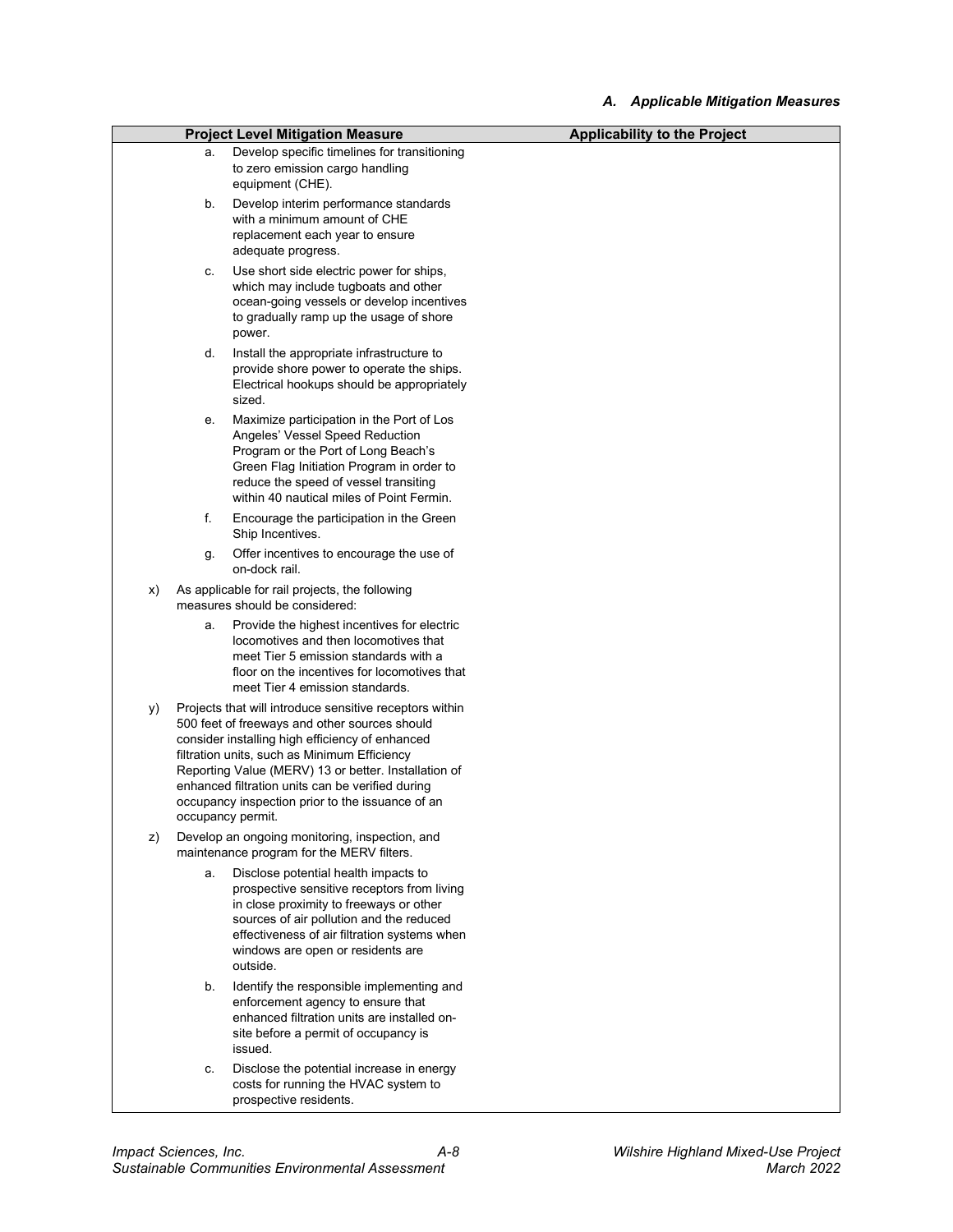### A. Applicable Mitigation Measures

| Project Level Mitigation Measure | Applicability to the Project |
|---|---|
| a. Develop specific timelines for transitioning to zero emission cargo handling equipment (CHE).<br>b. Develop interim performance standards with a minimum amount of CHE replacement each year to ensure adequate progress.<br>c. Use short side electric power for ships, which may include tugboats and other ocean-going vessels or develop incentives to gradually ramp up the usage of shore power.<br>d. Install the appropriate infrastructure to provide shore power to operate the ships. Electrical hookups should be appropriately sized.<br>e. Maximize participation in the Port of Los Angeles' Vessel Speed Reduction Program or the Port of Long Beach's Green Flag Initiation Program in order to reduce the speed of vessel transiting within 40 nautical miles of Point Fermin.<br>f. Encourage the participation in the Green Ship Incentives.<br>g. Offer incentives to encourage the use of on-dock rail. | |
| x) As applicable for rail projects, the following measures should be considered:<br>a. Provide the highest incentives for electric locomotives and then locomotives that meet Tier 5 emission standards with a floor on the incentives for locomotives that meet Tier 4 emission standards. | |
| y) Projects that will introduce sensitive receptors within 500 feet of freeways and other sources should consider installing high efficiency of enhanced filtration units, such as Minimum Efficiency Reporting Value (MERV) 13 or better. Installation of enhanced filtration units can be verified during occupancy inspection prior to the issuance of an occupancy permit. | |
| z) Develop an ongoing monitoring, inspection, and maintenance program for the MERV filters.<br>a. Disclose potential health impacts to prospective sensitive receptors from living in close proximity to freeways or other sources of air pollution and the reduced effectiveness of air filtration systems when windows are open or residents are outside.<br>b. Identify the responsible implementing and enforcement agency to ensure that enhanced filtration units are installed on-site before a permit of occupancy is issued.<br>c. Disclose the potential increase in energy costs for running the HVAC system to prospective residents. | |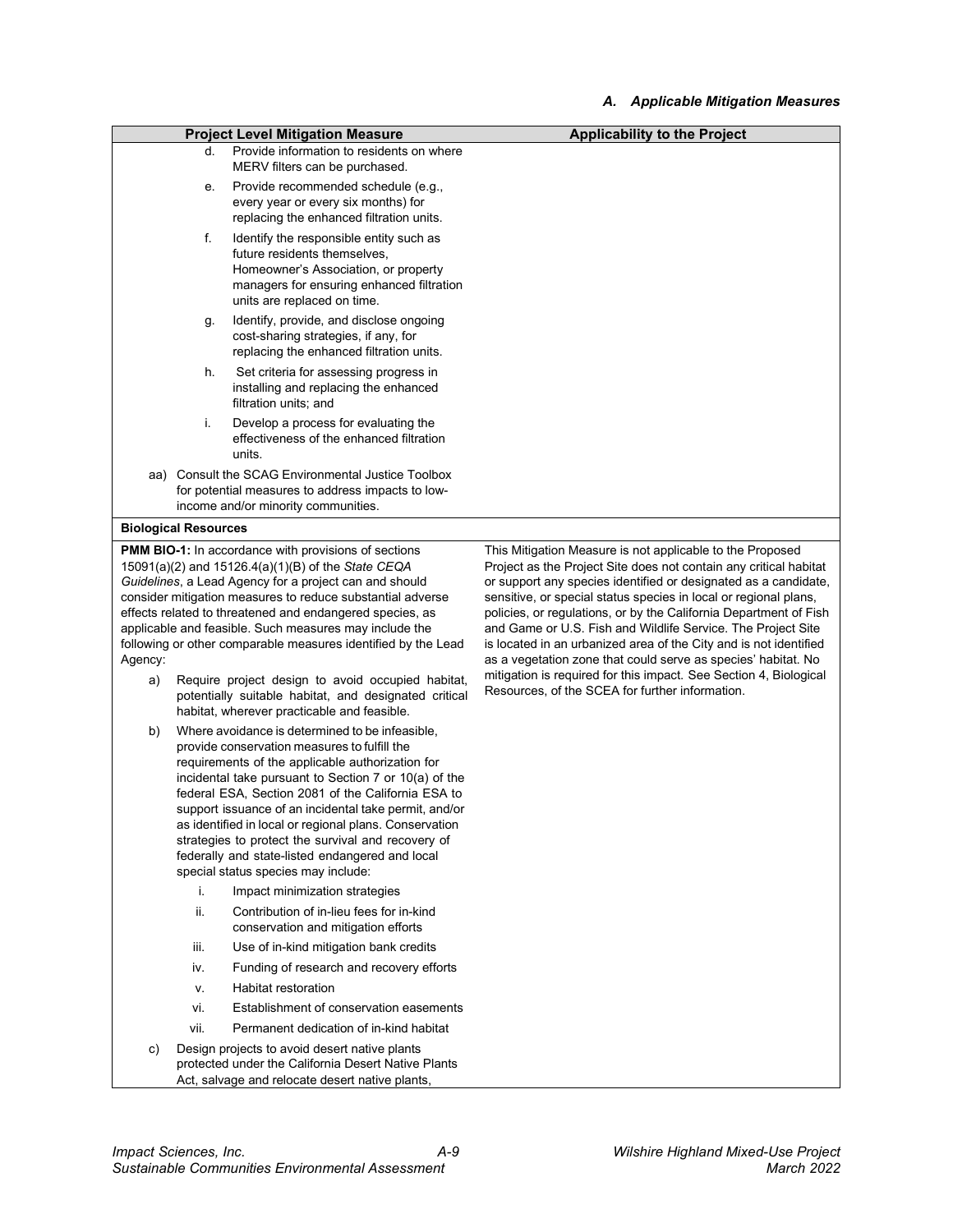## A. Applicable Mitigation Measures

| Project Level Mitigation Measure | Applicability to the Project |
|---|---|
| d. Provide information to residents on where MERV filters can be purchased.<br>e. Provide recommended schedule (e.g., every year or every six months) for replacing the enhanced filtration units.<br>f. Identify the responsible entity such as future residents themselves, Homeowner's Association, or property managers for ensuring enhanced filtration units are replaced on time.<br>g. Identify, provide, and disclose ongoing cost-sharing strategies, if any, for replacing the enhanced filtration units.<br>h. Set criteria for assessing progress in installing and replacing the enhanced filtration units; and<br>i. Develop a process for evaluating the effectiveness of the enhanced filtration units.<br>aa) Consult the SCAG Environmental Justice Toolbox for potential measures to address impacts to low-income and/or minority communities. | |
| **Biological Resources** | |
| **PMM BIO-1:** In accordance with provisions of sections 15091(a)(2) and 15126.4(a)(1)(B) of the *State CEQA Guidelines*, a Lead Agency for a project can and should consider mitigation measures to reduce substantial adverse effects related to threatened and endangered species, as applicable and feasible. Such measures may include the following or other comparable measures identified by the Lead Agency:<br>a) Require project design to avoid occupied habitat, potentially suitable habitat, and designated critical habitat, wherever practicable and feasible.<br>b) Where avoidance is determined to be infeasible, provide conservation measures to fulfill the requirements of the applicable authorization for incidental take pursuant to Section 7 or 10(a) of the federal ESA, Section 2081 of the California ESA to support issuance of an incidental take permit, and/or as identified in local or regional plans. Conservation strategies to protect the survival and recovery of federally and state-listed endangered and local special status species may include:<br>i. Impact minimization strategies<br>ii. Contribution of in-lieu fees for in-kind conservation and mitigation efforts<br>iii. Use of in-kind mitigation bank credits<br>iv. Funding of research and recovery efforts<br>v. Habitat restoration<br>vi. Establishment of conservation easements<br>vii. Permanent dedication of in-kind habitat<br>c) Design projects to avoid desert native plants protected under the California Desert Native Plants Act, salvage and relocate desert native plants, | This Mitigation Measure is not applicable to the Proposed Project as the Project Site does not contain any critical habitat or support any species identified or designated as a candidate, sensitive, or special status species in local or regional plans, policies, or regulations, or by the California Department of Fish and Game or U.S. Fish and Wildlife Service. The Project Site is located in an urbanized area of the City and is not identified as a vegetation zone that could serve as species' habitat. No mitigation is required for this impact. See Section 4, Biological Resources, of the SCEA for further information. |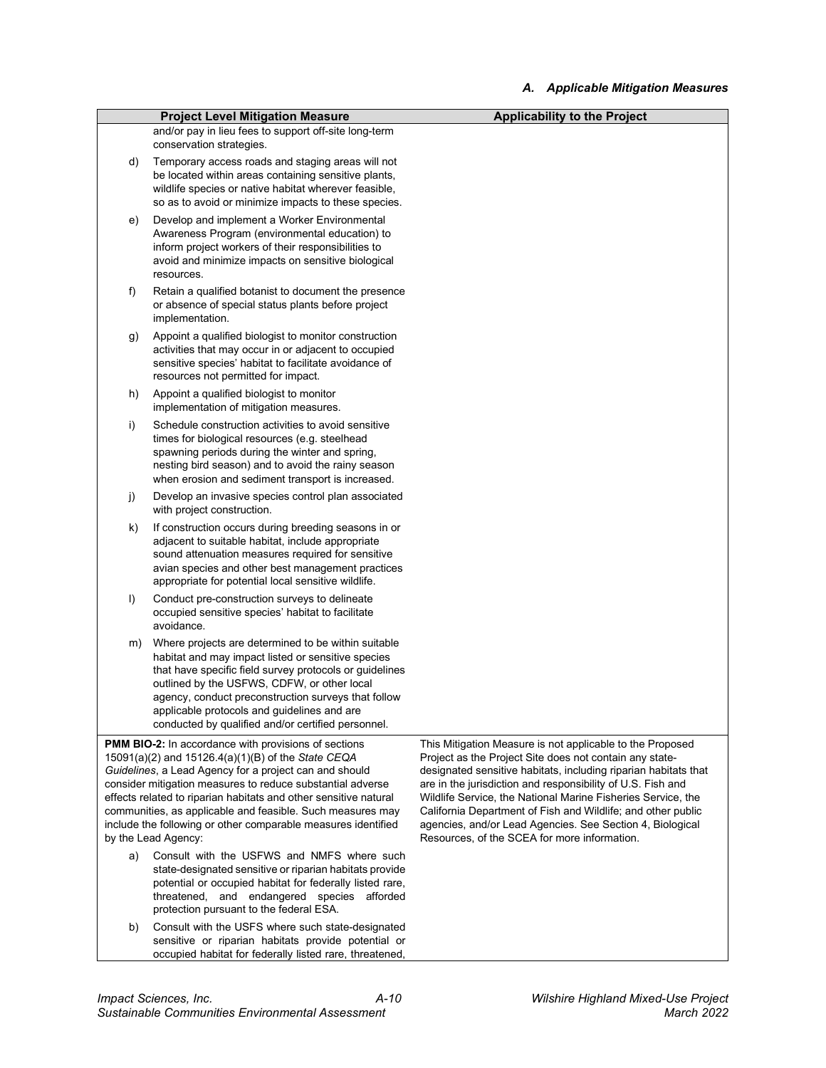### A. Applicable Mitigation Measures

| Project Level Mitigation Measure | Applicability to the Project |
|---|---|
| and/or pay in lieu fees to support off-site long-term conservation strategies.<br><br>d) Temporary access roads and staging areas will not be located within areas containing sensitive plants, wildlife species or native habitat wherever feasible, so as to avoid or minimize impacts to these species.<br><br>e) Develop and implement a Worker Environmental Awareness Program (environmental education) to inform project workers of their responsibilities to avoid and minimize impacts on sensitive biological resources.<br><br>f) Retain a qualified botanist to document the presence or absence of special status plants before project implementation.<br><br>g) Appoint a qualified biologist to monitor construction activities that may occur in or adjacent to occupied sensitive species' habitat to facilitate avoidance of resources not permitted for impact.<br><br>h) Appoint a qualified biologist to monitor implementation of mitigation measures.<br><br>i) Schedule construction activities to avoid sensitive times for biological resources (e.g. steelhead spawning periods during the winter and spring, nesting bird season) and to avoid the rainy season when erosion and sediment transport is increased.<br><br>j) Develop an invasive species control plan associated with project construction.<br><br>k) If construction occurs during breeding seasons in or adjacent to suitable habitat, include appropriate sound attenuation measures required for sensitive avian species and other best management practices appropriate for potential local sensitive wildlife.<br><br>l) Conduct pre-construction surveys to delineate occupied sensitive species' habitat to facilitate avoidance.<br><br>m) Where projects are determined to be within suitable habitat and may impact listed or sensitive species that have specific field survey protocols or guidelines outlined by the USFWS, CDFW, or other local agency, conduct preconstruction surveys that follow applicable protocols and guidelines and are conducted by qualified and/or certified personnel. | |
| **PMM BIO-2:** In accordance with provisions of sections 15091(a)(2) and 15126.4(a)(1)(B) of the *State CEQA Guidelines*, a Lead Agency for a project can and should consider mitigation measures to reduce substantial adverse effects related to riparian habitats and other sensitive natural communities, as applicable and feasible. Such measures may include the following or other comparable measures identified by the Lead Agency:<br><br>a) Consult with the USFWS and NMFS where such state-designated sensitive or riparian habitats provide potential or occupied habitat for federally listed rare, threatened, and endangered species afforded protection pursuant to the federal ESA.<br><br>b) Consult with the USFS where such state-designated sensitive or riparian habitats provide potential or occupied habitat for federally listed rare, threatened, | This Mitigation Measure is not applicable to the Proposed Project as the Project Site does not contain any state-designated sensitive habitats, including riparian habitats that are in the jurisdiction and responsibility of U.S. Fish and Wildlife Service, the National Marine Fisheries Service, the California Department of Fish and Wildlife; and other public agencies, and/or Lead Agencies. See Section 4, Biological Resources, of the SCEA for more information. |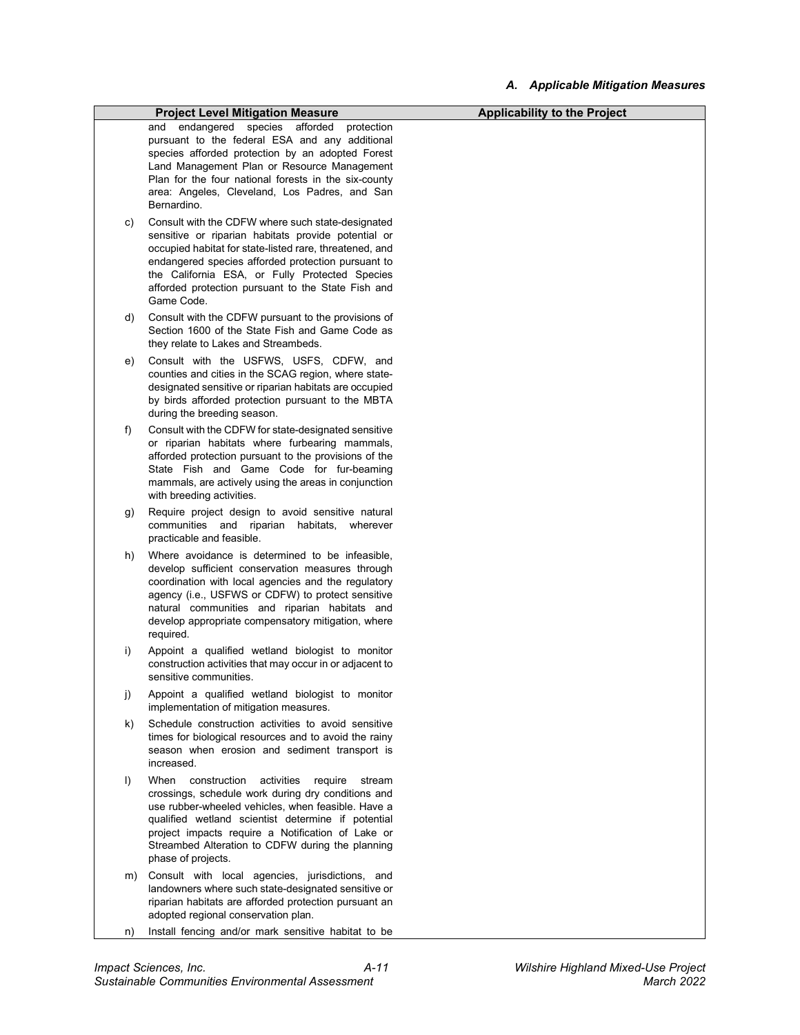| Project Level Mitigation Measure | Applicability to the Project |
|---|---|
| and endangered species afforded protection pursuant to the federal ESA and any additional species afforded protection by an adopted Forest Land Management Plan or Resource Management Plan for the four national forests in the six-county area: Angeles, Cleveland, Los Padres, and San Bernardino. | |
| c) Consult with the CDFW where such state-designated sensitive or riparian habitats provide potential or occupied habitat for state-listed rare, threatened, and endangered species afforded protection pursuant to the California ESA, or Fully Protected Species afforded protection pursuant to the State Fish and Game Code. | |
| d) Consult with the CDFW pursuant to the provisions of Section 1600 of the State Fish and Game Code as they relate to Lakes and Streambeds. | |
| e) Consult with the USFWS, USFS, CDFW, and counties and cities in the SCAG region, where state-designated sensitive or riparian habitats are occupied by birds afforded protection pursuant to the MBTA during the breeding season. | |
| f) Consult with the CDFW for state-designated sensitive or riparian habitats where furbearing mammals, afforded protection pursuant to the provisions of the State Fish and Game Code for fur-beaming mammals, are actively using the areas in conjunction with breeding activities. | |
| g) Require project design to avoid sensitive natural communities and riparian habitats, wherever practicable and feasible. | |
| h) Where avoidance is determined to be infeasible, develop sufficient conservation measures through coordination with local agencies and the regulatory agency (i.e., USFWS or CDFW) to protect sensitive natural communities and riparian habitats and develop appropriate compensatory mitigation, where required. | |
| i) Appoint a qualified wetland biologist to monitor construction activities that may occur in or adjacent to sensitive communities. | |
| j) Appoint a qualified wetland biologist to monitor implementation of mitigation measures. | |
| k) Schedule construction activities to avoid sensitive times for biological resources and to avoid the rainy season when erosion and sediment transport is increased. | |
| l) When construction activities require stream crossings, schedule work during dry conditions and use rubber-wheeled vehicles, when feasible. Have a qualified wetland scientist determine if potential project impacts require a Notification of Lake or Streambed Alteration to CDFW during the planning phase of projects. | |
| m) Consult with local agencies, jurisdictions, and landowners where such state-designated sensitive or riparian habitats are afforded protection pursuant an adopted regional conservation plan. | |
| n) Install fencing and/or mark sensitive habitat to be | |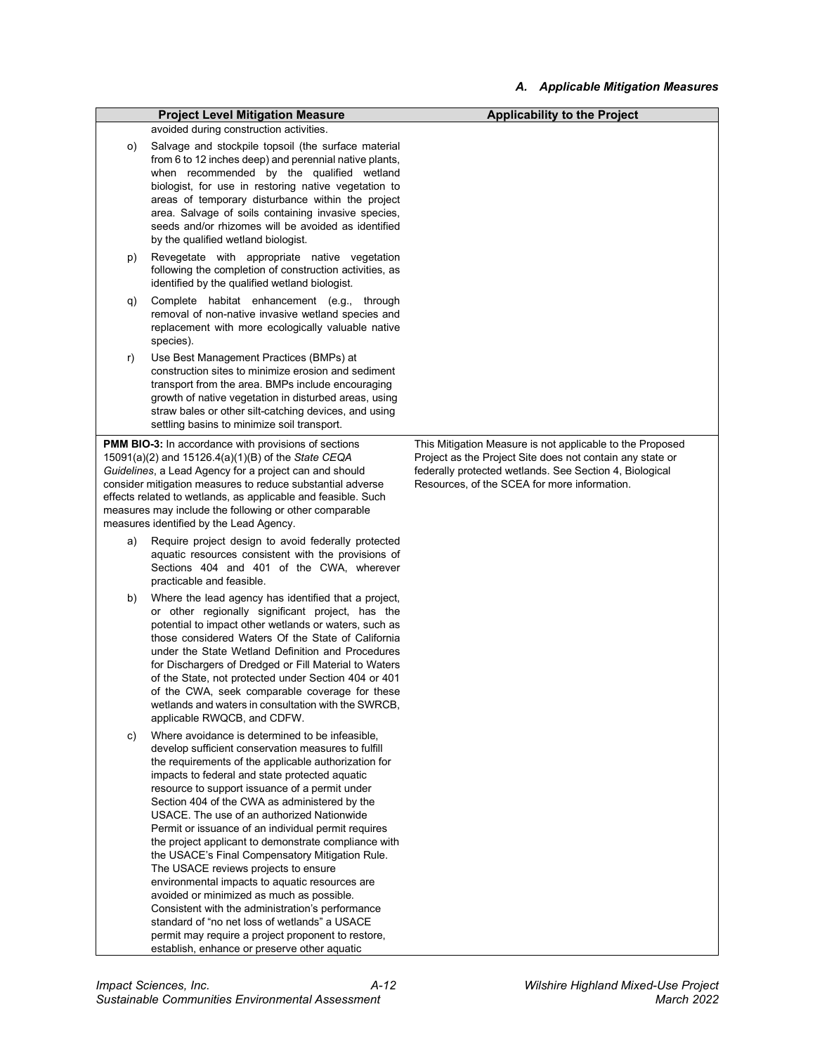| Project Level Mitigation Measure | Applicability to the Project |
|---|---|
| avoided during construction activities.<br><br>o) Salvage and stockpile topsoil (the surface material from 6 to 12 inches deep) and perennial native plants, when recommended by the qualified wetland biologist, for use in restoring native vegetation to areas of temporary disturbance within the project area. Salvage of soils containing invasive species, seeds and/or rhizomes will be avoided as identified by the qualified wetland biologist.<br><br>p) Revegetate with appropriate native vegetation following the completion of construction activities, as identified by the qualified wetland biologist.<br><br>q) Complete habitat enhancement (e.g., through removal of non-native invasive wetland species and replacement with more ecologically valuable native species).<br><br>r) Use Best Management Practices (BMPs) at construction sites to minimize erosion and sediment transport from the area. BMPs include encouraging growth of native vegetation in disturbed areas, using straw bales or other silt-catching devices, and using settling basins to minimize soil transport. | |
| **PMM BIO-3:** In accordance with provisions of sections 15091(a)(2) and 15126.4(a)(1)(B) of the *State CEQA Guidelines*, a Lead Agency for a project can and should consider mitigation measures to reduce substantial adverse effects related to wetlands, as applicable and feasible. Such measures may include the following or other comparable measures identified by the Lead Agency.<br><br>a) Require project design to avoid federally protected aquatic resources consistent with the provisions of Sections 404 and 401 of the CWA, wherever practicable and feasible.<br><br>b) Where the lead agency has identified that a project, or other regionally significant project, has the potential to impact other wetlands or waters, such as those considered Waters Of the State of California under the State Wetland Definition and Procedures for Dischargers of Dredged or Fill Material to Waters of the State, not protected under Section 404 or 401 of the CWA, seek comparable coverage for these wetlands and waters in consultation with the SWRCB, applicable RWQCB, and CDFW.<br><br>c) Where avoidance is determined to be infeasible, develop sufficient conservation measures to fulfill the requirements of the applicable authorization for impacts to federal and state protected aquatic resource to support issuance of a permit under Section 404 of the CWA as administered by the USACE. The use of an authorized Nationwide Permit or issuance of an individual permit requires the project applicant to demonstrate compliance with the USACE's Final Compensatory Mitigation Rule. The USACE reviews projects to ensure environmental impacts to aquatic resources are avoided or minimized as much as possible. Consistent with the administration's performance standard of "no net loss of wetlands" a USACE permit may require a project proponent to restore, establish, enhance or preserve other aquatic | This Mitigation Measure is not applicable to the Proposed Project as the Project Site does not contain any state or federally protected wetlands. See Section 4, Biological Resources, of the SCEA for more information. |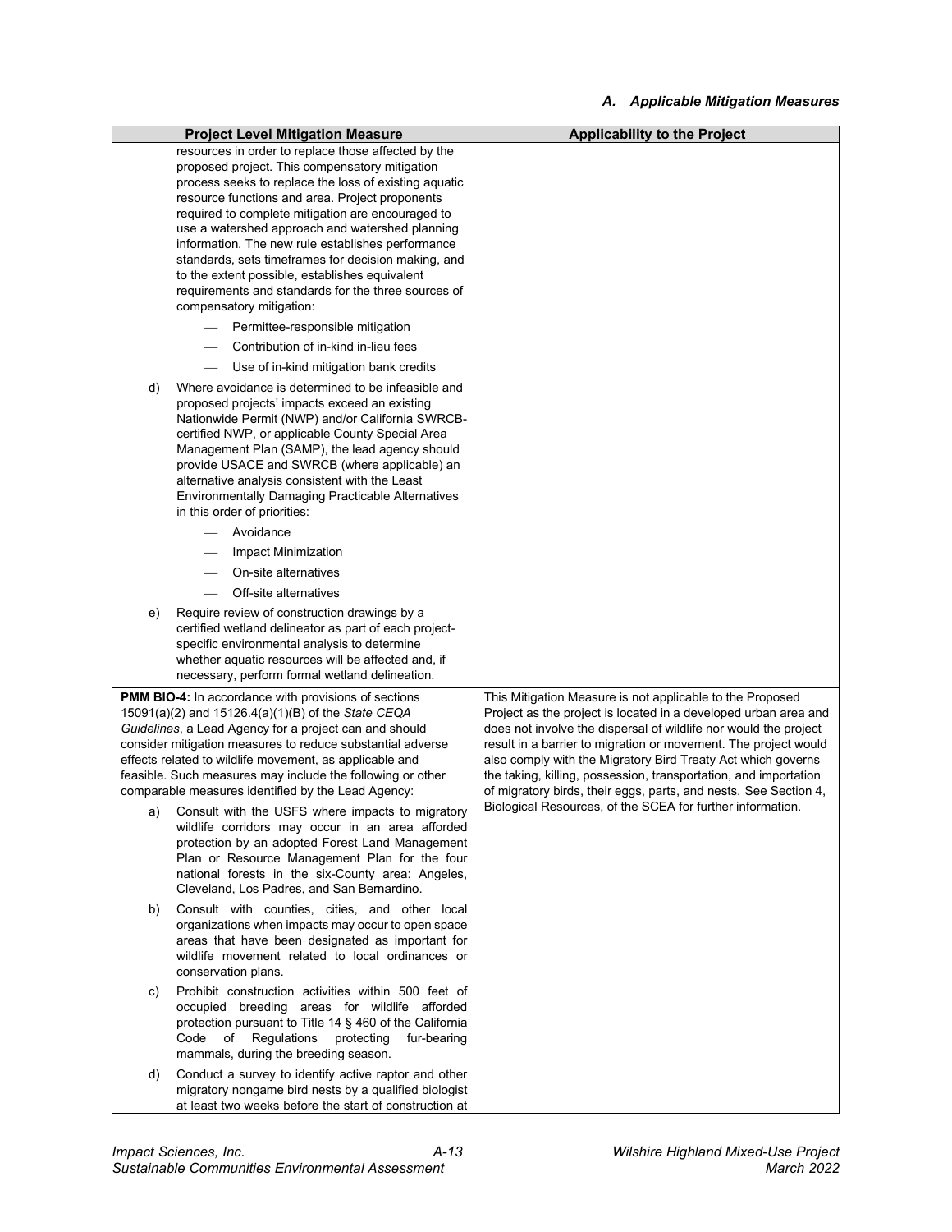| Project Level Mitigation Measure | Applicability to the Project |
|---|---|
| resources in order to replace those affected by the proposed project. This compensatory mitigation process seeks to replace the loss of existing aquatic resource functions and area. Project proponents required to complete mitigation are encouraged to use a watershed approach and watershed planning information. The new rule establishes performance standards, sets timeframes for decision making, and to the extent possible, establishes equivalent requirements and standards for the three sources of compensatory mitigation:<br>— Permittee-responsible mitigation<br>— Contribution of in-kind in-lieu fees<br>— Use of in-kind mitigation bank credits<br>d) Where avoidance is determined to be infeasible and proposed projects' impacts exceed an existing Nationwide Permit (NWP) and/or California SWRCB-certified NWP, or applicable County Special Area Management Plan (SAMP), the lead agency should provide USACE and SWRCB (where applicable) an alternative analysis consistent with the Least Environmentally Damaging Practicable Alternatives in this order of priorities:<br>— Avoidance<br>— Impact Minimization<br>— On-site alternatives<br>— Off-site alternatives<br>e) Require review of construction drawings by a certified wetland delineator as part of each project-specific environmental analysis to determine whether aquatic resources will be affected and, if necessary, perform formal wetland delineation. | |
| **PMM BIO-4:** In accordance with provisions of sections 15091(a)(2) and 15126.4(a)(1)(B) of the *State CEQA Guidelines*, a Lead Agency for a project can and should consider mitigation measures to reduce substantial adverse effects related to wildlife movement, as applicable and feasible. Such measures may include the following or other comparable measures identified by the Lead Agency:<br>a) Consult with the USFS where impacts to migratory wildlife corridors may occur in an area afforded protection by an adopted Forest Land Management Plan or Resource Management Plan for the four national forests in the six-County area: Angeles, Cleveland, Los Padres, and San Bernardino.<br>b) Consult with counties, cities, and other local organizations when impacts may occur to open space areas that have been designated as important for wildlife movement related to local ordinances or conservation plans.<br>c) Prohibit construction activities within 500 feet of occupied breeding areas for wildlife afforded protection pursuant to Title 14 § 460 of the California Code of Regulations protecting fur-bearing mammals, during the breeding season.<br>d) Conduct a survey to identify active raptor and other migratory nongame bird nests by a qualified biologist at least two weeks before the start of construction at | This Mitigation Measure is not applicable to the Proposed Project as the project is located in a developed urban area and does not involve the dispersal of wildlife nor would the project result in a barrier to migration or movement. The project would also comply with the Migratory Bird Treaty Act which governs the taking, killing, possession, transportation, and importation of migratory birds, their eggs, parts, and nests. See Section 4, Biological Resources, of the SCEA for further information. |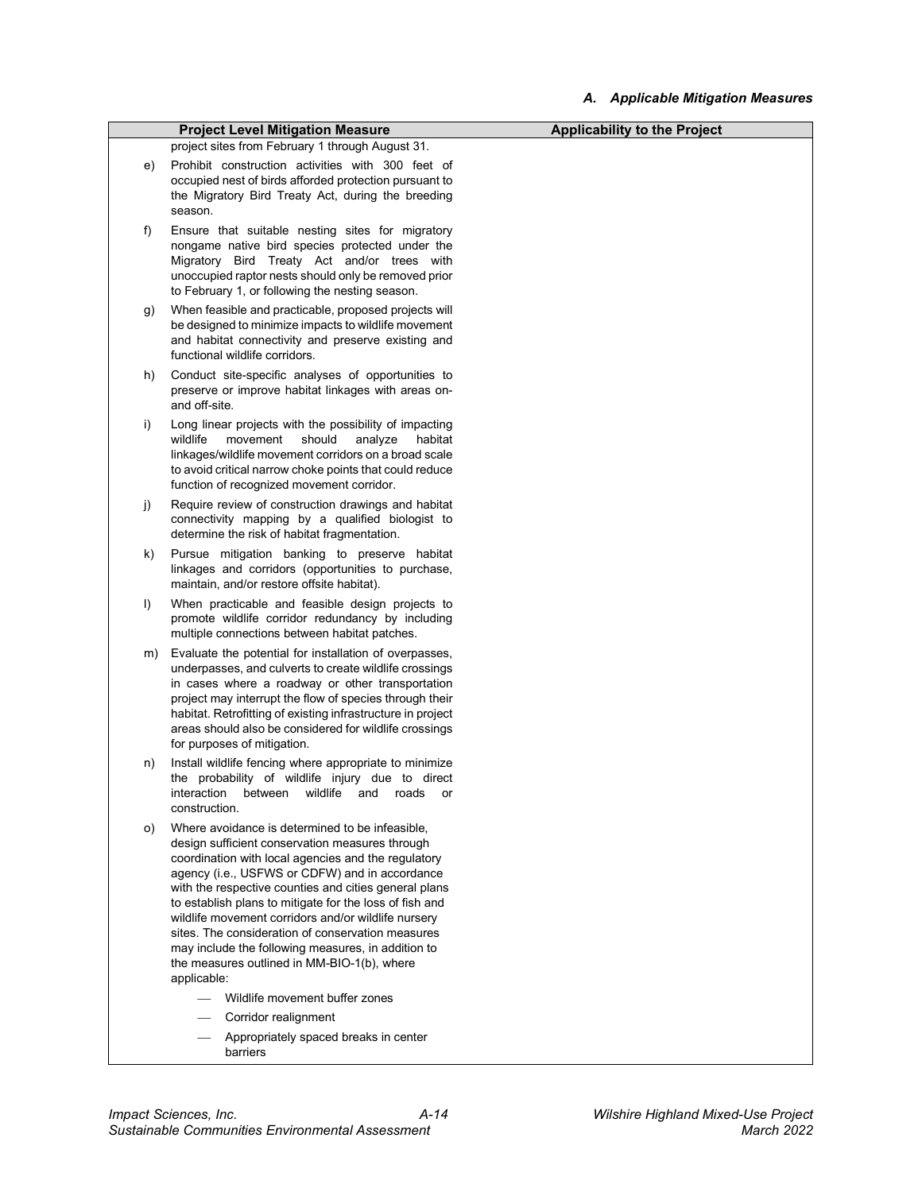| Project Level Mitigation Measure | Applicability to the Project |
|---|---|
| project sites from February 1 through August 31.<br>e) Prohibit construction activities with 300 feet of occupied nest of birds afforded protection pursuant to the Migratory Bird Treaty Act, during the breeding season.<br>f) Ensure that suitable nesting sites for migratory nongame native bird species protected under the Migratory Bird Treaty Act and/or trees with unoccupied raptor nests should only be removed prior to February 1, or following the nesting season.<br>g) When feasible and practicable, proposed projects will be designed to minimize impacts to wildlife movement and habitat connectivity and preserve existing and functional wildlife corridors.<br>h) Conduct site-specific analyses of opportunities to preserve or improve habitat linkages with areas on- and off-site.<br>i) Long linear projects with the possibility of impacting wildlife movement should analyze habitat linkages/wildlife movement corridors on a broad scale to avoid critical narrow choke points that could reduce function of recognized movement corridor.<br>j) Require review of construction drawings and habitat connectivity mapping by a qualified biologist to determine the risk of habitat fragmentation.<br>k) Pursue mitigation banking to preserve habitat linkages and corridors (opportunities to purchase, maintain, and/or restore offsite habitat).<br>l) When practicable and feasible design projects to promote wildlife corridor redundancy by including multiple connections between habitat patches.<br>m) Evaluate the potential for installation of overpasses, underpasses, and culverts to create wildlife crossings in cases where a roadway or other transportation project may interrupt the flow of species through their habitat. Retrofitting of existing infrastructure in project areas should also be considered for wildlife crossings for purposes of mitigation.<br>n) Install wildlife fencing where appropriate to minimize the probability of wildlife injury due to direct interaction between wildlife and roads or construction.<br>o) Where avoidance is determined to be infeasible, design sufficient conservation measures through coordination with local agencies and the regulatory agency (i.e., USFWS or CDFW) and in accordance with the respective counties and cities general plans to establish plans to mitigate for the loss of fish and wildlife movement corridors and/or wildlife nursery sites. The consideration of conservation measures may include the following measures, in addition to the measures outlined in MM-BIO-1(b), where applicable:<br>— Wildlife movement buffer zones<br>— Corridor realignment<br>— Appropriately spaced breaks in center barriers | |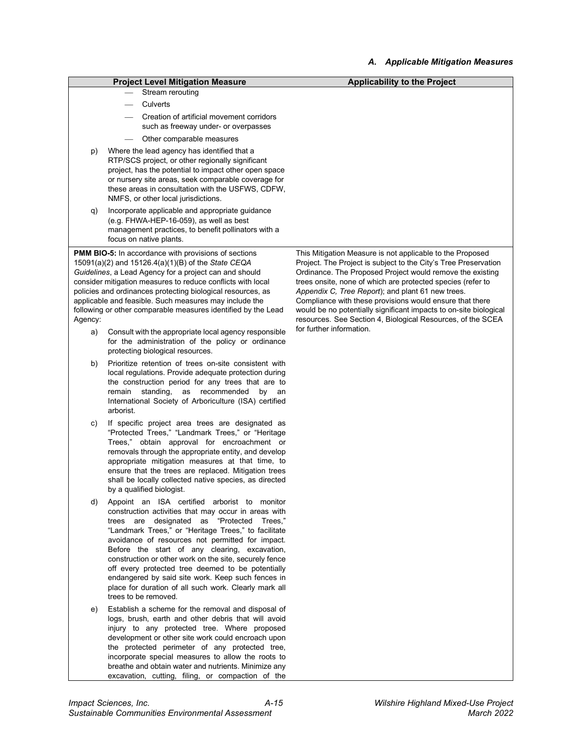*A. Applicable Mitigation Measures*

| Project Level Mitigation Measure | Applicability to the Project |
|---|---|
| — Stream rerouting<br>— Culverts<br>— Creation of artificial movement corridors such as freeway under- or overpasses<br>— Other comparable measures<br>p) Where the lead agency has identified that a RTP/SCS project, or other regionally significant project, has the potential to impact other open space or nursery site areas, seek comparable coverage for these areas in consultation with the USFWS, CDFW, NMFS, or other local jurisdictions.<br>q) Incorporate applicable and appropriate guidance (e.g. FHWA-HEP-16-059), as well as best management practices, to benefit pollinators with a focus on native plants. | |
| **PMM BIO-5:** In accordance with provisions of sections 15091(a)(2) and 15126.4(a)(1)(B) of the *State CEQA Guidelines*, a Lead Agency for a project can and should consider mitigation measures to reduce conflicts with local policies and ordinances protecting biological resources, as applicable and feasible. Such measures may include the following or other comparable measures identified by the Lead Agency:<br>a) Consult with the appropriate local agency responsible for the administration of the policy or ordinance protecting biological resources.<br>b) Prioritize retention of trees on-site consistent with local regulations. Provide adequate protection during the construction period for any trees that are to remain standing, as recommended by an International Society of Arboriculture (ISA) certified arborist.<br>c) If specific project area trees are designated as "Protected Trees," "Landmark Trees," or "Heritage Trees," obtain approval for encroachment or removals through the appropriate entity, and develop appropriate mitigation measures at that time, to ensure that the trees are replaced. Mitigation trees shall be locally collected native species, as directed by a qualified biologist.<br>d) Appoint an ISA certified arborist to monitor construction activities that may occur in areas with trees are designated as "Protected Trees," "Landmark Trees," or "Heritage Trees," to facilitate avoidance of resources not permitted for impact. Before the start of any clearing, excavation, construction or other work on the site, securely fence off every protected tree deemed to be potentially endangered by said site work. Keep such fences in place for duration of all such work. Clearly mark all trees to be removed.<br>e) Establish a scheme for the removal and disposal of logs, brush, earth and other debris that will avoid injury to any protected tree. Where proposed development or other site work could encroach upon the protected perimeter of any protected tree, incorporate special measures to allow the roots to breathe and obtain water and nutrients. Minimize any excavation, cutting, filing, or compaction of the | This Mitigation Measure is not applicable to the Proposed Project. The Project is subject to the City's Tree Preservation Ordinance. The Proposed Project would remove the existing trees onsite, none of which are protected species (refer to *Appendix C, Tree Report*); and plant 61 new trees. Compliance with these provisions would ensure that there would be no potentially significant impacts to on-site biological resources. See Section 4, Biological Resources, of the SCEA for further information. |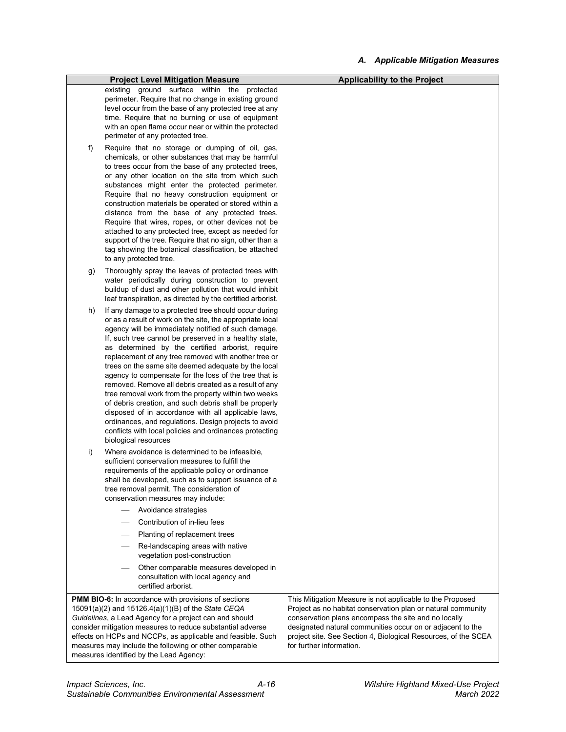| Project Level Mitigation Measure | Applicability to the Project |
|---|---|
| existing ground surface within the protected perimeter. Require that no change in existing ground level occur from the base of any protected tree at any time. Require that no burning or use of equipment with an open flame occur near or within the protected perimeter of any protected tree.<br><br>f) Require that no storage or dumping of oil, gas, chemicals, or other substances that may be harmful to trees occur from the base of any protected trees, or any other location on the site from which such substances might enter the protected perimeter. Require that no heavy construction equipment or construction materials be operated or stored within a distance from the base of any protected trees. Require that wires, ropes, or other devices not be attached to any protected tree, except as needed for support of the tree. Require that no sign, other than a tag showing the botanical classification, be attached to any protected tree.<br><br>g) Thoroughly spray the leaves of protected trees with water periodically during construction to prevent buildup of dust and other pollution that would inhibit leaf transpiration, as directed by the certified arborist.<br><br>h) If any damage to a protected tree should occur during or as a result of work on the site, the appropriate local agency will be immediately notified of such damage. If, such tree cannot be preserved in a healthy state, as determined by the certified arborist, require replacement of any tree removed with another tree or trees on the same site deemed adequate by the local agency to compensate for the loss of the tree that is removed. Remove all debris created as a result of any tree removal work from the property within two weeks of debris creation, and such debris shall be properly disposed of in accordance with all applicable laws, ordinances, and regulations. Design projects to avoid conflicts with local policies and ordinances protecting biological resources<br><br>i) Where avoidance is determined to be infeasible, sufficient conservation measures to fulfill the requirements of the applicable policy or ordinance shall be developed, such as to support issuance of a tree removal permit. The consideration of conservation measures may include:<br>— Avoidance strategies<br>— Contribution of in-lieu fees<br>— Planting of replacement trees<br>— Re-landscaping areas with native vegetation post-construction<br>— Other comparable measures developed in consultation with local agency and certified arborist. | |
| **PMM BIO-6:** In accordance with provisions of sections 15091(a)(2) and 15126.4(a)(1)(B) of the *State CEQA Guidelines*, a Lead Agency for a project can and should consider mitigation measures to reduce substantial adverse effects on HCPs and NCCPs, as applicable and feasible. Such measures may include the following or other comparable measures identified by the Lead Agency: | This Mitigation Measure is not applicable to the Proposed Project as no habitat conservation plan or natural community conservation plans encompass the site and no locally designated natural communities occur on or adjacent to the project site. See Section 4, Biological Resources, of the SCEA for further information. |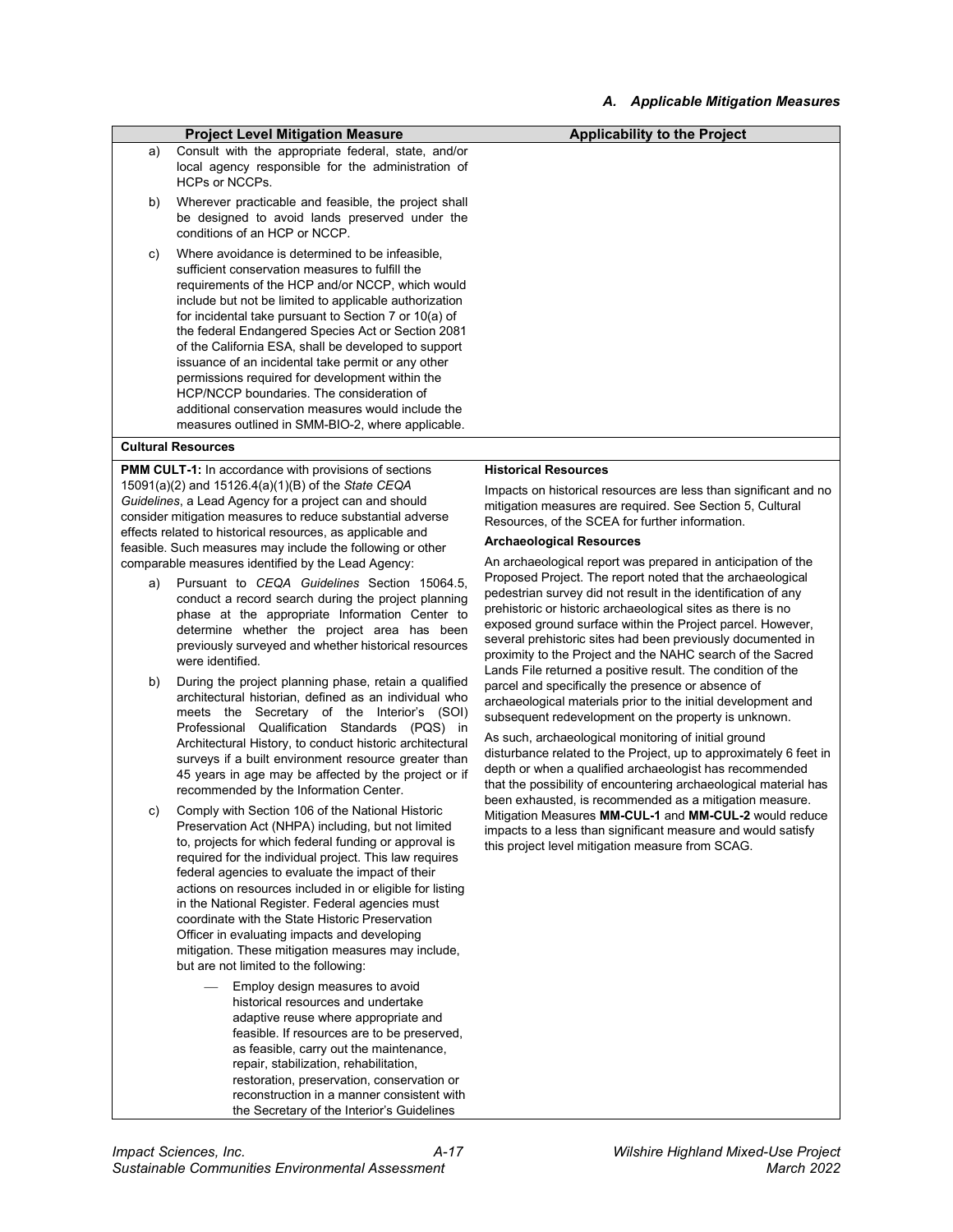| Project Level Mitigation Measure | Applicability to the Project |
|---|---|
| a) Consult with the appropriate federal, state, and/or local agency responsible for the administration of HCPs or NCCPs.<br><br>b) Wherever practicable and feasible, the project shall be designed to avoid lands preserved under the conditions of an HCP or NCCP.<br><br>c) Where avoidance is determined to be infeasible, sufficient conservation measures to fulfill the requirements of the HCP and/or NCCP, which would include but not be limited to applicable authorization for incidental take pursuant to Section 7 or 10(a) of the federal Endangered Species Act or Section 2081 of the California ESA, shall be developed to support issuance of an incidental take permit or any other permissions required for development within the HCP/NCCP boundaries. The consideration of additional conservation measures would include the measures outlined in SMM-BIO-2, where applicable. | |
| **Cultural Resources** | |
| **PMM CULT-1:** In accordance with provisions of sections 15091(a)(2) and 15126.4(a)(1)(B) of the *State CEQA Guidelines*, a Lead Agency for a project can and should consider mitigation measures to reduce substantial adverse effects related to historical resources, as applicable and feasible. Such measures may include the following or other comparable measures identified by the Lead Agency:<br><br>a) Pursuant to *CEQA Guidelines* Section 15064.5, conduct a record search during the project planning phase at the appropriate Information Center to determine whether the project area has been previously surveyed and whether historical resources were identified.<br><br>b) During the project planning phase, retain a qualified architectural historian, defined as an individual who meets the Secretary of the Interior's (SOI) Professional Qualification Standards (PQS) in Architectural History, to conduct historic architectural surveys if a built environment resource greater than 45 years in age may be affected by the project or if recommended by the Information Center.<br><br>c) Comply with Section 106 of the National Historic Preservation Act (NHPA) including, but not limited to, projects for which federal funding or approval is required for the individual project. This law requires federal agencies to evaluate the impact of their actions on resources included in or eligible for listing in the National Register. Federal agencies must coordinate with the State Historic Preservation Officer in evaluating impacts and developing mitigation. These mitigation measures may include, but are not limited to the following:<br><br>— Employ design measures to avoid historical resources and undertake adaptive reuse where appropriate and feasible. If resources are to be preserved, as feasible, carry out the maintenance, repair, stabilization, rehabilitation, restoration, preservation, conservation or reconstruction in a manner consistent with the Secretary of the Interior's Guidelines | **Historical Resources**<br><br>Impacts on historical resources are less than significant and no mitigation measures are required. See Section 5, Cultural Resources, of the SCEA for further information.<br><br>**Archaeological Resources**<br><br>An archaeological report was prepared in anticipation of the Proposed Project. The report noted that the archaeological pedestrian survey did not result in the identification of any prehistoric or historic archaeological sites as there is no exposed ground surface within the Project parcel. However, several prehistoric sites had been previously documented in proximity to the Project and the NAHC search of the Sacred Lands File returned a positive result. The condition of the parcel and specifically the presence or absence of archaeological materials prior to the initial development and subsequent redevelopment on the property is unknown.<br><br>As such, archaeological monitoring of initial ground disturbance related to the Project, up to approximately 6 feet in depth or when a qualified archaeologist has recommended that the possibility of encountering archaeological material has been exhausted, is recommended as a mitigation measure. Mitigation Measures **MM-CUL-1** and **MM-CUL-2** would reduce impacts to a less than significant measure and would satisfy this project level mitigation measure from SCAG. |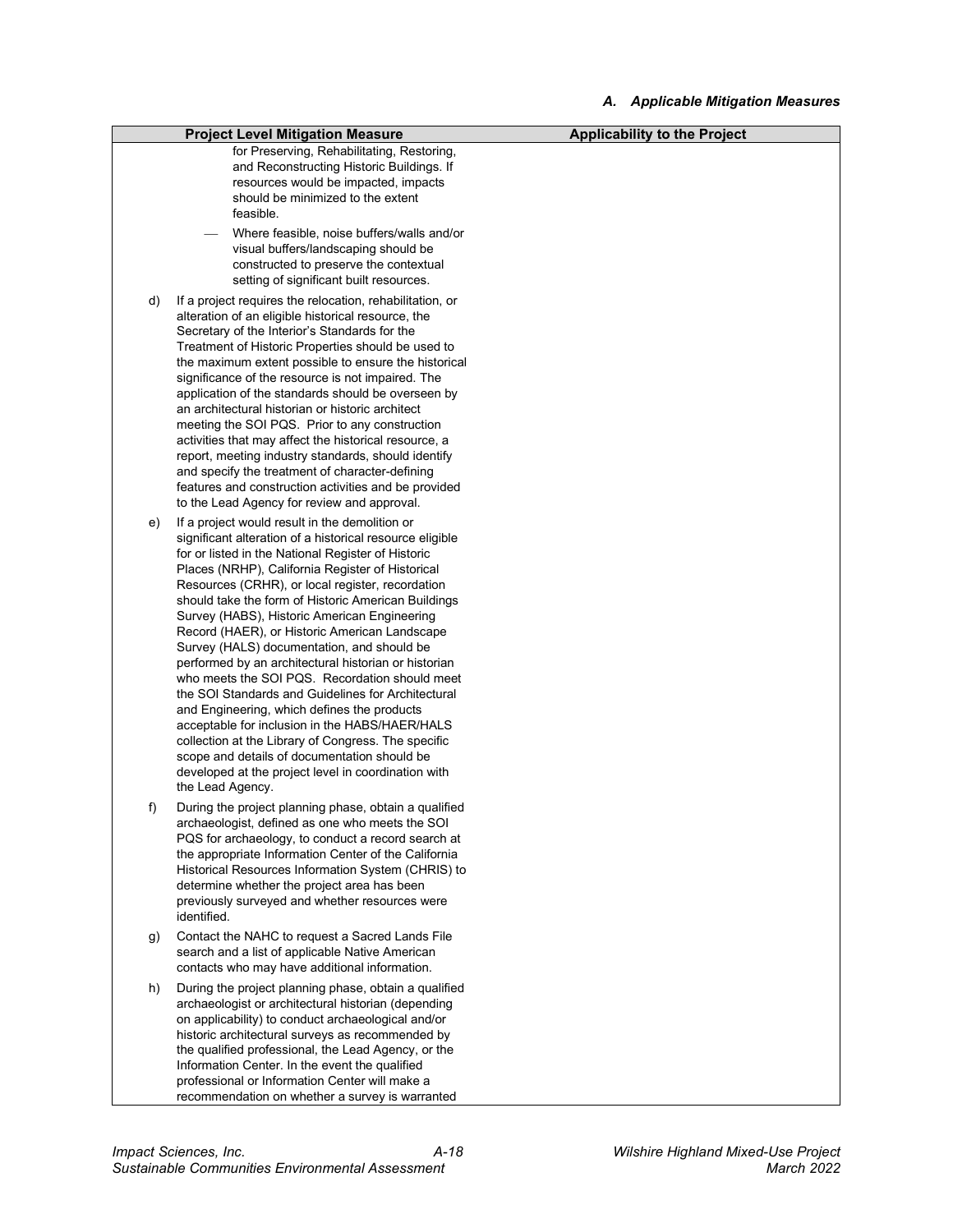| Project Level Mitigation Measure | Applicability to the Project |
|---|---|
| for Preserving, Rehabilitating, Restoring, and Reconstructing Historic Buildings. If resources would be impacted, impacts should be minimized to the extent feasible.<br>— Where feasible, noise buffers/walls and/or visual buffers/landscaping should be constructed to preserve the contextual setting of significant built resources.<br>d) If a project requires the relocation, rehabilitation, or alteration of an eligible historical resource, the Secretary of the Interior's Standards for the Treatment of Historic Properties should be used to the maximum extent possible to ensure the historical significance of the resource is not impaired. The application of the standards should be overseen by an architectural historian or historic architect meeting the SOI PQS. Prior to any construction activities that may affect the historical resource, a report, meeting industry standards, should identify and specify the treatment of character-defining features and construction activities and be provided to the Lead Agency for review and approval.<br>e) If a project would result in the demolition or significant alteration of a historical resource eligible for or listed in the National Register of Historic Places (NRHP), California Register of Historical Resources (CRHR), or local register, recordation should take the form of Historic American Buildings Survey (HABS), Historic American Engineering Record (HAER), or Historic American Landscape Survey (HALS) documentation, and should be performed by an architectural historian or historian who meets the SOI PQS. Recordation should meet the SOI Standards and Guidelines for Architectural and Engineering, which defines the products acceptable for inclusion in the HABS/HAER/HALS collection at the Library of Congress. The specific scope and details of documentation should be developed at the project level in coordination with the Lead Agency.<br>f) During the project planning phase, obtain a qualified archaeologist, defined as one who meets the SOI PQS for archaeology, to conduct a record search at the appropriate Information Center of the California Historical Resources Information System (CHRIS) to determine whether the project area has been previously surveyed and whether resources were identified.<br>g) Contact the NAHC to request a Sacred Lands File search and a list of applicable Native American contacts who may have additional information.<br>h) During the project planning phase, obtain a qualified archaeologist or architectural historian (depending on applicability) to conduct archaeological and/or historic architectural surveys as recommended by the qualified professional, the Lead Agency, or the Information Center. In the event the qualified professional or Information Center will make a recommendation on whether a survey is warranted | |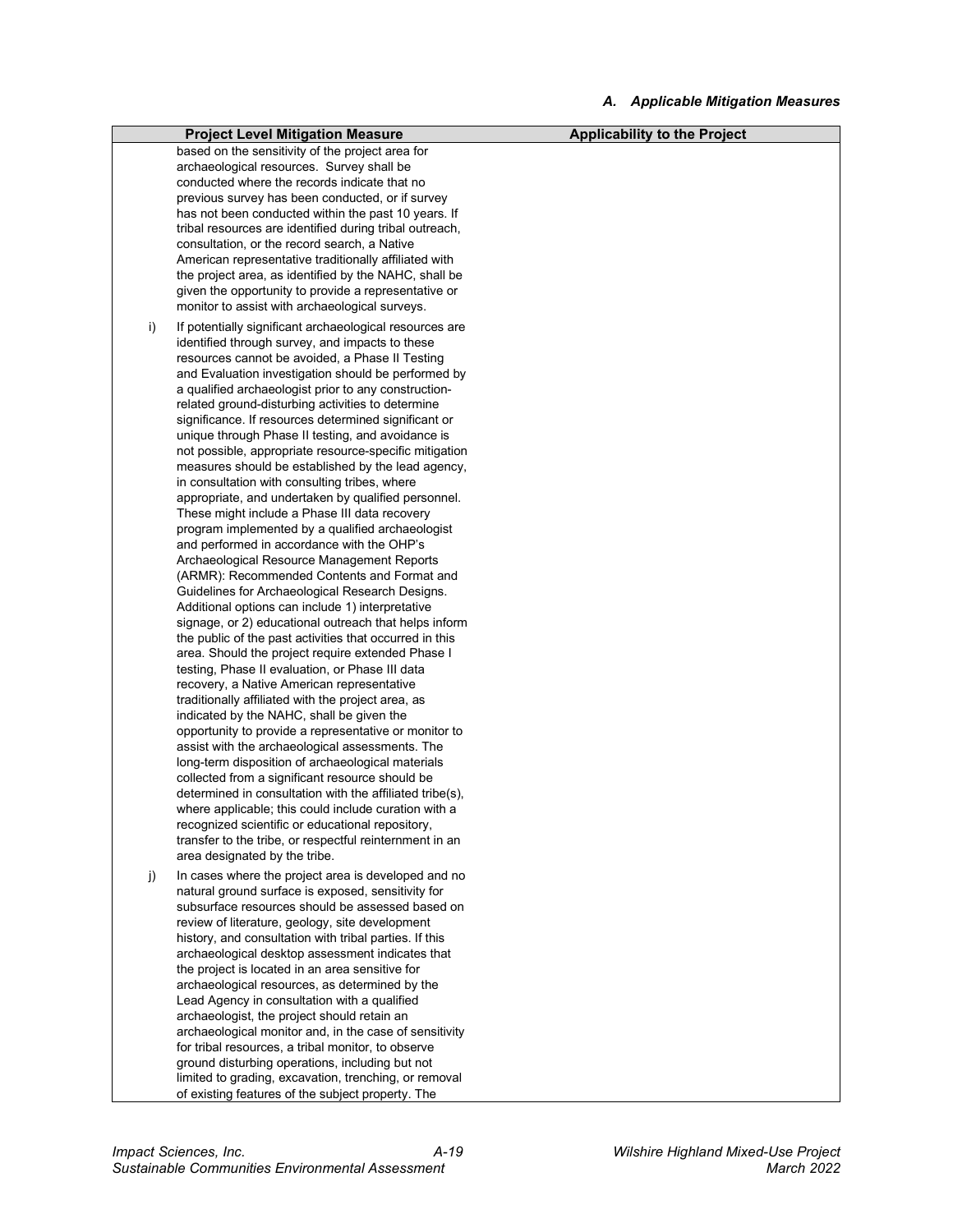| Project Level Mitigation Measure | Applicability to the Project |
|---|---|
| based on the sensitivity of the project area for archaeological resources. Survey shall be conducted where the records indicate that no previous survey has been conducted, or if survey has not been conducted within the past 10 years. If tribal resources are identified during tribal outreach, consultation, or the record search, a Native American representative traditionally affiliated with the project area, as identified by the NAHC, shall be given the opportunity to provide a representative or monitor to assist with archaeological surveys. | |
| i) If potentially significant archaeological resources are identified through survey, and impacts to these resources cannot be avoided, a Phase II Testing and Evaluation investigation should be performed by a qualified archaeologist prior to any construction-related ground-disturbing activities to determine significance. If resources determined significant or unique through Phase II testing, and avoidance is not possible, appropriate resource-specific mitigation measures should be established by the lead agency, in consultation with consulting tribes, where appropriate, and undertaken by qualified personnel. These might include a Phase III data recovery program implemented by a qualified archaeologist and performed in accordance with the OHP's Archaeological Resource Management Reports (ARMR): Recommended Contents and Format and Guidelines for Archaeological Research Designs. Additional options can include 1) interpretative signage, or 2) educational outreach that helps inform the public of the past activities that occurred in this area. Should the project require extended Phase I testing, Phase II evaluation, or Phase III data recovery, a Native American representative traditionally affiliated with the project area, as indicated by the NAHC, shall be given the opportunity to provide a representative or monitor to assist with the archaeological assessments. The long-term disposition of archaeological materials collected from a significant resource should be determined in consultation with the affiliated tribe(s), where applicable; this could include curation with a recognized scientific or educational repository, transfer to the tribe, or respectful reinternment in an area designated by the tribe. | |
| j) In cases where the project area is developed and no natural ground surface is exposed, sensitivity for subsurface resources should be assessed based on review of literature, geology, site development history, and consultation with tribal parties. If this archaeological desktop assessment indicates that the project is located in an area sensitive for archaeological resources, as determined by the Lead Agency in consultation with a qualified archaeologist, the project should retain an archaeological monitor and, in the case of sensitivity for tribal resources, a tribal monitor, to observe ground disturbing operations, including but not limited to grading, excavation, trenching, or removal of existing features of the subject property. The | |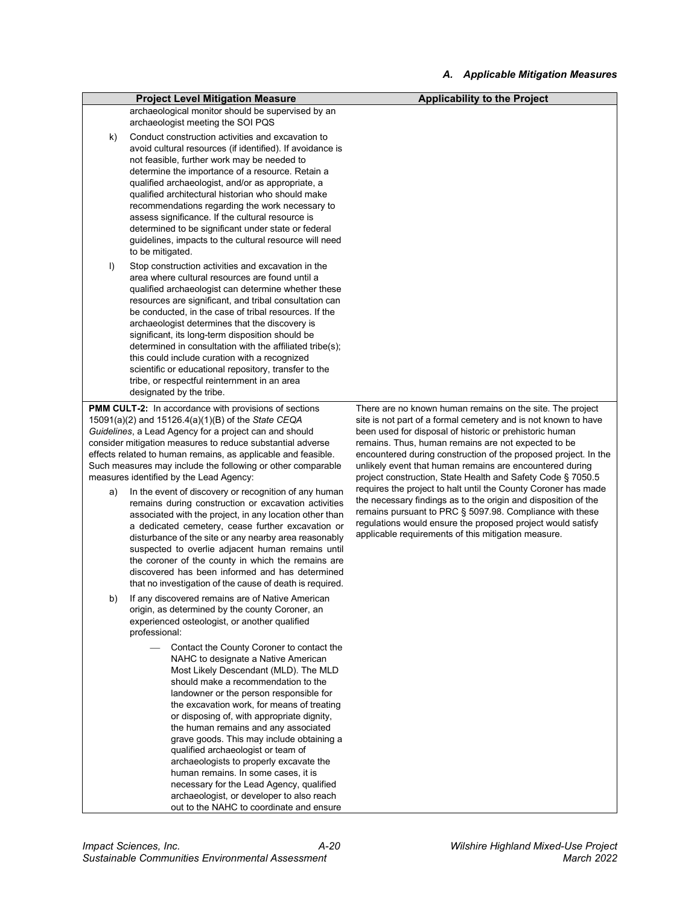*A. Applicable Mitigation Measures*

| Project Level Mitigation Measure | Applicability to the Project |
|---|---|
| archaeological monitor should be supervised by an archaeologist meeting the SOI PQS<br><br>k) Conduct construction activities and excavation to avoid cultural resources (if identified). If avoidance is not feasible, further work may be needed to determine the importance of a resource. Retain a qualified archaeologist, and/or as appropriate, a qualified architectural historian who should make recommendations regarding the work necessary to assess significance. If the cultural resource is determined to be significant under state or federal guidelines, impacts to the cultural resource will need to be mitigated.<br><br>l) Stop construction activities and excavation in the area where cultural resources are found until a qualified archaeologist can determine whether these resources are significant, and tribal consultation can be conducted, in the case of tribal resources. If the archaeologist determines that the discovery is significant, its long-term disposition should be determined in consultation with the affiliated tribe(s); this could include curation with a recognized scientific or educational repository, transfer to the tribe, or respectful reinternment in an area designated by the tribe. | |
| **PMM CULT-2:** In accordance with provisions of sections 15091(a)(2) and 15126.4(a)(1)(B) of the *State CEQA Guidelines*, a Lead Agency for a project can and should consider mitigation measures to reduce substantial adverse effects related to human remains, as applicable and feasible. Such measures may include the following or other comparable measures identified by the Lead Agency:<br><br>a) In the event of discovery or recognition of any human remains during construction or excavation activities associated with the project, in any location other than a dedicated cemetery, cease further excavation or disturbance of the site or any nearby area reasonably suspected to overlie adjacent human remains until the coroner of the county in which the remains are discovered has been informed and has determined that no investigation of the cause of death is required.<br><br>b) If any discovered remains are of Native American origin, as determined by the county Coroner, an experienced osteologist, or another qualified professional:<br><br>— Contact the County Coroner to contact the NAHC to designate a Native American Most Likely Descendant (MLD). The MLD should make a recommendation to the landowner or the person responsible for the excavation work, for means of treating or disposing of, with appropriate dignity, the human remains and any associated grave goods. This may include obtaining a qualified archaeologist or team of archaeologists to properly excavate the human remains. In some cases, it is necessary for the Lead Agency, qualified archaeologist, or developer to also reach out to the NAHC to coordinate and ensure | There are no known human remains on the site. The project site is not part of a formal cemetery and is not known to have been used for disposal of historic or prehistoric human remains. Thus, human remains are not expected to be encountered during construction of the proposed project. In the unlikely event that human remains are encountered during project construction, State Health and Safety Code § 7050.5 requires the project to halt until the County Coroner has made the necessary findings as to the origin and disposition of the remains pursuant to PRC § 5097.98. Compliance with these regulations would ensure the proposed project would satisfy applicable requirements of this mitigation measure. |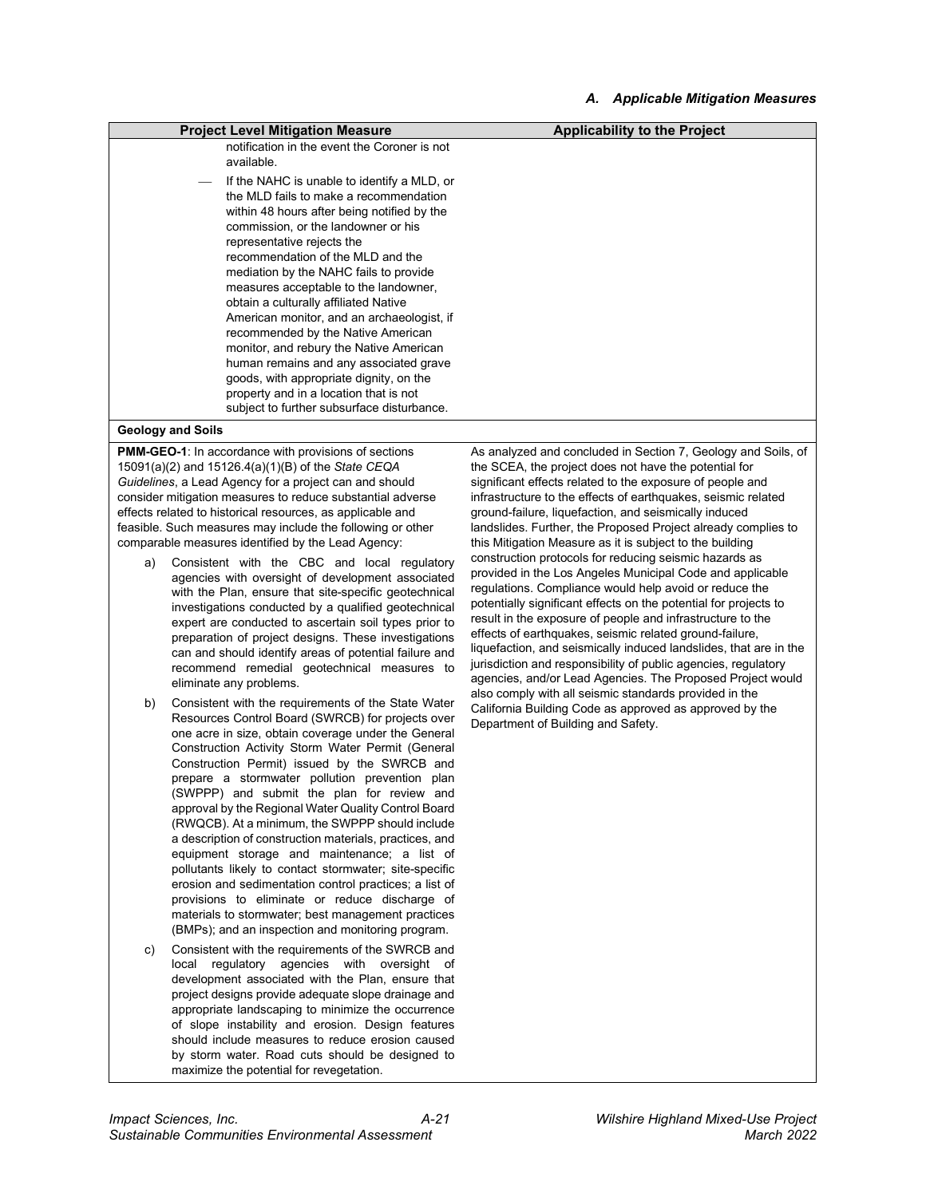*A. Applicable Mitigation Measures*

| Project Level Mitigation Measure | Applicability to the Project |
|---|---|
| notification in the event the Coroner is not available.<br>— If the NAHC is unable to identify a MLD, or the MLD fails to make a recommendation within 48 hours after being notified by the commission, or the landowner or his representative rejects the recommendation of the MLD and the mediation by the NAHC fails to provide measures acceptable to the landowner, obtain a culturally affiliated Native American monitor, and an archaeologist, if recommended by the Native American monitor, and rebury the Native American human remains and any associated grave goods, with appropriate dignity, on the property and in a location that is not subject to further subsurface disturbance. | |
| **Geology and Soils** | |
| **PMM-GEO-1**: In accordance with provisions of sections 15091(a)(2) and 15126.4(a)(1)(B) of the *State CEQA Guidelines*, a Lead Agency for a project can and should consider mitigation measures to reduce substantial adverse effects related to historical resources, as applicable and feasible. Such measures may include the following or other comparable measures identified by the Lead Agency:<br>a) Consistent with the CBC and local regulatory agencies with oversight of development associated with the Plan, ensure that site-specific geotechnical investigations conducted by a qualified geotechnical expert are conducted to ascertain soil types prior to preparation of project designs. These investigations can and should identify areas of potential failure and recommend remedial geotechnical measures to eliminate any problems.<br>b) Consistent with the requirements of the State Water Resources Control Board (SWRCB) for projects over one acre in size, obtain coverage under the General Construction Activity Storm Water Permit (General Construction Permit) issued by the SWRCB and prepare a stormwater pollution prevention plan (SWPPP) and submit the plan for review and approval by the Regional Water Quality Control Board (RWQCB). At a minimum, the SWPPP should include a description of construction materials, practices, and equipment storage and maintenance; a list of pollutants likely to contact stormwater; site-specific erosion and sedimentation control practices; a list of provisions to eliminate or reduce discharge of materials to stormwater; best management practices (BMPs); and an inspection and monitoring program.<br>c) Consistent with the requirements of the SWRCB and local regulatory agencies with oversight of development associated with the Plan, ensure that project designs provide adequate slope drainage and appropriate landscaping to minimize the occurrence of slope instability and erosion. Design features should include measures to reduce erosion caused by storm water. Road cuts should be designed to maximize the potential for revegetation. | As analyzed and concluded in Section 7, Geology and Soils, of the SCEA, the project does not have the potential for significant effects related to the exposure of people and infrastructure to the effects of earthquakes, seismic related ground-failure, liquefaction, and seismically induced landslides. Further, the Proposed Project already complies to this Mitigation Measure as it is subject to the building construction protocols for reducing seismic hazards as provided in the Los Angeles Municipal Code and applicable regulations. Compliance would help avoid or reduce the potentially significant effects on the potential for projects to result in the exposure of people and infrastructure to the effects of earthquakes, seismic related ground-failure, liquefaction, and seismically induced landslides, that are in the jurisdiction and responsibility of public agencies, regulatory agencies, and/or Lead Agencies. The Proposed Project would also comply with all seismic standards provided in the California Building Code as approved as approved by the Department of Building and Safety. |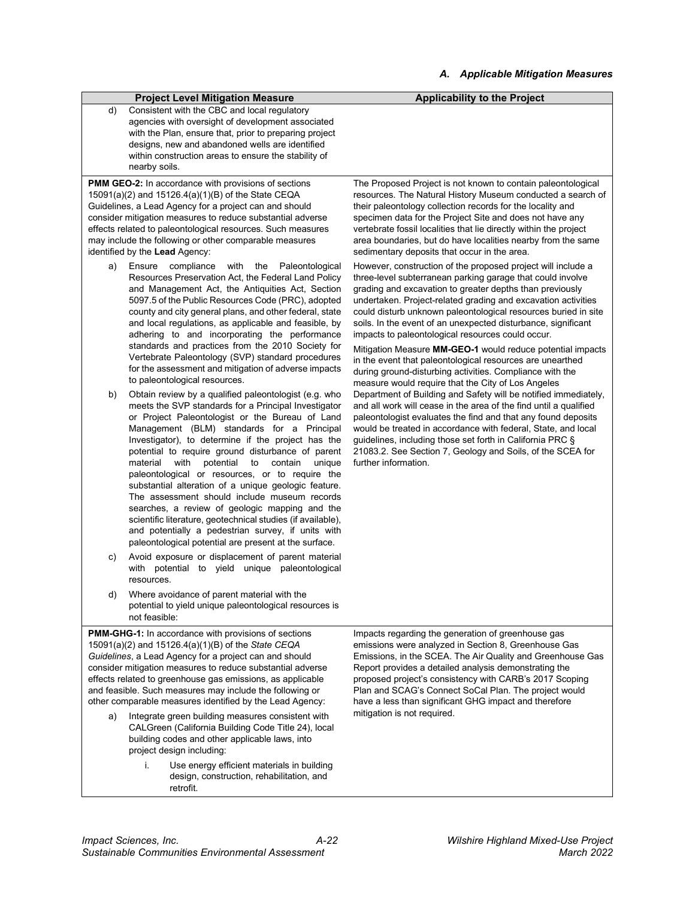### A. Applicable Mitigation Measures

| Project Level Mitigation Measure | Applicability to the Project |
|---|---|
| d) Consistent with the CBC and local regulatory agencies with oversight of development associated with the Plan, ensure that, prior to preparing project designs, new and abandoned wells are identified within construction areas to ensure the stability of nearby soils. | |
| **PMM GEO-2:** In accordance with provisions of sections 15091(a)(2) and 15126.4(a)(1)(B) of the State CEQA Guidelines, a Lead Agency for a project can and should consider mitigation measures to reduce substantial adverse effects related to paleontological resources. Such measures may include the following or other comparable measures identified by the **Lead** Agency:<br><br>a) Ensure compliance with the Paleontological Resources Preservation Act, the Federal Land Policy and Management Act, the Antiquities Act, Section 5097.5 of the Public Resources Code (PRC), adopted county and city general plans, and other federal, state and local regulations, as applicable and feasible, by adhering to and incorporating the performance standards and practices from the 2010 Society for Vertebrate Paleontology (SVP) standard procedures for the assessment and mitigation of adverse impacts to paleontological resources.<br><br>b) Obtain review by a qualified paleontologist (e.g. who meets the SVP standards for a Principal Investigator or Project Paleontologist or the Bureau of Land Management (BLM) standards for a Principal Investigator), to determine if the project has the potential to require ground disturbance of parent material with potential to contain unique paleontological or resources, or to require the substantial alteration of a unique geologic feature. The assessment should include museum records searches, a review of geologic mapping and the scientific literature, geotechnical studies (if available), and potentially a pedestrian survey, if units with paleontological potential are present at the surface.<br><br>c) Avoid exposure or displacement of parent material with potential to yield unique paleontological resources.<br><br>d) Where avoidance of parent material with the potential to yield unique paleontological resources is not feasible: | The Proposed Project is not known to contain paleontological resources. The Natural History Museum conducted a search of their paleontology collection records for the locality and specimen data for the Project Site and does not have any vertebrate fossil localities that lie directly within the project area boundaries, but do have localities nearby from the same sedimentary deposits that occur in the area.<br><br>However, construction of the proposed project will include a three-level subterranean parking garage that could involve grading and excavation to greater depths than previously undertaken. Project-related grading and excavation activities could disturb unknown paleontological resources buried in site soils. In the event of an unexpected disturbance, significant impacts to paleontological resources could occur.<br><br>Mitigation Measure **MM-GEO-1** would reduce potential impacts in the event that paleontological resources are unearthed during ground-disturbing activities. Compliance with the measure would require that the City of Los Angeles Department of Building and Safety will be notified immediately, and all work will cease in the area of the find until a qualified paleontologist evaluates the find and that any found deposits would be treated in accordance with federal, State, and local guidelines, including those set forth in California PRC § 21083.2. See Section 7, Geology and Soils, of the SCEA for further information. |
| **PMM-GHG-1:** In accordance with provisions of sections 15091(a)(2) and 15126.4(a)(1)(B) of the *State CEQA Guidelines*, a Lead Agency for a project can and should consider mitigation measures to reduce substantial adverse effects related to greenhouse gas emissions, as applicable and feasible. Such measures may include the following or other comparable measures identified by the Lead Agency:<br><br>a) Integrate green building measures consistent with CALGreen (California Building Code Title 24), local building codes and other applicable laws, into project design including:<br><br>i. Use energy efficient materials in building design, construction, rehabilitation, and retrofit. | Impacts regarding the generation of greenhouse gas emissions were analyzed in Section 8, Greenhouse Gas Emissions, in the SCEA. The Air Quality and Greenhouse Gas Report provides a detailed analysis demonstrating the proposed project's consistency with CARB's 2017 Scoping Plan and SCAG's Connect SoCal Plan. The project would have a less than significant GHG impact and therefore mitigation is not required. |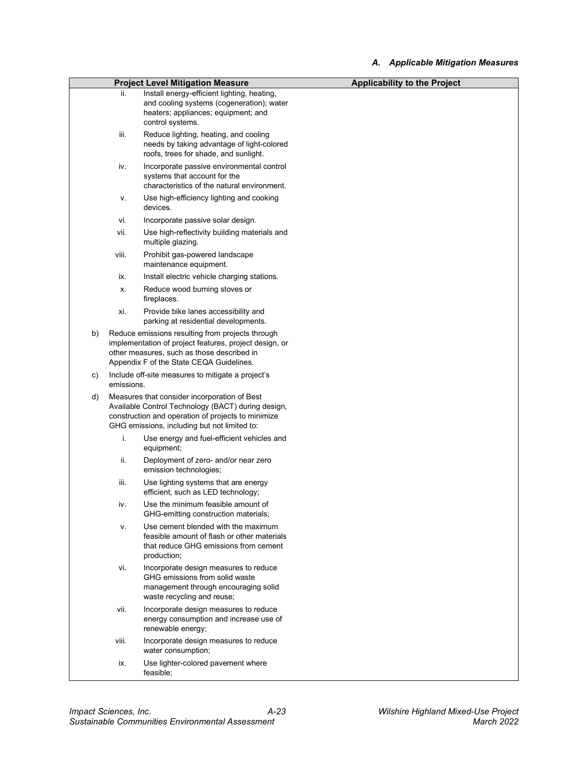### *A. Applicable Mitigation Measures*

| Project Level Mitigation Measure | Applicability to the Project |
|---|---|
| ii. Install energy-efficient lighting, heating, and cooling systems (cogeneration); water heaters; appliances; equipment; and control systems.<br>iii. Reduce lighting, heating, and cooling needs by taking advantage of light-colored roofs, trees for shade, and sunlight.<br>iv. Incorporate passive environmental control systems that account for the characteristics of the natural environment.<br>v. Use high-efficiency lighting and cooking devices.<br>vi. Incorporate passive solar design.<br>vii. Use high-reflectivity building materials and multiple glazing.<br>viii. Prohibit gas-powered landscape maintenance equipment.<br>ix. Install electric vehicle charging stations.<br>x. Reduce wood burning stoves or fireplaces.<br>xi. Provide bike lanes accessibility and parking at residential developments.<br>b) Reduce emissions resulting from projects through implementation of project features, project design, or other measures, such as those described in Appendix F of the State CEQA Guidelines.<br>c) Include off-site measures to mitigate a project's emissions.<br>d) Measures that consider incorporation of Best Available Control Technology (BACT) during design, construction and operation of projects to minimize GHG emissions, including but not limited to:<br>i. Use energy and fuel-efficient vehicles and equipment;<br>ii. Deployment of zero- and/or near zero emission technologies;<br>iii. Use lighting systems that are energy efficient, such as LED technology;<br>iv. Use the minimum feasible amount of GHG-emitting construction materials;<br>v. Use cement blended with the maximum feasible amount of flash or other materials that reduce GHG emissions from cement production;<br>vi. Incorporate design measures to reduce GHG emissions from solid waste management through encouraging solid waste recycling and reuse;<br>vii. Incorporate design measures to reduce energy consumption and increase use of renewable energy;<br>viii. Incorporate design measures to reduce water consumption;<br>ix. Use lighter-colored pavement where feasible; | |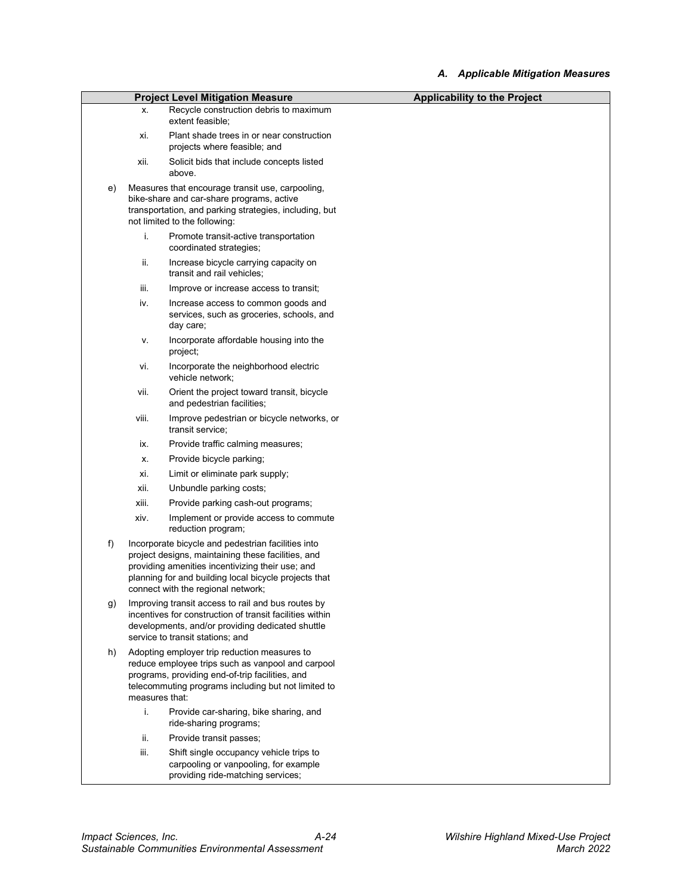*A. Applicable Mitigation Measures*

| Project Level Mitigation Measure | Applicability to the Project |
|---|---|
| x. Recycle construction debris to maximum extent feasible;<br>xi. Plant shade trees in or near construction projects where feasible; and<br>xii. Solicit bids that include concepts listed above.<br>e) Measures that encourage transit use, carpooling, bike-share and car-share programs, active transportation, and parking strategies, including, but not limited to the following:<br>i. Promote transit-active transportation coordinated strategies;<br>ii. Increase bicycle carrying capacity on transit and rail vehicles;<br>iii. Improve or increase access to transit;<br>iv. Increase access to common goods and services, such as groceries, schools, and day care;<br>v. Incorporate affordable housing into the project;<br>vi. Incorporate the neighborhood electric vehicle network;<br>vii. Orient the project toward transit, bicycle and pedestrian facilities;<br>viii. Improve pedestrian or bicycle networks, or transit service;<br>ix. Provide traffic calming measures;<br>x. Provide bicycle parking;<br>xi. Limit or eliminate park supply;<br>xii. Unbundle parking costs;<br>xiii. Provide parking cash-out programs;<br>xiv. Implement or provide access to commute reduction program;<br>f) Incorporate bicycle and pedestrian facilities into project designs, maintaining these facilities, and providing amenities incentivizing their use; and planning for and building local bicycle projects that connect with the regional network;<br>g) Improving transit access to rail and bus routes by incentives for construction of transit facilities within developments, and/or providing dedicated shuttle service to transit stations; and<br>h) Adopting employer trip reduction measures to reduce employee trips such as vanpool and carpool programs, providing end-of-trip facilities, and telecommuting programs including but not limited to measures that:<br>i. Provide car-sharing, bike sharing, and ride-sharing programs;<br>ii. Provide transit passes;<br>iii. Shift single occupancy vehicle trips to carpooling or vanpooling, for example providing ride-matching services; | |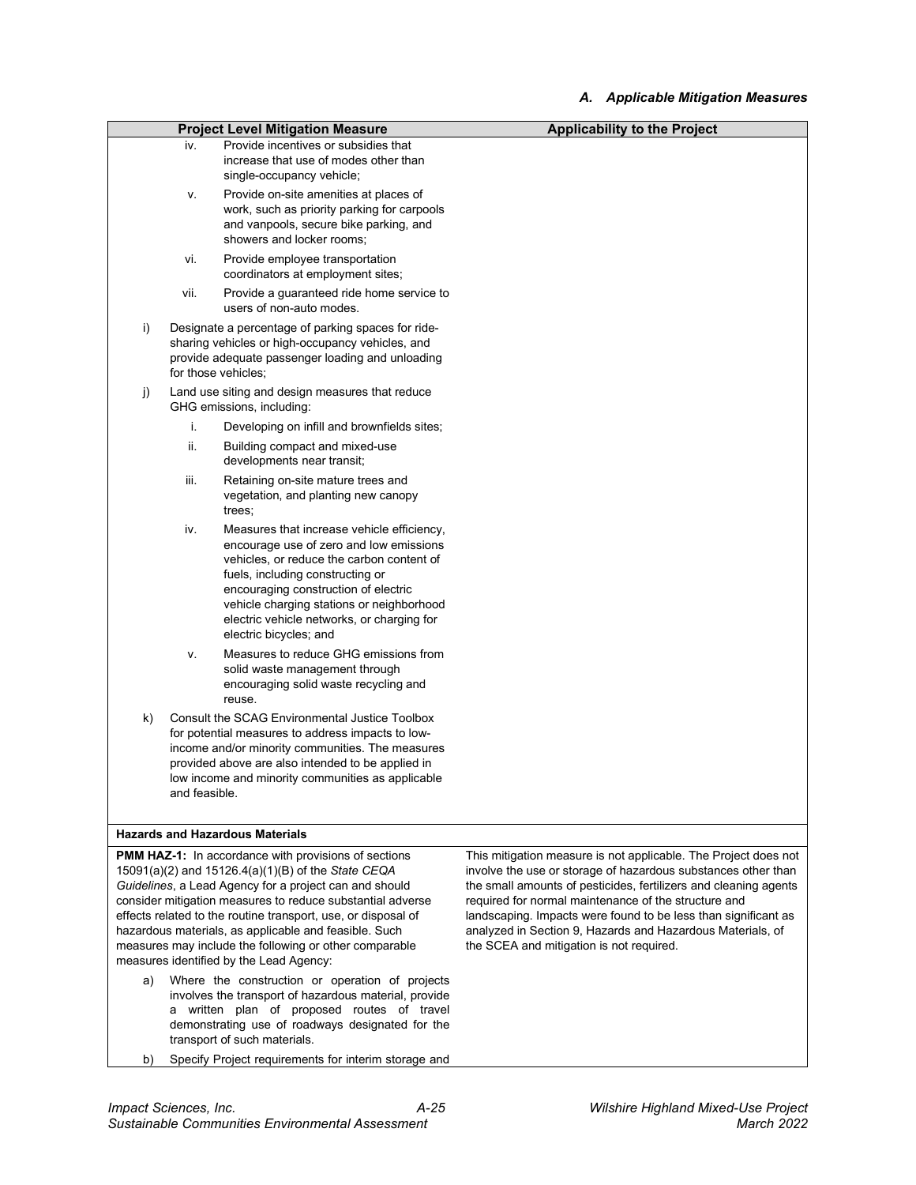### A. Applicable Mitigation Measures

| Project Level Mitigation Measure | Applicability to the Project |
|---|---|
| iv. Provide incentives or subsidies that increase that use of modes other than single-occupancy vehicle;<br>v. Provide on-site amenities at places of work, such as priority parking for carpools and vanpools, secure bike parking, and showers and locker rooms;<br>vi. Provide employee transportation coordinators at employment sites;<br>vii. Provide a guaranteed ride home service to users of non-auto modes.<br>i) Designate a percentage of parking spaces for ride-sharing vehicles or high-occupancy vehicles, and provide adequate passenger loading and unloading for those vehicles;<br>j) Land use siting and design measures that reduce GHG emissions, including:<br>i. Developing on infill and brownfields sites;<br>ii. Building compact and mixed-use developments near transit;<br>iii. Retaining on-site mature trees and vegetation, and planting new canopy trees;<br>iv. Measures that increase vehicle efficiency, encourage use of zero and low emissions vehicles, or reduce the carbon content of fuels, including constructing or encouraging construction of electric vehicle charging stations or neighborhood electric vehicle networks, or charging for electric bicycles; and<br>v. Measures to reduce GHG emissions from solid waste management through encouraging solid waste recycling and reuse.<br>k) Consult the SCAG Environmental Justice Toolbox for potential measures to address impacts to low-income and/or minority communities. The measures provided above are also intended to be applied in low income and minority communities as applicable and feasible. | |
| **Hazards and Hazardous Materials** | |
| **PMM HAZ-1:** In accordance with provisions of sections 15091(a)(2) and 15126.4(a)(1)(B) of the *State CEQA Guidelines*, a Lead Agency for a project can and should consider mitigation measures to reduce substantial adverse effects related to the routine transport, use, or disposal of hazardous materials, as applicable and feasible. Such measures may include the following or other comparable measures identified by the Lead Agency:<br>a) Where the construction or operation of projects involves the transport of hazardous material, provide a written plan of proposed routes of travel demonstrating use of roadways designated for the transport of such materials.<br>b) Specify Project requirements for interim storage and | This mitigation measure is not applicable. The Project does not involve the use or storage of hazardous substances other than the small amounts of pesticides, fertilizers and cleaning agents required for normal maintenance of the structure and landscaping. Impacts were found to be less than significant as analyzed in Section 9, Hazards and Hazardous Materials, of the SCEA and mitigation is not required. |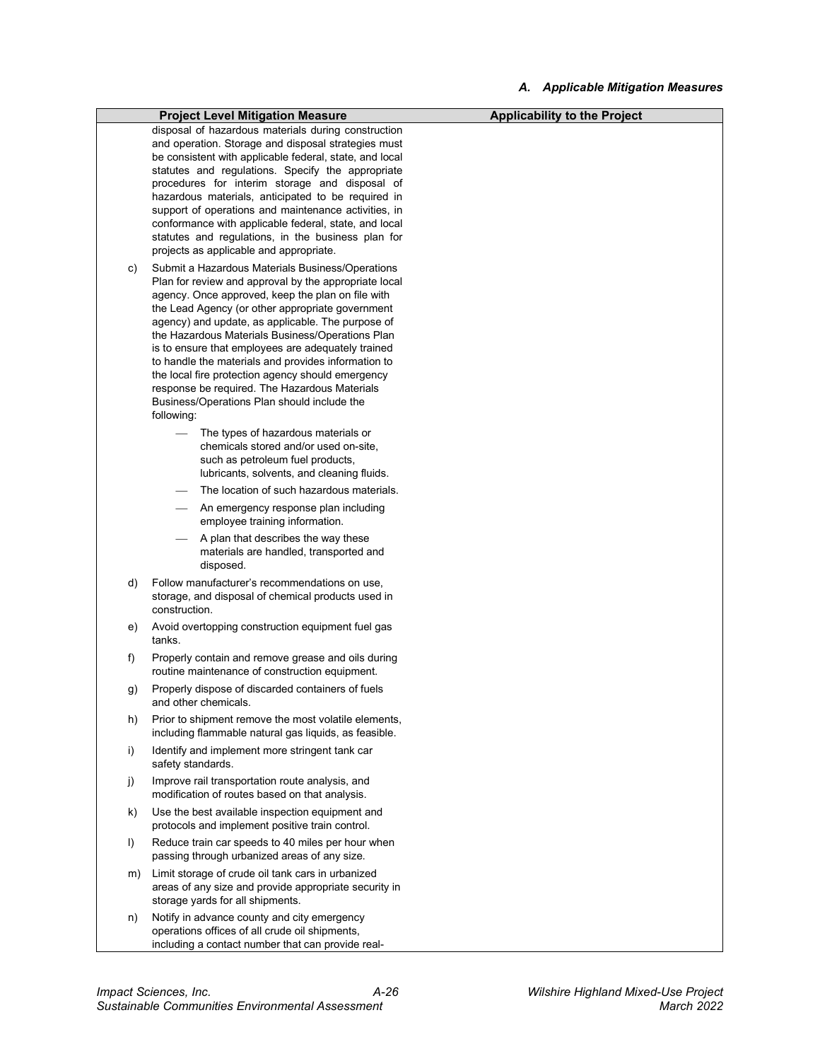| Project Level Mitigation Measure | Applicability to the Project |
|---|---|
| disposal of hazardous materials during construction and operation. Storage and disposal strategies must be consistent with applicable federal, state, and local statutes and regulations. Specify the appropriate procedures for interim storage and disposal of hazardous materials, anticipated to be required in support of operations and maintenance activities, in conformance with applicable federal, state, and local statutes and regulations, in the business plan for projects as applicable and appropriate.<br><br>c) Submit a Hazardous Materials Business/Operations Plan for review and approval by the appropriate local agency. Once approved, keep the plan on file with the Lead Agency (or other appropriate government agency) and update, as applicable. The purpose of the Hazardous Materials Business/Operations Plan is to ensure that employees are adequately trained to handle the materials and provides information to the local fire protection agency should emergency response be required. The Hazardous Materials Business/Operations Plan should include the following:<br>— The types of hazardous materials or chemicals stored and/or used on-site, such as petroleum fuel products, lubricants, solvents, and cleaning fluids.<br>— The location of such hazardous materials.<br>— An emergency response plan including employee training information.<br>— A plan that describes the way these materials are handled, transported and disposed.<br><br>d) Follow manufacturer's recommendations on use, storage, and disposal of chemical products used in construction.<br><br>e) Avoid overtopping construction equipment fuel gas tanks.<br><br>f) Properly contain and remove grease and oils during routine maintenance of construction equipment.<br><br>g) Properly dispose of discarded containers of fuels and other chemicals.<br><br>h) Prior to shipment remove the most volatile elements, including flammable natural gas liquids, as feasible.<br><br>i) Identify and implement more stringent tank car safety standards.<br><br>j) Improve rail transportation route analysis, and modification of routes based on that analysis.<br><br>k) Use the best available inspection equipment and protocols and implement positive train control.<br><br>l) Reduce train car speeds to 40 miles per hour when passing through urbanized areas of any size.<br><br>m) Limit storage of crude oil tank cars in urbanized areas of any size and provide appropriate security in storage yards for all shipments.<br><br>n) Notify in advance county and city emergency operations offices of all crude oil shipments, including a contact number that can provide real- | |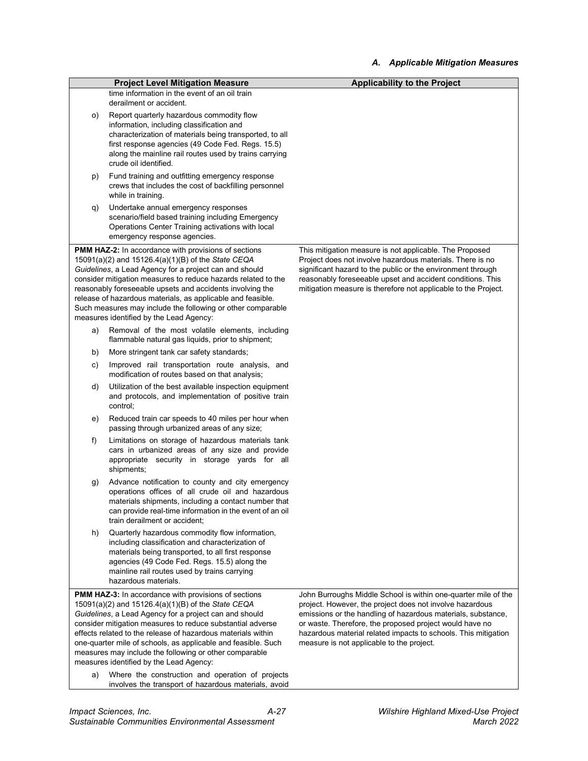### A. Applicable Mitigation Measures

| Project Level Mitigation Measure | Applicability to the Project |
|---|---|
| time information in the event of an oil train derailment or accident.<br>o) Report quarterly hazardous commodity flow information, including classification and characterization of materials being transported, to all first response agencies (49 Code Fed. Regs. 15.5) along the mainline rail routes used by trains carrying crude oil identified.<br>p) Fund training and outfitting emergency response crews that includes the cost of backfilling personnel while in training.<br>q) Undertake annual emergency responses scenario/field based training including Emergency Operations Center Training activations with local emergency response agencies. | |
| **PMM HAZ-2:** In accordance with provisions of sections 15091(a)(2) and 15126.4(a)(1)(B) of the *State CEQA Guidelines*, a Lead Agency for a project can and should consider mitigation measures to reduce hazards related to the reasonably foreseeable upsets and accidents involving the release of hazardous materials, as applicable and feasible. Such measures may include the following or other comparable measures identified by the Lead Agency:<br>a) Removal of the most volatile elements, including flammable natural gas liquids, prior to shipment;<br>b) More stringent tank car safety standards;<br>c) Improved rail transportation route analysis, and modification of routes based on that analysis;<br>d) Utilization of the best available inspection equipment and protocols, and implementation of positive train control;<br>e) Reduced train car speeds to 40 miles per hour when passing through urbanized areas of any size;<br>f) Limitations on storage of hazardous materials tank cars in urbanized areas of any size and provide appropriate security in storage yards for all shipments;<br>g) Advance notification to county and city emergency operations offices of all crude oil and hazardous materials shipments, including a contact number that can provide real-time information in the event of an oil train derailment or accident;<br>h) Quarterly hazardous commodity flow information, including classification and characterization of materials being transported, to all first response agencies (49 Code Fed. Regs. 15.5) along the mainline rail routes used by trains carrying hazardous materials. | This mitigation measure is not applicable. The Proposed Project does not involve hazardous materials. There is no significant hazard to the public or the environment through reasonably foreseeable upset and accident conditions. This mitigation measure is therefore not applicable to the Project. |
| **PMM HAZ-3:** In accordance with provisions of sections 15091(a)(2) and 15126.4(a)(1)(B) of the *State CEQA Guidelines*, a Lead Agency for a project can and should consider mitigation measures to reduce substantial adverse effects related to the release of hazardous materials within one-quarter mile of schools, as applicable and feasible. Such measures may include the following or other comparable measures identified by the Lead Agency:<br>a) Where the construction and operation of projects involves the transport of hazardous materials, avoid | John Burroughs Middle School is within one-quarter mile of the project. However, the project does not involve hazardous emissions or the handling of hazardous materials, substance, or waste. Therefore, the proposed project would have no hazardous material related impacts to schools. This mitigation measure is not applicable to the project. |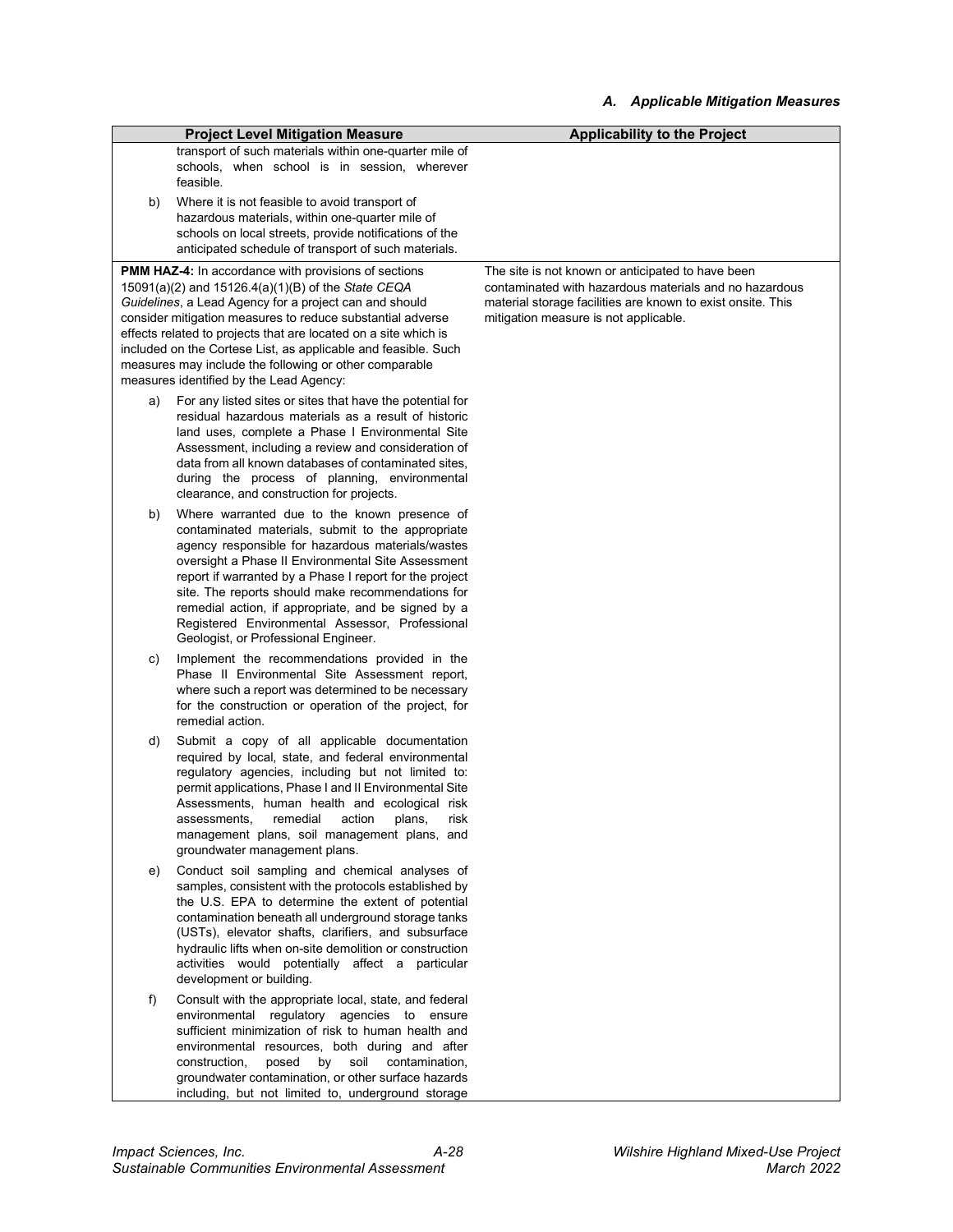## A. Applicable Mitigation Measures

| Project Level Mitigation Measure | Applicability to the Project |
|---|---|
| transport of such materials within one-quarter mile of schools, when school is in session, wherever feasible.<br><br>b) Where it is not feasible to avoid transport of hazardous materials, within one-quarter mile of schools on local streets, provide notifications of the anticipated schedule of transport of such materials. | |
| **PMM HAZ-4:** In accordance with provisions of sections 15091(a)(2) and 15126.4(a)(1)(B) of the *State CEQA Guidelines*, a Lead Agency for a project can and should consider mitigation measures to reduce substantial adverse effects related to projects that are located on a site which is included on the Cortese List, as applicable and feasible. Such measures may include the following or other comparable measures identified by the Lead Agency:<br><br>a) For any listed sites or sites that have the potential for residual hazardous materials as a result of historic land uses, complete a Phase I Environmental Site Assessment, including a review and consideration of data from all known databases of contaminated sites, during the process of planning, environmental clearance, and construction for projects.<br><br>b) Where warranted due to the known presence of contaminated materials, submit to the appropriate agency responsible for hazardous materials/wastes oversight a Phase II Environmental Site Assessment report if warranted by a Phase I report for the project site. The reports should make recommendations for remedial action, if appropriate, and be signed by a Registered Environmental Assessor, Professional Geologist, or Professional Engineer.<br><br>c) Implement the recommendations provided in the Phase II Environmental Site Assessment report, where such a report was determined to be necessary for the construction or operation of the project, for remedial action.<br><br>d) Submit a copy of all applicable documentation required by local, state, and federal environmental regulatory agencies, including but not limited to: permit applications, Phase I and II Environmental Site Assessments, human health and ecological risk assessments, remedial action plans, risk management plans, soil management plans, and groundwater management plans.<br><br>e) Conduct soil sampling and chemical analyses of samples, consistent with the protocols established by the U.S. EPA to determine the extent of potential contamination beneath all underground storage tanks (USTs), elevator shafts, clarifiers, and subsurface hydraulic lifts when on-site demolition or construction activities would potentially affect a particular development or building.<br><br>f) Consult with the appropriate local, state, and federal environmental regulatory agencies to ensure sufficient minimization of risk to human health and environmental resources, both during and after construction, posed by soil contamination, groundwater contamination, or other surface hazards including, but not limited to, underground storage | The site is not known or anticipated to have been contaminated with hazardous materials and no hazardous material storage facilities are known to exist onsite. This mitigation measure is not applicable. |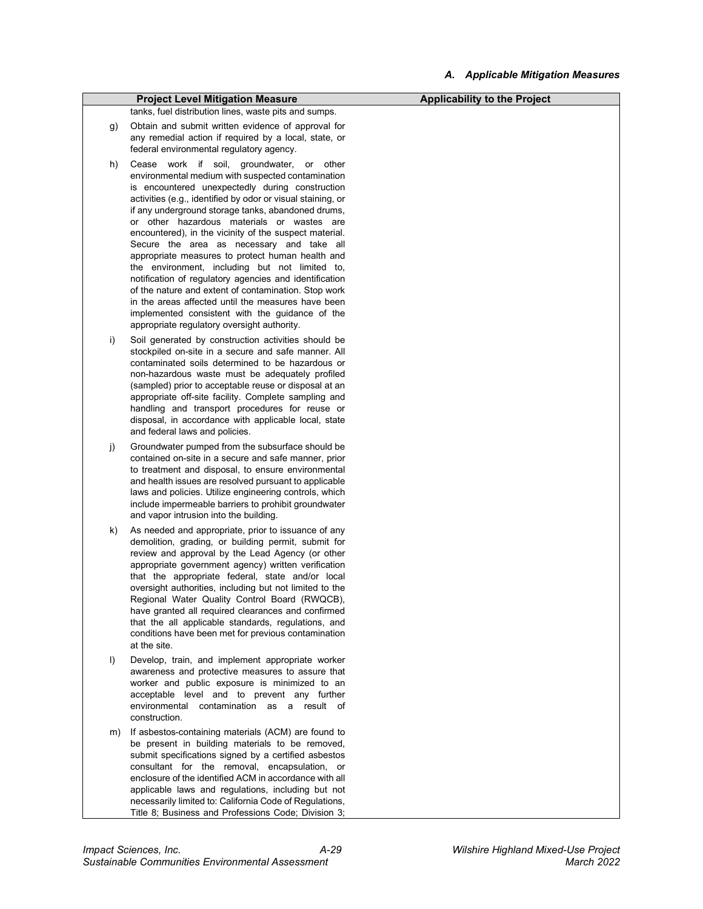### A. Applicable Mitigation Measures

| Project Level Mitigation Measure | Applicability to the Project |
|---|---|
| tanks, fuel distribution lines, waste pits and sumps.<br><br>g) Obtain and submit written evidence of approval for any remedial action if required by a local, state, or federal environmental regulatory agency.<br><br>h) Cease work if soil, groundwater, or other environmental medium with suspected contamination is encountered unexpectedly during construction activities (e.g., identified by odor or visual staining, or if any underground storage tanks, abandoned drums, or other hazardous materials or wastes are encountered), in the vicinity of the suspect material. Secure the area as necessary and take all appropriate measures to protect human health and the environment, including but not limited to, notification of regulatory agencies and identification of the nature and extent of contamination. Stop work in the areas affected until the measures have been implemented consistent with the guidance of the appropriate regulatory oversight authority.<br><br>i) Soil generated by construction activities should be stockpiled on-site in a secure and safe manner. All contaminated soils determined to be hazardous or non-hazardous waste must be adequately profiled (sampled) prior to acceptable reuse or disposal at an appropriate off-site facility. Complete sampling and handling and transport procedures for reuse or disposal, in accordance with applicable local, state and federal laws and policies.<br><br>j) Groundwater pumped from the subsurface should be contained on-site in a secure and safe manner, prior to treatment and disposal, to ensure environmental and health issues are resolved pursuant to applicable laws and policies. Utilize engineering controls, which include impermeable barriers to prohibit groundwater and vapor intrusion into the building.<br><br>k) As needed and appropriate, prior to issuance of any demolition, grading, or building permit, submit for review and approval by the Lead Agency (or other appropriate government agency) written verification that the appropriate federal, state and/or local oversight authorities, including but not limited to the Regional Water Quality Control Board (RWQCB), have granted all required clearances and confirmed that the all applicable standards, regulations, and conditions have been met for previous contamination at the site.<br><br>l) Develop, train, and implement appropriate worker awareness and protective measures to assure that worker and public exposure is minimized to an acceptable level and to prevent any further environmental contamination as a result of construction.<br><br>m) If asbestos-containing materials (ACM) are found to be present in building materials to be removed, submit specifications signed by a certified asbestos consultant for the removal, encapsulation, or enclosure of the identified ACM in accordance with all applicable laws and regulations, including but not necessarily limited to: California Code of Regulations, Title 8; Business and Professions Code; Division 3; | |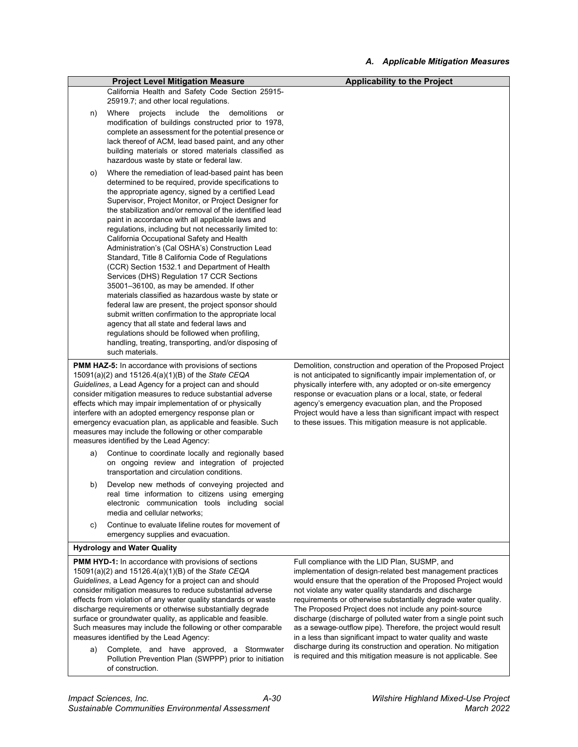| Project Level Mitigation Measure | Applicability to the Project |
|---|---|
| California Health and Safety Code Section 25915-25919.7; and other local regulations.<br>n) Where projects include the demolitions or modification of buildings constructed prior to 1978, complete an assessment for the potential presence or lack thereof of ACM, lead based paint, and any other building materials or stored materials classified as hazardous waste by state or federal law.<br>o) Where the remediation of lead-based paint has been determined to be required, provide specifications to the appropriate agency, signed by a certified Lead Supervisor, Project Monitor, or Project Designer for the stabilization and/or removal of the identified lead paint in accordance with all applicable laws and regulations, including but not necessarily limited to: California Occupational Safety and Health Administration's (Cal OSHA's) Construction Lead Standard, Title 8 California Code of Regulations (CCR) Section 1532.1 and Department of Health Services (DHS) Regulation 17 CCR Sections 35001–36100, as may be amended. If other materials classified as hazardous waste by state or federal law are present, the project sponsor should submit written confirmation to the appropriate local agency that all state and federal laws and regulations should be followed when profiling, handling, treating, transporting, and/or disposing of such materials. | |
| **PMM HAZ-5:** In accordance with provisions of sections 15091(a)(2) and 15126.4(a)(1)(B) of the *State CEQA Guidelines*, a Lead Agency for a project can and should consider mitigation measures to reduce substantial adverse effects which may impair implementation of or physically interfere with an adopted emergency response plan or emergency evacuation plan, as applicable and feasible. Such measures may include the following or other comparable measures identified by the Lead Agency:<br>a) Continue to coordinate locally and regionally based on ongoing review and integration of projected transportation and circulation conditions.<br>b) Develop new methods of conveying projected and real time information to citizens using emerging electronic communication tools including social media and cellular networks;<br>c) Continue to evaluate lifeline routes for movement of emergency supplies and evacuation. | Demolition, construction and operation of the Proposed Project is not anticipated to significantly impair implementation of, or physically interfere with, any adopted or on-site emergency response or evacuation plans or a local, state, or federal agency's emergency evacuation plan, and the Proposed Project would have a less than significant impact with respect to these issues. This mitigation measure is not applicable. |
| **Hydrology and Water Quality** | |
| **PMM HYD-1:** In accordance with provisions of sections 15091(a)(2) and 15126.4(a)(1)(B) of the *State CEQA Guidelines*, a Lead Agency for a project can and should consider mitigation measures to reduce substantial adverse effects from violation of any water quality standards or waste discharge requirements or otherwise substantially degrade surface or groundwater quality, as applicable and feasible. Such measures may include the following or other comparable measures identified by the Lead Agency:<br>a) Complete, and have approved, a Stormwater Pollution Prevention Plan (SWPPP) prior to initiation of construction. | Full compliance with the LID Plan, SUSMP, and implementation of design-related best management practices would ensure that the operation of the Proposed Project would not violate any water quality standards and discharge requirements or otherwise substantially degrade water quality. The Proposed Project does not include any point-source discharge (discharge of polluted water from a single point such as a sewage-outflow pipe). Therefore, the project would result in a less than significant impact to water quality and waste discharge during its construction and operation. No mitigation is required and this mitigation measure is not applicable. See |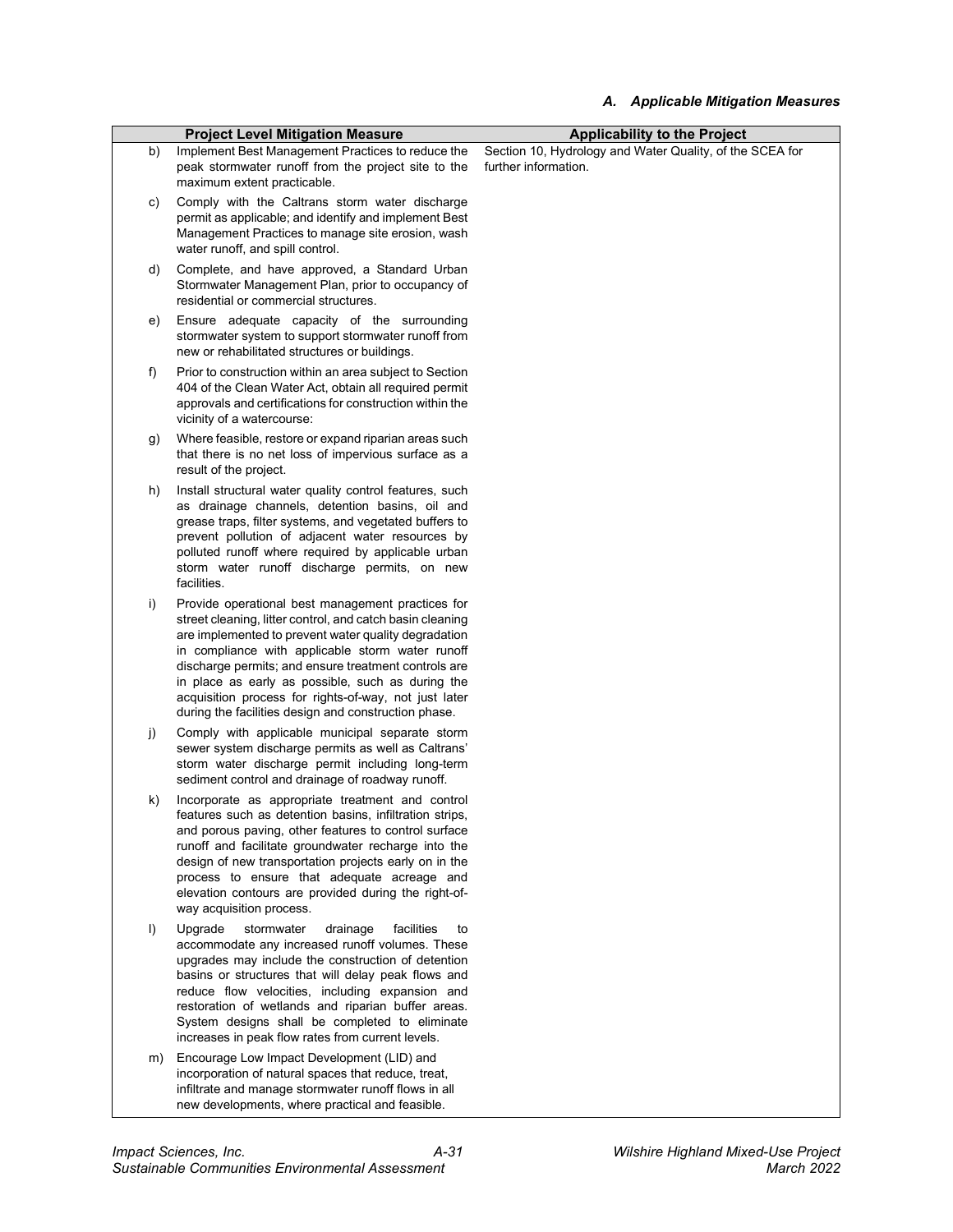| | Project Level Mitigation Measure | Applicability to the Project |
|---|---|---|
| b) | Implement Best Management Practices to reduce the peak stormwater runoff from the project site to the maximum extent practicable. | Section 10, Hydrology and Water Quality, of the SCEA for further information. |
| c) | Comply with the Caltrans storm water discharge permit as applicable; and identify and implement Best Management Practices to manage site erosion, wash water runoff, and spill control. | |
| d) | Complete, and have approved, a Standard Urban Stormwater Management Plan, prior to occupancy of residential or commercial structures. | |
| e) | Ensure adequate capacity of the surrounding stormwater system to support stormwater runoff from new or rehabilitated structures or buildings. | |
| f) | Prior to construction within an area subject to Section 404 of the Clean Water Act, obtain all required permit approvals and certifications for construction within the vicinity of a watercourse: | |
| g) | Where feasible, restore or expand riparian areas such that there is no net loss of impervious surface as a result of the project. | |
| h) | Install structural water quality control features, such as drainage channels, detention basins, oil and grease traps, filter systems, and vegetated buffers to prevent pollution of adjacent water resources by polluted runoff where required by applicable urban storm water runoff discharge permits, on new facilities. | |
| i) | Provide operational best management practices for street cleaning, litter control, and catch basin cleaning are implemented to prevent water quality degradation in compliance with applicable storm water runoff discharge permits; and ensure treatment controls are in place as early as possible, such as during the acquisition process for rights-of-way, not just later during the facilities design and construction phase. | |
| j) | Comply with applicable municipal separate storm sewer system discharge permits as well as Caltrans' storm water discharge permit including long-term sediment control and drainage of roadway runoff. | |
| k) | Incorporate as appropriate treatment and control features such as detention basins, infiltration strips, and porous paving, other features to control surface runoff and facilitate groundwater recharge into the design of new transportation projects early on in the process to ensure that adequate acreage and elevation contours are provided during the right-of-way acquisition process. | |
| l) | Upgrade stormwater drainage facilities to accommodate any increased runoff volumes. These upgrades may include the construction of detention basins or structures that will delay peak flows and reduce flow velocities, including expansion and restoration of wetlands and riparian buffer areas. System designs shall be completed to eliminate increases in peak flow rates from current levels. | |
| m) | Encourage Low Impact Development (LID) and incorporation of natural spaces that reduce, treat, infiltrate and manage stormwater runoff flows in all new developments, where practical and feasible. | |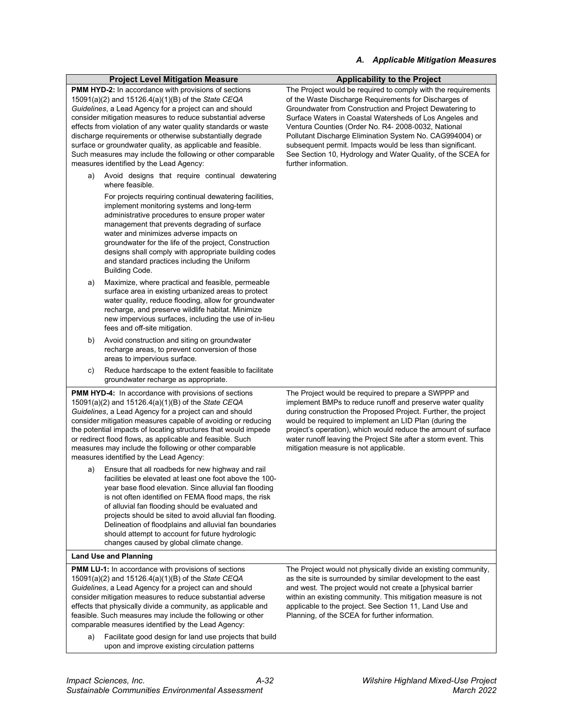*A. Applicable Mitigation Measures*

| Project Level Mitigation Measure | Applicability to the Project |
|---|---|
| **PMM HYD-2:** In accordance with provisions of sections 15091(a)(2) and 15126.4(a)(1)(B) of the *State CEQA Guidelines*, a Lead Agency for a project can and should consider mitigation measures to reduce substantial adverse effects from violation of any water quality standards or waste discharge requirements or otherwise substantially degrade surface or groundwater quality, as applicable and feasible. Such measures may include the following or other comparable measures identified by the Lead Agency:<br>a) Avoid designs that require continual dewatering where feasible.<br>For projects requiring continual dewatering facilities, implement monitoring systems and long-term administrative procedures to ensure proper water management that prevents degrading of surface water and minimizes adverse impacts on groundwater for the life of the project, Construction designs shall comply with appropriate building codes and standard practices including the Uniform Building Code.<br>a) Maximize, where practical and feasible, permeable surface area in existing urbanized areas to protect water quality, reduce flooding, allow for groundwater recharge, and preserve wildlife habitat. Minimize new impervious surfaces, including the use of in-lieu fees and off-site mitigation.<br>b) Avoid construction and siting on groundwater recharge areas, to prevent conversion of those areas to impervious surface.<br>c) Reduce hardscape to the extent feasible to facilitate groundwater recharge as appropriate. | The Project would be required to comply with the requirements of the Waste Discharge Requirements for Discharges of Groundwater from Construction and Project Dewatering to Surface Waters in Coastal Watersheds of Los Angeles and Ventura Counties (Order No. R4- 2008-0032, National Pollutant Discharge Elimination System No. CAG994004) or subsequent permit. Impacts would be less than significant. See Section 10, Hydrology and Water Quality, of the SCEA for further information. |
| **PMM HYD-4:** In accordance with provisions of sections 15091(a)(2) and 15126.4(a)(1)(B) of the *State CEQA Guidelines*, a Lead Agency for a project can and should consider mitigation measures capable of avoiding or reducing the potential impacts of locating structures that would impede or redirect flood flows, as applicable and feasible. Such measures may include the following or other comparable measures identified by the Lead Agency:<br>a) Ensure that all roadbeds for new highway and rail facilities be elevated at least one foot above the 100-year base flood elevation. Since alluvial fan flooding is not often identified on FEMA flood maps, the risk of alluvial fan flooding should be evaluated and projects should be sited to avoid alluvial fan flooding. Delineation of floodplains and alluvial fan boundaries should attempt to account for future hydrologic changes caused by global climate change. | The Project would be required to prepare a SWPPP and implement BMPs to reduce runoff and preserve water quality during construction the Proposed Project. Further, the project would be required to implement an LID Plan (during the project's operation), which would reduce the amount of surface water runoff leaving the Project Site after a storm event. This mitigation measure is not applicable. |
| **Land Use and Planning** | |
| **PMM LU-1:** In accordance with provisions of sections 15091(a)(2) and 15126.4(a)(1)(B) of the *State CEQA Guidelines*, a Lead Agency for a project can and should consider mitigation measures to reduce substantial adverse effects that physically divide a community, as applicable and feasible. Such measures may include the following or other comparable measures identified by the Lead Agency:<br>a) Facilitate good design for land use projects that build upon and improve existing circulation patterns | The Project would not physically divide an existing community, as the site is surrounded by similar development to the east and west. The project would not create a [physical barrier within an existing community. This mitigation measure is not applicable to the project. See Section 11, Land Use and Planning, of the SCEA for further information. |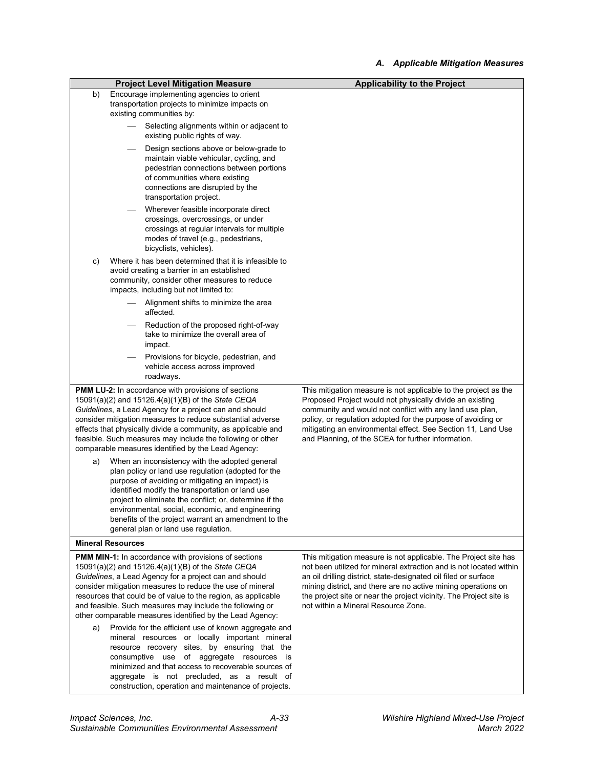*A. Applicable Mitigation Measures*

| Project Level Mitigation Measure | Applicability to the Project |
|---|---|
| b) Encourage implementing agencies to orient transportation projects to minimize impacts on existing communities by:<br>— Selecting alignments within or adjacent to existing public rights of way.<br>— Design sections above or below-grade to maintain viable vehicular, cycling, and pedestrian connections between portions of communities where existing connections are disrupted by the transportation project.<br>— Wherever feasible incorporate direct crossings, overcrossings, or under crossings at regular intervals for multiple modes of travel (e.g., pedestrians, bicyclists, vehicles).<br>c) Where it has been determined that it is infeasible to avoid creating a barrier in an established community, consider other measures to reduce impacts, including but not limited to:<br>— Alignment shifts to minimize the area affected.<br>— Reduction of the proposed right-of-way take to minimize the overall area of impact.<br>— Provisions for bicycle, pedestrian, and vehicle access across improved roadways. | |
| **PMM LU-2:** In accordance with provisions of sections 15091(a)(2) and 15126.4(a)(1)(B) of the *State CEQA Guidelines*, a Lead Agency for a project can and should consider mitigation measures to reduce substantial adverse effects that physically divide a community, as applicable and feasible. Such measures may include the following or other comparable measures identified by the Lead Agency:<br>a) When an inconsistency with the adopted general plan policy or land use regulation (adopted for the purpose of avoiding or mitigating an impact) is identified modify the transportation or land use project to eliminate the conflict; or, determine if the environmental, social, economic, and engineering benefits of the project warrant an amendment to the general plan or land use regulation. | This mitigation measure is not applicable to the project as the Proposed Project would not physically divide an existing community and would not conflict with any land use plan, policy, or regulation adopted for the purpose of avoiding or mitigating an environmental effect. See Section 11, Land Use and Planning, of the SCEA for further information. |
| **Mineral Resources** | |
| **PMM MIN-1:** In accordance with provisions of sections 15091(a)(2) and 15126.4(a)(1)(B) of the *State CEQA Guidelines*, a Lead Agency for a project can and should consider mitigation measures to reduce the use of mineral resources that could be of value to the region, as applicable and feasible. Such measures may include the following or other comparable measures identified by the Lead Agency:<br>a) Provide for the efficient use of known aggregate and mineral resources or locally important mineral resource recovery sites, by ensuring that the consumptive use of aggregate resources is minimized and that access to recoverable sources of aggregate is not precluded, as a result of construction, operation and maintenance of projects. | This mitigation measure is not applicable. The Project site has not been utilized for mineral extraction and is not located within an oil drilling district, state-designated oil filed or surface mining district, and there are no active mining operations on the project site or near the project vicinity. The Project site is not within a Mineral Resource Zone. |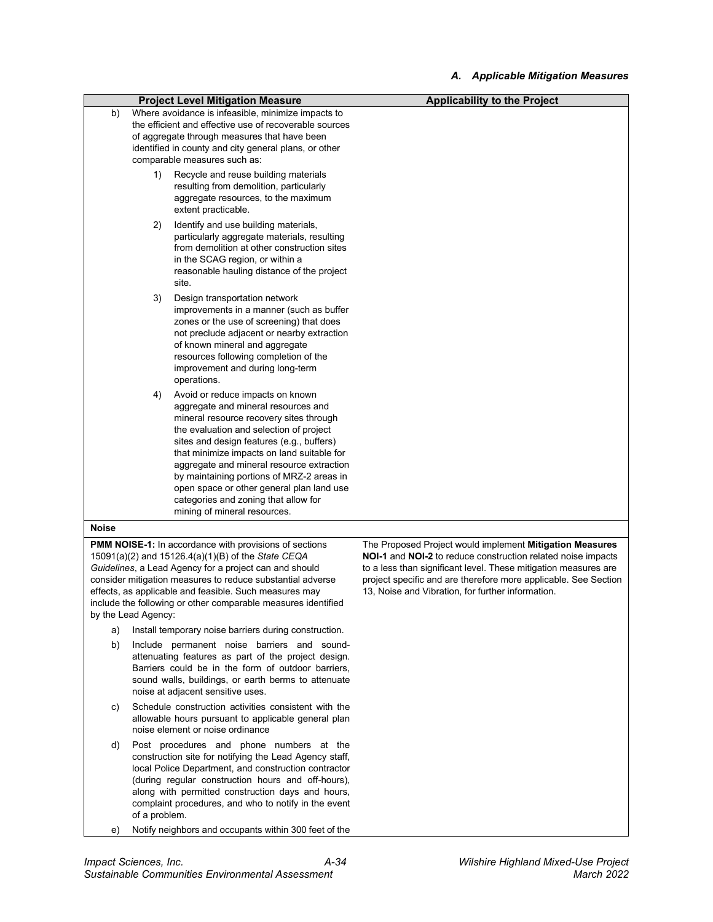| Project Level Mitigation Measure | Applicability to the Project |
|---|---|
| b) Where avoidance is infeasible, minimize impacts to the efficient and effective use of recoverable sources of aggregate through measures that have been identified in county and city general plans, or other comparable measures such as:<br><br>1) Recycle and reuse building materials resulting from demolition, particularly aggregate resources, to the maximum extent practicable.<br><br>2) Identify and use building materials, particularly aggregate materials, resulting from demolition at other construction sites in the SCAG region, or within a reasonable hauling distance of the project site.<br><br>3) Design transportation network improvements in a manner (such as buffer zones or the use of screening) that does not preclude adjacent or nearby extraction of known mineral and aggregate resources following completion of the improvement and during long-term operations.<br><br>4) Avoid or reduce impacts on known aggregate and mineral resources and mineral resource recovery sites through the evaluation and selection of project sites and design features (e.g., buffers) that minimize impacts on land suitable for aggregate and mineral resource extraction by maintaining portions of MRZ-2 areas in open space or other general plan land use categories and zoning that allow for mining of mineral resources. | |
| **Noise** | |
| **PMM NOISE-1:** In accordance with provisions of sections 15091(a)(2) and 15126.4(a)(1)(B) of the *State CEQA Guidelines*, a Lead Agency for a project can and should consider mitigation measures to reduce substantial adverse effects, as applicable and feasible. Such measures may include the following or other comparable measures identified by the Lead Agency:<br><br>a) Install temporary noise barriers during construction.<br><br>b) Include permanent noise barriers and sound-attenuating features as part of the project design. Barriers could be in the form of outdoor barriers, sound walls, buildings, or earth berms to attenuate noise at adjacent sensitive uses.<br><br>c) Schedule construction activities consistent with the allowable hours pursuant to applicable general plan noise element or noise ordinance<br><br>d) Post procedures and phone numbers at the construction site for notifying the Lead Agency staff, local Police Department, and construction contractor (during regular construction hours and off-hours), along with permitted construction days and hours, complaint procedures, and who to notify in the event of a problem.<br><br>e) Notify neighbors and occupants within 300 feet of the | The Proposed Project would implement **Mitigation Measures NOI-1** and **NOI-2** to reduce construction related noise impacts to a less than significant level. These mitigation measures are project specific and are therefore more applicable. See Section 13, Noise and Vibration, for further information. |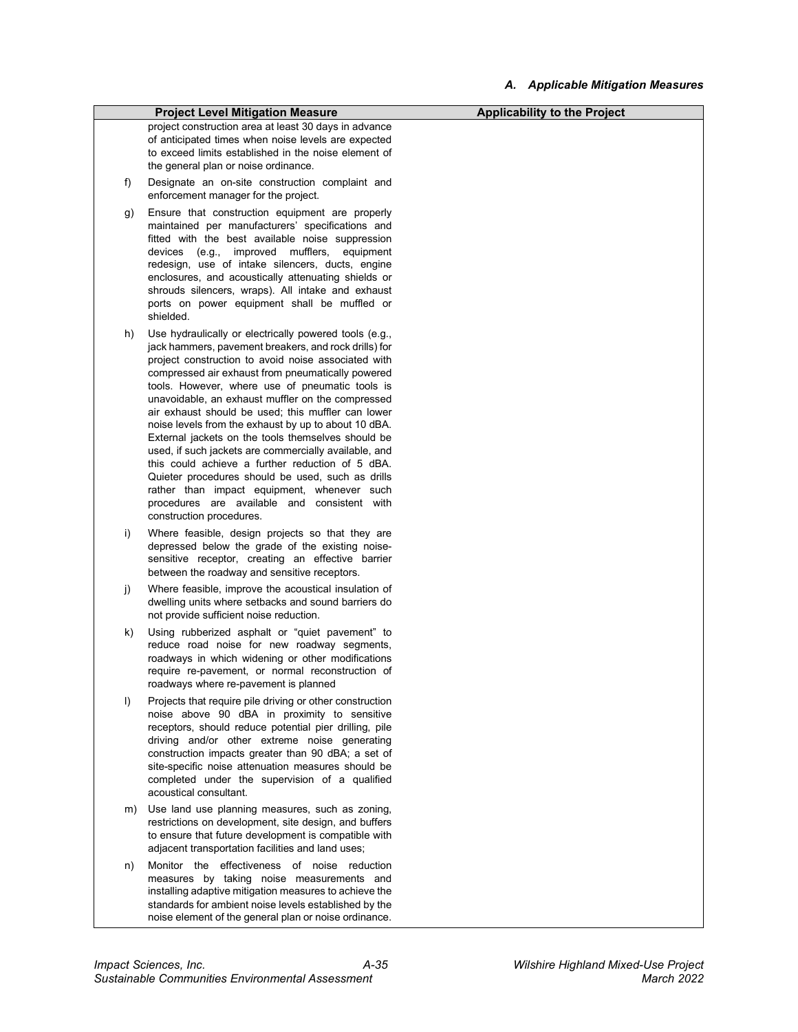| Project Level Mitigation Measure | Applicability to the Project |
|---|---|
| project construction area at least 30 days in advance of anticipated times when noise levels are expected to exceed limits established in the noise element of the general plan or noise ordinance. | |
| f) Designate an on-site construction complaint and enforcement manager for the project. | |
| g) Ensure that construction equipment are properly maintained per manufacturers' specifications and fitted with the best available noise suppression devices (e.g., improved mufflers, equipment redesign, use of intake silencers, ducts, engine enclosures, and acoustically attenuating shields or shrouds silencers, wraps). All intake and exhaust ports on power equipment shall be muffled or shielded. | |
| h) Use hydraulically or electrically powered tools (e.g., jack hammers, pavement breakers, and rock drills) for project construction to avoid noise associated with compressed air exhaust from pneumatically powered tools. However, where use of pneumatic tools is unavoidable, an exhaust muffler on the compressed air exhaust should be used; this muffler can lower noise levels from the exhaust by up to about 10 dBA. External jackets on the tools themselves should be used, if such jackets are commercially available, and this could achieve a further reduction of 5 dBA. Quieter procedures should be used, such as drills rather than impact equipment, whenever such procedures are available and consistent with construction procedures. | |
| i) Where feasible, design projects so that they are depressed below the grade of the existing noise-sensitive receptor, creating an effective barrier between the roadway and sensitive receptors. | |
| j) Where feasible, improve the acoustical insulation of dwelling units where setbacks and sound barriers do not provide sufficient noise reduction. | |
| k) Using rubberized asphalt or "quiet pavement" to reduce road noise for new roadway segments, roadways in which widening or other modifications require re-pavement, or normal reconstruction of roadways where re-pavement is planned | |
| l) Projects that require pile driving or other construction noise above 90 dBA in proximity to sensitive receptors, should reduce potential pier drilling, pile driving and/or other extreme noise generating construction impacts greater than 90 dBA; a set of site-specific noise attenuation measures should be completed under the supervision of a qualified acoustical consultant. | |
| m) Use land use planning measures, such as zoning, restrictions on development, site design, and buffers to ensure that future development is compatible with adjacent transportation facilities and land uses; | |
| n) Monitor the effectiveness of noise reduction measures by taking noise measurements and installing adaptive mitigation measures to achieve the standards for ambient noise levels established by the noise element of the general plan or noise ordinance. | |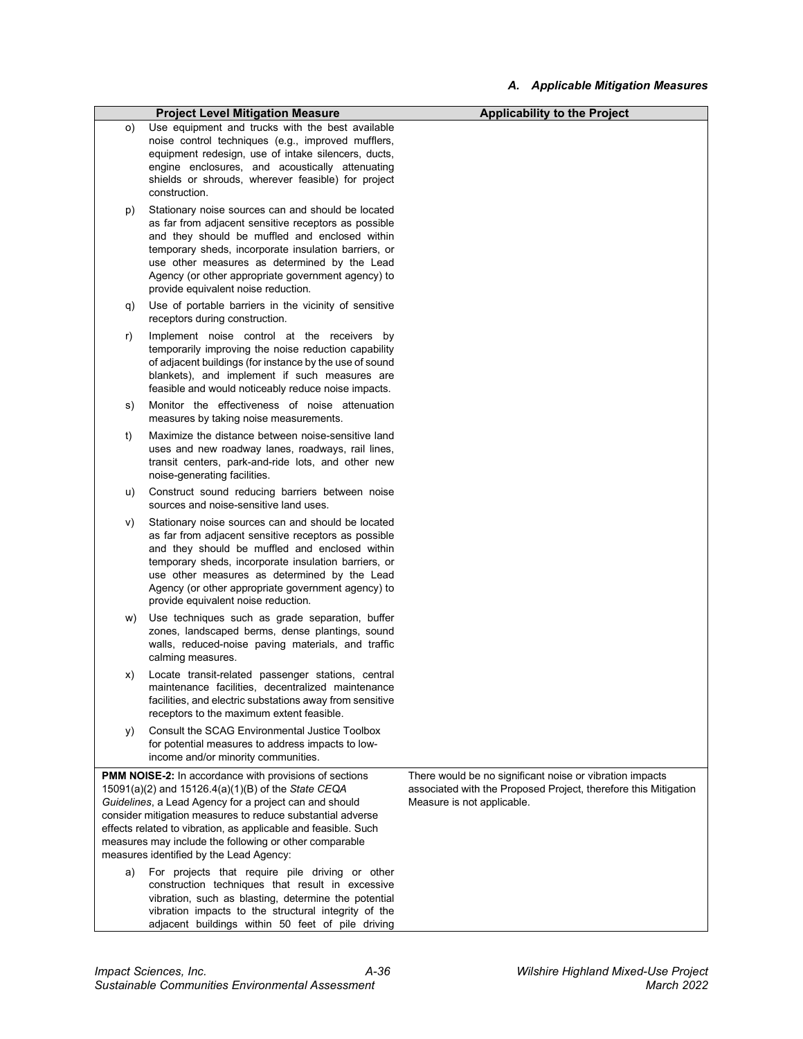*A. Applicable Mitigation Measures*

| Project Level Mitigation Measure | Applicability to the Project |
|---|---|
| o) Use equipment and trucks with the best available noise control techniques (e.g., improved mufflers, equipment redesign, use of intake silencers, ducts, engine enclosures, and acoustically attenuating shields or shrouds, wherever feasible) for project construction.<br><br>p) Stationary noise sources can and should be located as far from adjacent sensitive receptors as possible and they should be muffled and enclosed within temporary sheds, incorporate insulation barriers, or use other measures as determined by the Lead Agency (or other appropriate government agency) to provide equivalent noise reduction.<br><br>q) Use of portable barriers in the vicinity of sensitive receptors during construction.<br><br>r) Implement noise control at the receivers by temporarily improving the noise reduction capability of adjacent buildings (for instance by the use of sound blankets), and implement if such measures are feasible and would noticeably reduce noise impacts.<br><br>s) Monitor the effectiveness of noise attenuation measures by taking noise measurements.<br><br>t) Maximize the distance between noise-sensitive land uses and new roadway lanes, roadways, rail lines, transit centers, park-and-ride lots, and other new noise-generating facilities.<br><br>u) Construct sound reducing barriers between noise sources and noise-sensitive land uses.<br><br>v) Stationary noise sources can and should be located as far from adjacent sensitive receptors as possible and they should be muffled and enclosed within temporary sheds, incorporate insulation barriers, or use other measures as determined by the Lead Agency (or other appropriate government agency) to provide equivalent noise reduction.<br><br>w) Use techniques such as grade separation, buffer zones, landscaped berms, dense plantings, sound walls, reduced-noise paving materials, and traffic calming measures.<br><br>x) Locate transit-related passenger stations, central maintenance facilities, decentralized maintenance facilities, and electric substations away from sensitive receptors to the maximum extent feasible.<br><br>y) Consult the SCAG Environmental Justice Toolbox for potential measures to address impacts to low-income and/or minority communities. | |
| **PMM NOISE-2:** In accordance with provisions of sections 15091(a)(2) and 15126.4(a)(1)(B) of the *State CEQA Guidelines*, a Lead Agency for a project can and should consider mitigation measures to reduce substantial adverse effects related to vibration, as applicable and feasible. Such measures may include the following or other comparable measures identified by the Lead Agency:<br><br>a) For projects that require pile driving or other construction techniques that result in excessive vibration, such as blasting, determine the potential vibration impacts to the structural integrity of the adjacent buildings within 50 feet of pile driving | There would be no significant noise or vibration impacts associated with the Proposed Project, therefore this Mitigation Measure is not applicable. |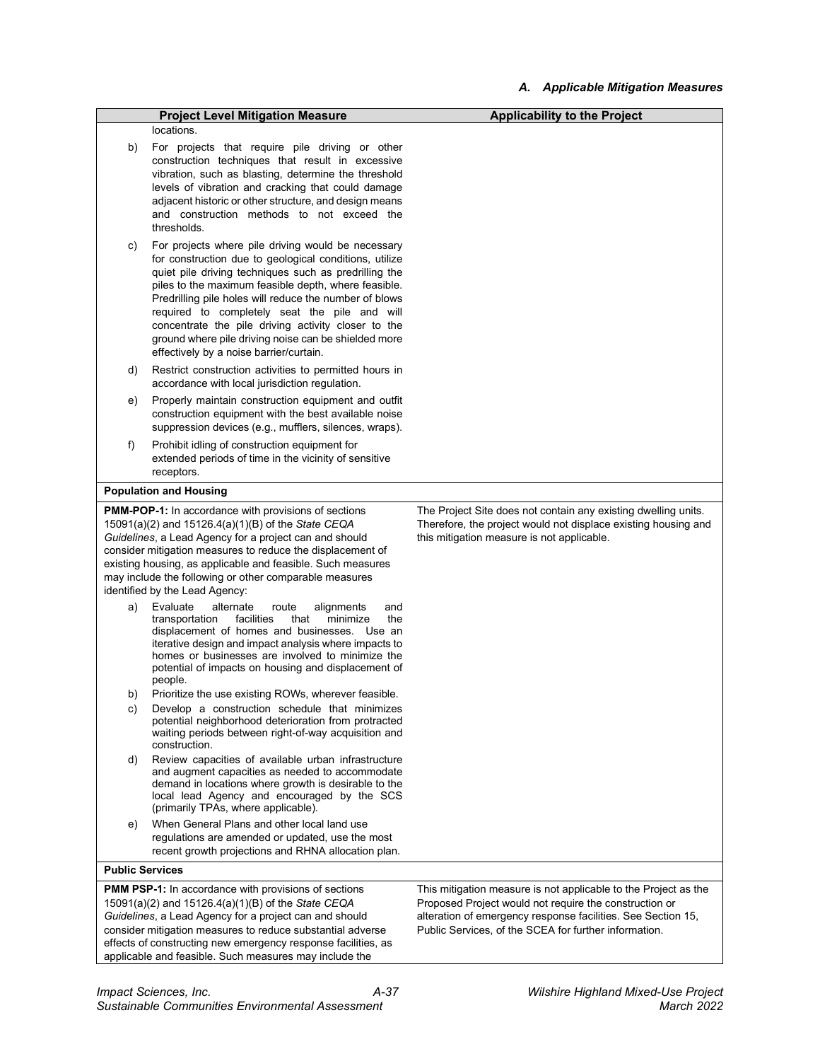| Project Level Mitigation Measure | Applicability to the Project |
|---|---|
| locations.<br>b) For projects that require pile driving or other construction techniques that result in excessive vibration, such as blasting, determine the threshold levels of vibration and cracking that could damage adjacent historic or other structure, and design means and construction methods to not exceed the thresholds.<br>c) For projects where pile driving would be necessary for construction due to geological conditions, utilize quiet pile driving techniques such as predrilling the piles to the maximum feasible depth, where feasible. Predrilling pile holes will reduce the number of blows required to completely seat the pile and will concentrate the pile driving activity closer to the ground where pile driving noise can be shielded more effectively by a noise barrier/curtain.<br>d) Restrict construction activities to permitted hours in accordance with local jurisdiction regulation.<br>e) Properly maintain construction equipment and outfit construction equipment with the best available noise suppression devices (e.g., mufflers, silences, wraps).<br>f) Prohibit idling of construction equipment for extended periods of time in the vicinity of sensitive receptors. | |
| **Population and Housing** | |
| **PMM-POP-1:** In accordance with provisions of sections 15091(a)(2) and 15126.4(a)(1)(B) of the *State CEQA Guidelines*, a Lead Agency for a project can and should consider mitigation measures to reduce the displacement of existing housing, as applicable and feasible. Such measures may include the following or other comparable measures identified by the Lead Agency:<br>a) Evaluate alternate route alignments and transportation facilities that minimize the displacement of homes and businesses. Use an iterative design and impact analysis where impacts to homes or businesses are involved to minimize the potential of impacts on housing and displacement of people.<br>b) Prioritize the use existing ROWs, wherever feasible.<br>c) Develop a construction schedule that minimizes potential neighborhood deterioration from protracted waiting periods between right-of-way acquisition and construction.<br>d) Review capacities of available urban infrastructure and augment capacities as needed to accommodate demand in locations where growth is desirable to the local lead Agency and encouraged by the SCS (primarily TPAs, where applicable).<br>e) When General Plans and other local land use regulations are amended or updated, use the most recent growth projections and RHNA allocation plan. | The Project Site does not contain any existing dwelling units. Therefore, the project would not displace existing housing and this mitigation measure is not applicable. |
| **Public Services** | |
| **PMM PSP-1:** In accordance with provisions of sections 15091(a)(2) and 15126.4(a)(1)(B) of the *State CEQA Guidelines*, a Lead Agency for a project can and should consider mitigation measures to reduce substantial adverse effects of constructing new emergency response facilities, as applicable and feasible. Such measures may include the | This mitigation measure is not applicable to the Project as the Proposed Project would not require the construction or alteration of emergency response facilities. See Section 15, Public Services, of the SCEA for further information. |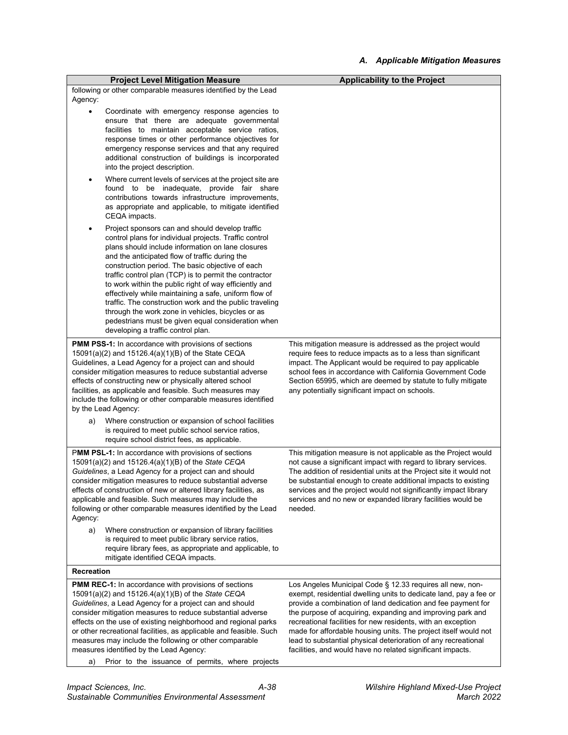| Project Level Mitigation Measure | Applicability to the Project |
|---|---|
| following or other comparable measures identified by the Lead Agency:<br>• Coordinate with emergency response agencies to ensure that there are adequate governmental facilities to maintain acceptable service ratios, response times or other performance objectives for emergency response services and that any required additional construction of buildings is incorporated into the project description.<br>• Where current levels of services at the project site are found to be inadequate, provide fair share contributions towards infrastructure improvements, as appropriate and applicable, to mitigate identified CEQA impacts.<br>• Project sponsors can and should develop traffic control plans for individual projects. Traffic control plans should include information on lane closures and the anticipated flow of traffic during the construction period. The basic objective of each traffic control plan (TCP) is to permit the contractor to work within the public right of way efficiently and effectively while maintaining a safe, uniform flow of traffic. The construction work and the public traveling through the work zone in vehicles, bicycles or as pedestrians must be given equal consideration when developing a traffic control plan. | |
| **PMM PSS-1:** In accordance with provisions of sections 15091(a)(2) and 15126.4(a)(1)(B) of the State CEQA Guidelines, a Lead Agency for a project can and should consider mitigation measures to reduce substantial adverse effects of constructing new or physically altered school facilities, as applicable and feasible. Such measures may include the following or other comparable measures identified by the Lead Agency:<br>a) Where construction or expansion of school facilities is required to meet public school service ratios, require school district fees, as applicable. | This mitigation measure is addressed as the project would require fees to reduce impacts as to a less than significant impact. The Applicant would be required to pay applicable school fees in accordance with California Government Code Section 65995, which are deemed by statute to fully mitigate any potentially significant impact on schools. |
| P**MM PSL-1:** In accordance with provisions of sections 15091(a)(2) and 15126.4(a)(1)(B) of the *State CEQA Guidelines*, a Lead Agency for a project can and should consider mitigation measures to reduce substantial adverse effects of construction of new or altered library facilities, as applicable and feasible. Such measures may include the following or other comparable measures identified by the Lead Agency:<br>a) Where construction or expansion of library facilities is required to meet public library service ratios, require library fees, as appropriate and applicable, to mitigate identified CEQA impacts. | This mitigation measure is not applicable as the Project would not cause a significant impact with regard to library services. The addition of residential units at the Project site it would not be substantial enough to create additional impacts to existing services and the project would not significantly impact library services and no new or expanded library facilities would be needed. |
| **Recreation** | |
| **PMM REC-1:** In accordance with provisions of sections 15091(a)(2) and 15126.4(a)(1)(B) of the *State CEQA Guidelines*, a Lead Agency for a project can and should consider mitigation measures to reduce substantial adverse effects on the use of existing neighborhood and regional parks or other recreational facilities, as applicable and feasible. Such measures may include the following or other comparable measures identified by the Lead Agency:<br>a) Prior to the issuance of permits, where projects | Los Angeles Municipal Code § 12.33 requires all new, non-exempt, residential dwelling units to dedicate land, pay a fee or provide a combination of land dedication and fee payment for the purpose of acquiring, expanding and improving park and recreational facilities for new residents, with an exception made for affordable housing units. The project itself would not lead to substantial physical deterioration of any recreational facilities, and would have no related significant impacts. |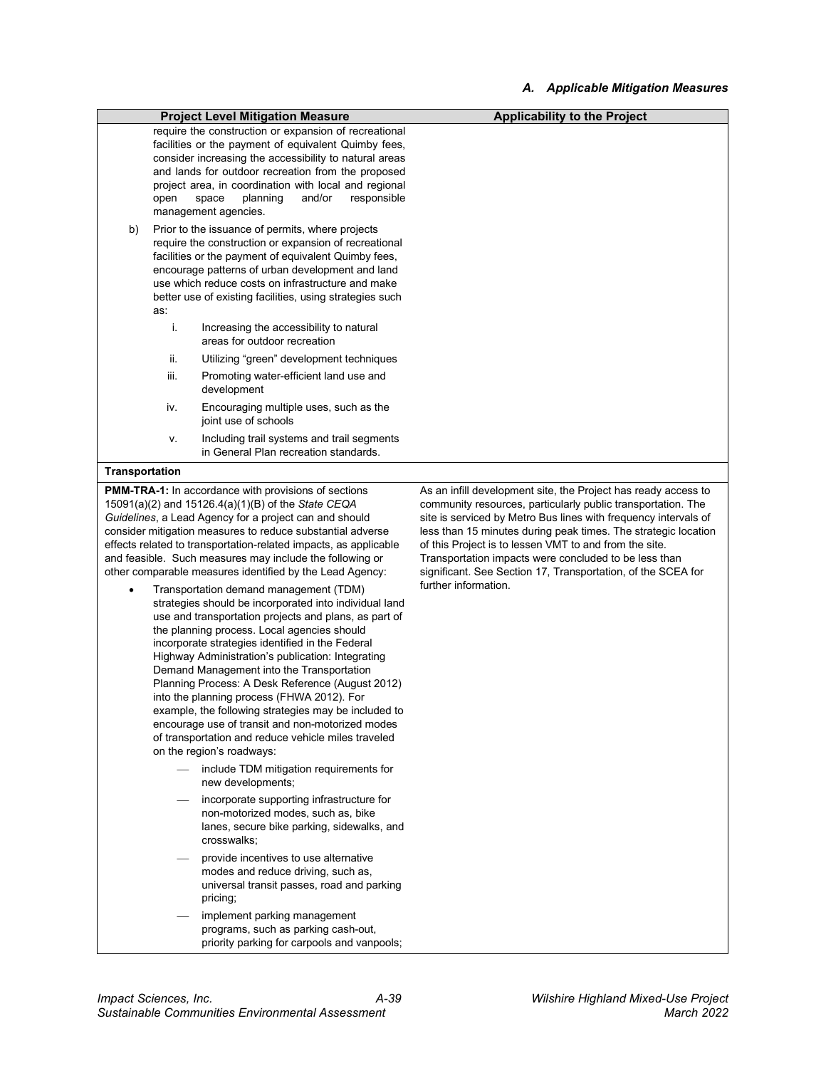### A. Applicable Mitigation Measures

| Project Level Mitigation Measure | Applicability to the Project |
|---|---|
| require the construction or expansion of recreational facilities or the payment of equivalent Quimby fees, consider increasing the accessibility to natural areas and lands for outdoor recreation from the proposed project area, in coordination with local and regional open space planning and/or responsible management agencies.<br><br>b) Prior to the issuance of permits, where projects require the construction or expansion of recreational facilities or the payment of equivalent Quimby fees, encourage patterns of urban development and land use which reduce costs on infrastructure and make better use of existing facilities, using strategies such as:<br><br>i. Increasing the accessibility to natural areas for outdoor recreation<br><br>ii. Utilizing "green" development techniques<br><br>iii. Promoting water-efficient land use and development<br><br>iv. Encouraging multiple uses, such as the joint use of schools<br><br>v. Including trail systems and trail segments in General Plan recreation standards. | |
| **Transportation** | |
| **PMM-TRA-1:** In accordance with provisions of sections 15091(a)(2) and 15126.4(a)(1)(B) of the *State CEQA Guidelines*, a Lead Agency for a project can and should consider mitigation measures to reduce substantial adverse effects related to transportation-related impacts, as applicable and feasible. Such measures may include the following or other comparable measures identified by the Lead Agency:<br><br>• Transportation demand management (TDM) strategies should be incorporated into individual land use and transportation projects and plans, as part of the planning process. Local agencies should incorporate strategies identified in the Federal Highway Administration's publication: Integrating Demand Management into the Transportation Planning Process: A Desk Reference (August 2012) into the planning process (FHWA 2012). For example, the following strategies may be included to encourage use of transit and non-motorized modes of transportation and reduce vehicle miles traveled on the region's roadways:<br><br>— include TDM mitigation requirements for new developments;<br><br>— incorporate supporting infrastructure for non-motorized modes, such as, bike lanes, secure bike parking, sidewalks, and crosswalks;<br><br>— provide incentives to use alternative modes and reduce driving, such as, universal transit passes, road and parking pricing;<br><br>— implement parking management programs, such as parking cash-out, priority parking for carpools and vanpools; | As an infill development site, the Project has ready access to community resources, particularly public transportation. The site is serviced by Metro Bus lines with frequency intervals of less than 15 minutes during peak times. The strategic location of this Project is to lessen VMT to and from the site. Transportation impacts were concluded to be less than significant. See Section 17, Transportation, of the SCEA for further information. |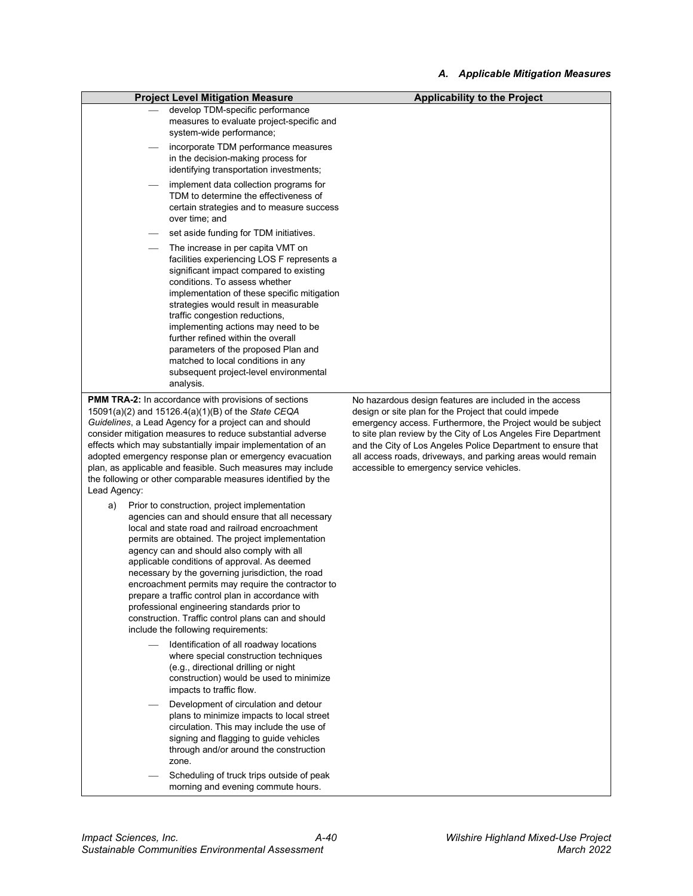| Project Level Mitigation Measure | Applicability to the Project |
|---|---|
| — develop TDM-specific performance measures to evaluate project-specific and system-wide performance;<br><br>— incorporate TDM performance measures in the decision-making process for identifying transportation investments;<br><br>— implement data collection programs for TDM to determine the effectiveness of certain strategies and to measure success over time; and<br><br>— set aside funding for TDM initiatives.<br><br>— The increase in per capita VMT on facilities experiencing LOS F represents a significant impact compared to existing conditions. To assess whether implementation of these specific mitigation strategies would result in measurable traffic congestion reductions, implementing actions may need to be further refined within the overall parameters of the proposed Plan and matched to local conditions in any subsequent project-level environmental analysis. | |
| **PMM TRA-2:** In accordance with provisions of sections 15091(a)(2) and 15126.4(a)(1)(B) of the *State CEQA Guidelines*, a Lead Agency for a project can and should consider mitigation measures to reduce substantial adverse effects which may substantially impair implementation of an adopted emergency response plan or emergency evacuation plan, as applicable and feasible. Such measures may include the following or other comparable measures identified by the Lead Agency:<br><br>a) Prior to construction, project implementation agencies can and should ensure that all necessary local and state road and railroad encroachment permits are obtained. The project implementation agency can and should also comply with all applicable conditions of approval. As deemed necessary by the governing jurisdiction, the road encroachment permits may require the contractor to prepare a traffic control plan in accordance with professional engineering standards prior to construction. Traffic control plans can and should include the following requirements:<br><br>— Identification of all roadway locations where special construction techniques (e.g., directional drilling or night construction) would be used to minimize impacts to traffic flow.<br><br>— Development of circulation and detour plans to minimize impacts to local street circulation. This may include the use of signing and flagging to guide vehicles through and/or around the construction zone.<br><br>— Scheduling of truck trips outside of peak morning and evening commute hours. | No hazardous design features are included in the access design or site plan for the Project that could impede emergency access. Furthermore, the Project would be subject to site plan review by the City of Los Angeles Fire Department and the City of Los Angeles Police Department to ensure that all access roads, driveways, and parking areas would remain accessible to emergency service vehicles. |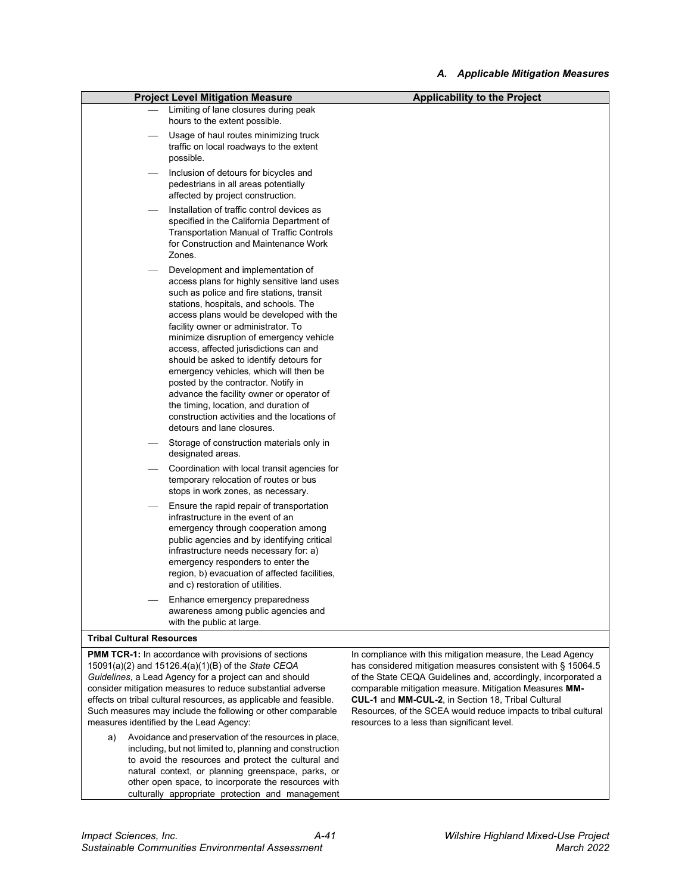### *A. Applicable Mitigation Measures*

| Project Level Mitigation Measure | Applicability to the Project |
|---|---|
| — Limiting of lane closures during peak hours to the extent possible.<br>— Usage of haul routes minimizing truck traffic on local roadways to the extent possible.<br>— Inclusion of detours for bicycles and pedestrians in all areas potentially affected by project construction.<br>— Installation of traffic control devices as specified in the California Department of Transportation Manual of Traffic Controls for Construction and Maintenance Work Zones.<br>— Development and implementation of access plans for highly sensitive land uses such as police and fire stations, transit stations, hospitals, and schools. The access plans would be developed with the facility owner or administrator. To minimize disruption of emergency vehicle access, affected jurisdictions can and should be asked to identify detours for emergency vehicles, which will then be posted by the contractor. Notify in advance the facility owner or operator of the timing, location, and duration of construction activities and the locations of detours and lane closures.<br>— Storage of construction materials only in designated areas.<br>— Coordination with local transit agencies for temporary relocation of routes or bus stops in work zones, as necessary.<br>— Ensure the rapid repair of transportation infrastructure in the event of an emergency through cooperation among public agencies and by identifying critical infrastructure needs necessary for: a) emergency responders to enter the region, b) evacuation of affected facilities, and c) restoration of utilities.<br>— Enhance emergency preparedness awareness among public agencies and with the public at large. | |
| **Tribal Cultural Resources** | |
| **PMM TCR-1:** In accordance with provisions of sections 15091(a)(2) and 15126.4(a)(1)(B) of the *State CEQA Guidelines*, a Lead Agency for a project can and should consider mitigation measures to reduce substantial adverse effects on tribal cultural resources, as applicable and feasible. Such measures may include the following or other comparable measures identified by the Lead Agency:<br>a) Avoidance and preservation of the resources in place, including, but not limited to, planning and construction to avoid the resources and protect the cultural and natural context, or planning greenspace, parks, or other open space, to incorporate the resources with culturally appropriate protection and management | In compliance with this mitigation measure, the Lead Agency has considered mitigation measures consistent with § 15064.5 of the State CEQA Guidelines and, accordingly, incorporated a comparable mitigation measure. Mitigation Measures **MM-CUL-1** and **MM-CUL-2**, in Section 18, Tribal Cultural Resources, of the SCEA would reduce impacts to tribal cultural resources to a less than significant level. |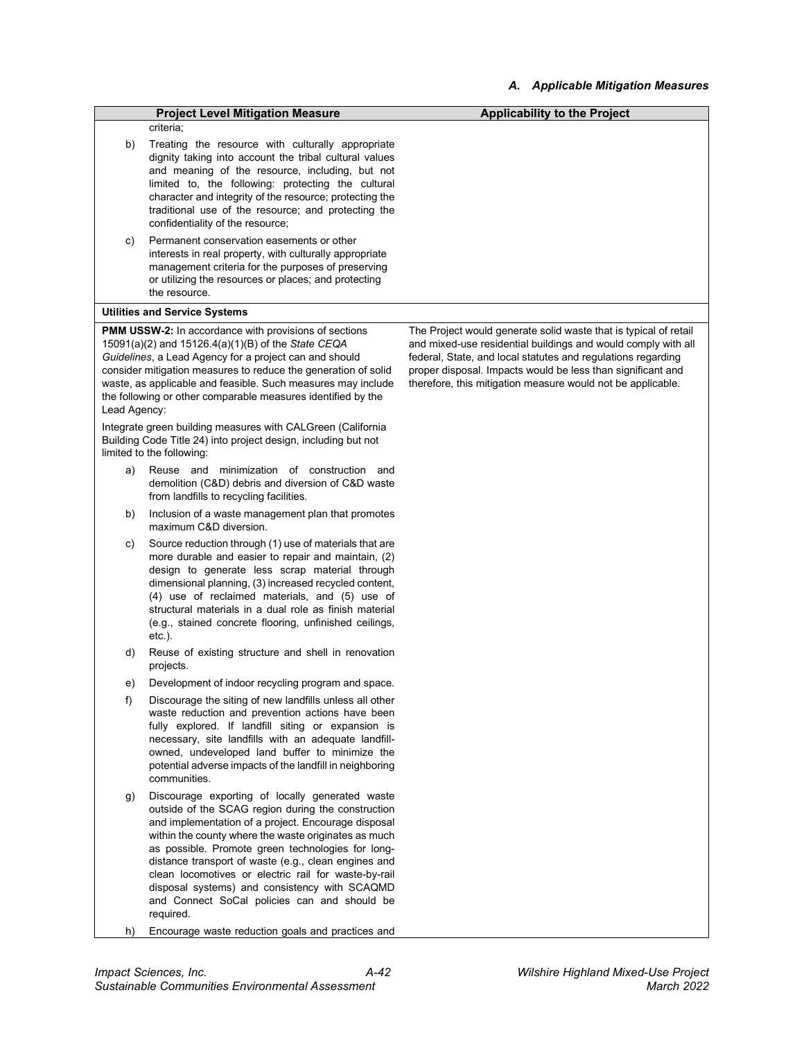| Project Level Mitigation Measure | Applicability to the Project |
|---|---|
| criteria;<br><br>b) Treating the resource with culturally appropriate dignity taking into account the tribal cultural values and meaning of the resource, including, but not limited to, the following: protecting the cultural character and integrity of the resource; protecting the traditional use of the resource; and protecting the confidentiality of the resource;<br><br>c) Permanent conservation easements or other interests in real property, with culturally appropriate management criteria for the purposes of preserving or utilizing the resources or places; and protecting the resource. | |
| **Utilities and Service Systems** | |
| **PMM USSW-2:** In accordance with provisions of sections 15091(a)(2) and 15126.4(a)(1)(B) of the *State CEQA Guidelines*, a Lead Agency for a project can and should consider mitigation measures to reduce the generation of solid waste, as applicable and feasible. Such measures may include the following or other comparable measures identified by the Lead Agency:<br><br>Integrate green building measures with CALGreen (California Building Code Title 24) into project design, including but not limited to the following:<br><br>a) Reuse and minimization of construction and demolition (C&D) debris and diversion of C&D waste from landfills to recycling facilities.<br><br>b) Inclusion of a waste management plan that promotes maximum C&D diversion.<br><br>c) Source reduction through (1) use of materials that are more durable and easier to repair and maintain, (2) design to generate less scrap material through dimensional planning, (3) increased recycled content, (4) use of reclaimed materials, and (5) use of structural materials in a dual role as finish material (e.g., stained concrete flooring, unfinished ceilings, etc.).<br><br>d) Reuse of existing structure and shell in renovation projects.<br><br>e) Development of indoor recycling program and space.<br><br>f) Discourage the siting of new landfills unless all other waste reduction and prevention actions have been fully explored. If landfill siting or expansion is necessary, site landfills with an adequate landfill-owned, undeveloped land buffer to minimize the potential adverse impacts of the landfill in neighboring communities.<br><br>g) Discourage exporting of locally generated waste outside of the SCAG region during the construction and implementation of a project. Encourage disposal within the county where the waste originates as much as possible. Promote green technologies for long-distance transport of waste (e.g., clean engines and clean locomotives or electric rail for waste-by-rail disposal systems) and consistency with SCAQMD and Connect SoCal policies can and should be required.<br><br>h) Encourage waste reduction goals and practices and | The Project would generate solid waste that is typical of retail and mixed-use residential buildings and would comply with all federal, State, and local statutes and regulations regarding proper disposal. Impacts would be less than significant and therefore, this mitigation measure would not be applicable. |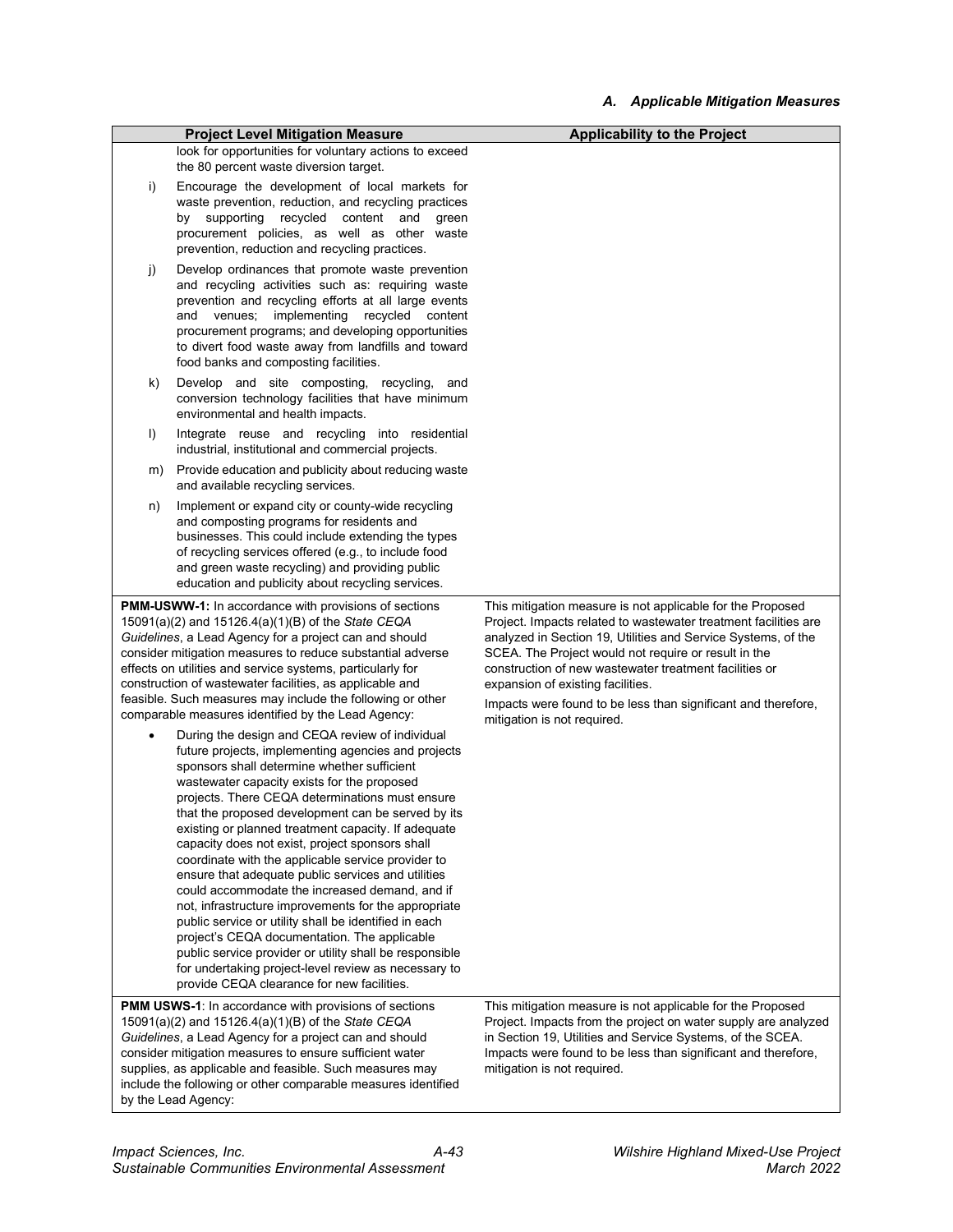### A. Applicable Mitigation Measures

| Project Level Mitigation Measure | Applicability to the Project |
|---|---|
| look for opportunities for voluntary actions to exceed the 80 percent waste diversion target.<br><br>i) Encourage the development of local markets for waste prevention, reduction, and recycling practices by supporting recycled content and green procurement policies, as well as other waste prevention, reduction and recycling practices.<br><br>j) Develop ordinances that promote waste prevention and recycling activities such as: requiring waste prevention and recycling efforts at all large events and venues; implementing recycled content procurement programs; and developing opportunities to divert food waste away from landfills and toward food banks and composting facilities.<br><br>k) Develop and site composting, recycling, and conversion technology facilities that have minimum environmental and health impacts.<br><br>l) Integrate reuse and recycling into residential industrial, institutional and commercial projects.<br><br>m) Provide education and publicity about reducing waste and available recycling services.<br><br>n) Implement or expand city or county-wide recycling and composting programs for residents and businesses. This could include extending the types of recycling services offered (e.g., to include food and green waste recycling) and providing public education and publicity about recycling services. | |
| **PMM-USWW-1:** In accordance with provisions of sections 15091(a)(2) and 15126.4(a)(1)(B) of the *State CEQA Guidelines*, a Lead Agency for a project can and should consider mitigation measures to reduce substantial adverse effects on utilities and service systems, particularly for construction of wastewater facilities, as applicable and feasible. Such measures may include the following or other comparable measures identified by the Lead Agency:<br><br>• During the design and CEQA review of individual future projects, implementing agencies and projects sponsors shall determine whether sufficient wastewater capacity exists for the proposed projects. There CEQA determinations must ensure that the proposed development can be served by its existing or planned treatment capacity. If adequate capacity does not exist, project sponsors shall coordinate with the applicable service provider to ensure that adequate public services and utilities could accommodate the increased demand, and if not, infrastructure improvements for the appropriate public service or utility shall be identified in each project's CEQA documentation. The applicable public service provider or utility shall be responsible for undertaking project-level review as necessary to provide CEQA clearance for new facilities. | This mitigation measure is not applicable for the Proposed Project. Impacts related to wastewater treatment facilities are analyzed in Section 19, Utilities and Service Systems, of the SCEA. The Project would not require or result in the construction of new wastewater treatment facilities or expansion of existing facilities.<br><br>Impacts were found to be less than significant and therefore, mitigation is not required. |
| **PMM USWS-1**: In accordance with provisions of sections 15091(a)(2) and 15126.4(a)(1)(B) of the *State CEQA Guidelines*, a Lead Agency for a project can and should consider mitigation measures to ensure sufficient water supplies, as applicable and feasible. Such measures may include the following or other comparable measures identified by the Lead Agency: | This mitigation measure is not applicable for the Proposed Project. Impacts from the project on water supply are analyzed in Section 19, Utilities and Service Systems, of the SCEA. Impacts were found to be less than significant and therefore, mitigation is not required. |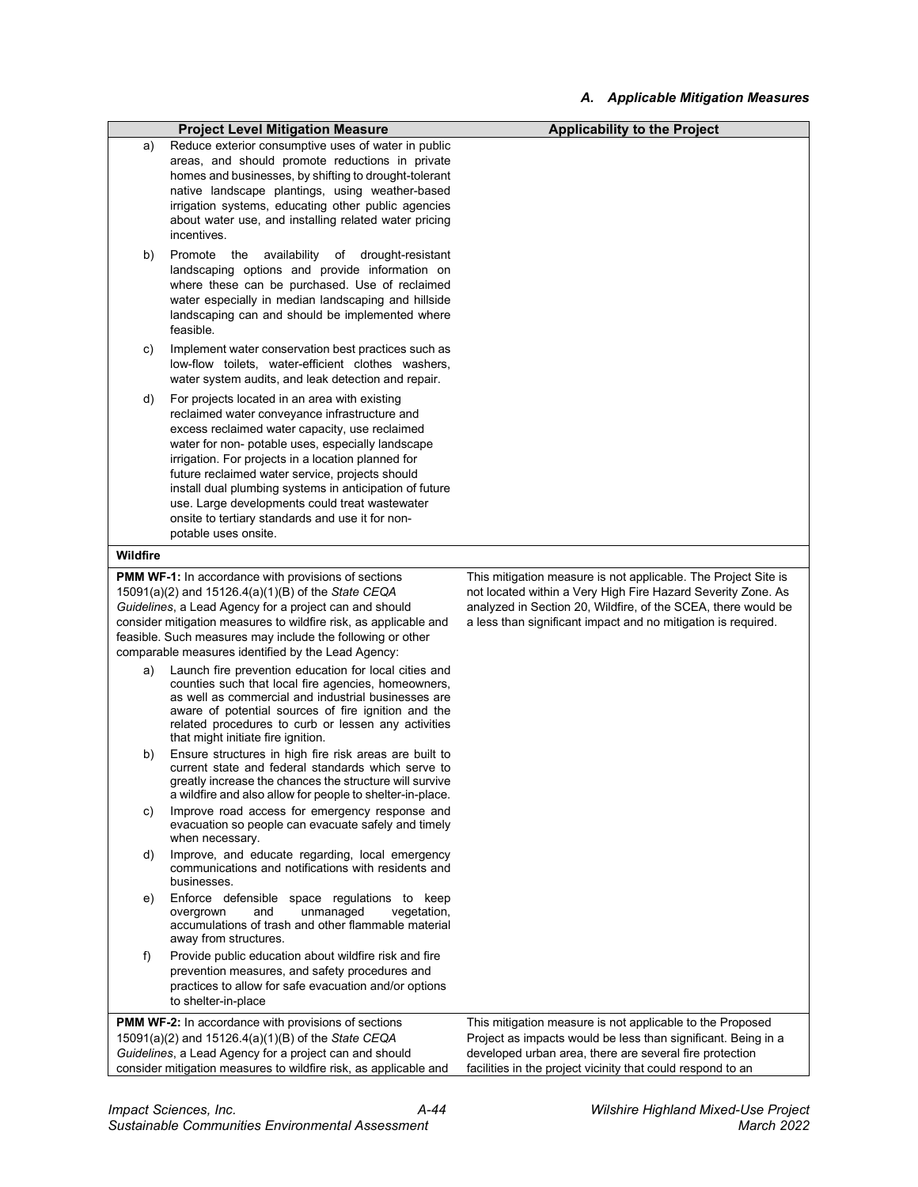| Project Level Mitigation Measure | Applicability to the Project |
|---|---|
| a) Reduce exterior consumptive uses of water in public areas, and should promote reductions in private homes and businesses, by shifting to drought-tolerant native landscape plantings, using weather-based irrigation systems, educating other public agencies about water use, and installing related water pricing incentives.<br><br>b) Promote the availability of drought-resistant landscaping options and provide information on where these can be purchased. Use of reclaimed water especially in median landscaping and hillside landscaping can and should be implemented where feasible.<br><br>c) Implement water conservation best practices such as low-flow toilets, water-efficient clothes washers, water system audits, and leak detection and repair.<br><br>d) For projects located in an area with existing reclaimed water conveyance infrastructure and excess reclaimed water capacity, use reclaimed water for non- potable uses, especially landscape irrigation. For projects in a location planned for future reclaimed water service, projects should install dual plumbing systems in anticipation of future use. Large developments could treat wastewater onsite to tertiary standards and use it for non-potable uses onsite. | |
| **Wildfire** | |
| **PMM WF-1:** In accordance with provisions of sections 15091(a)(2) and 15126.4(a)(1)(B) of the *State CEQA Guidelines*, a Lead Agency for a project can and should consider mitigation measures to wildfire risk, as applicable and feasible. Such measures may include the following or other comparable measures identified by the Lead Agency:<br><br>a) Launch fire prevention education for local cities and counties such that local fire agencies, homeowners, as well as commercial and industrial businesses are aware of potential sources of fire ignition and the related procedures to curb or lessen any activities that might initiate fire ignition.<br><br>b) Ensure structures in high fire risk areas are built to current state and federal standards which serve to greatly increase the chances the structure will survive a wildfire and also allow for people to shelter-in-place.<br><br>c) Improve road access for emergency response and evacuation so people can evacuate safely and timely when necessary.<br><br>d) Improve, and educate regarding, local emergency communications and notifications with residents and businesses.<br><br>e) Enforce defensible space regulations to keep overgrown and unmanaged vegetation, accumulations of trash and other flammable material away from structures.<br><br>f) Provide public education about wildfire risk and fire prevention measures, and safety procedures and practices to allow for safe evacuation and/or options to shelter-in-place | This mitigation measure is not applicable. The Project Site is not located within a Very High Fire Hazard Severity Zone. As analyzed in Section 20, Wildfire, of the SCEA, there would be a less than significant impact and no mitigation is required. |
| **PMM WF-2:** In accordance with provisions of sections 15091(a)(2) and 15126.4(a)(1)(B) of the *State CEQA Guidelines*, a Lead Agency for a project can and should consider mitigation measures to wildfire risk, as applicable and | This mitigation measure is not applicable to the Proposed Project as impacts would be less than significant. Being in a developed urban area, there are several fire protection facilities in the project vicinity that could respond to an |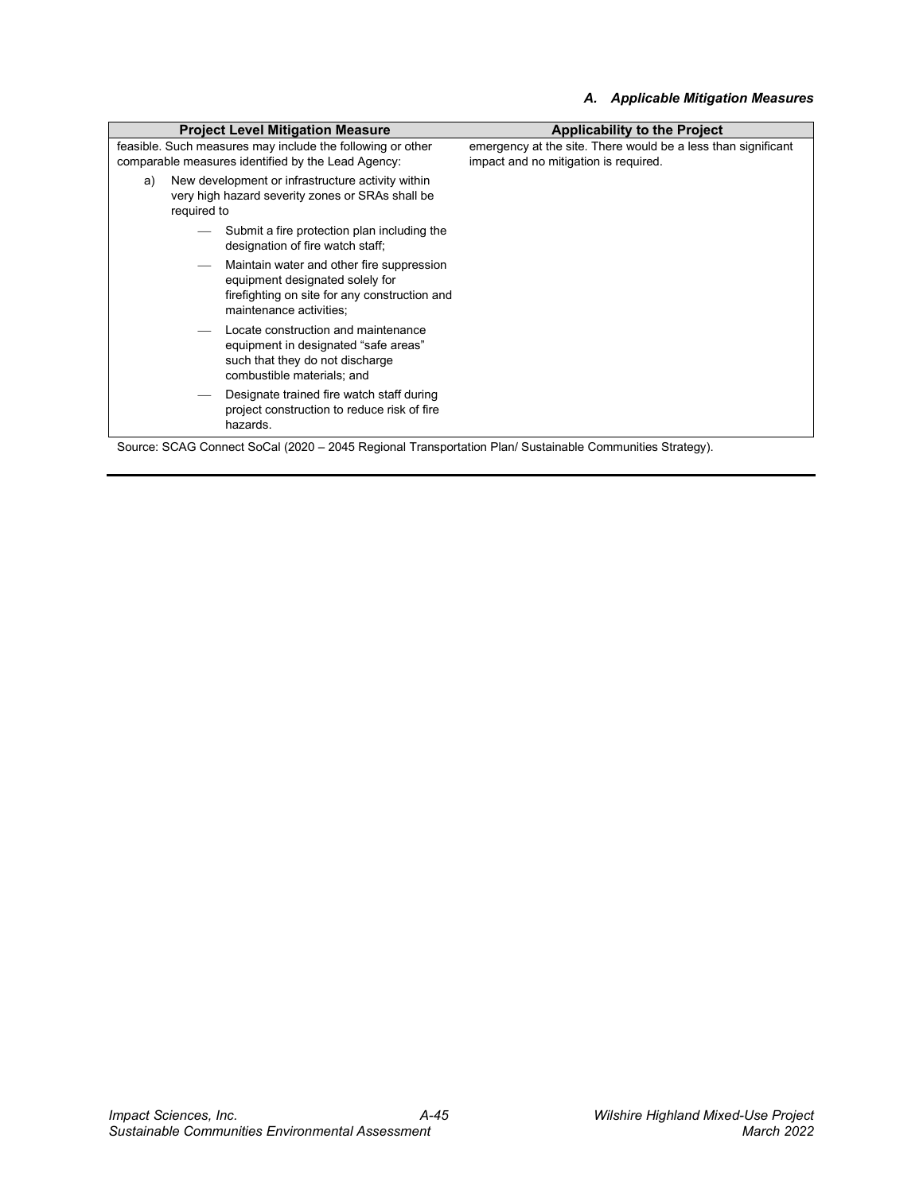*A. Applicable Mitigation Measures*

| Project Level Mitigation Measure | Applicability to the Project |
|---|---|
| feasible. Such measures may include the following or other comparable measures identified by the Lead Agency:<br>a) New development or infrastructure activity within very high hazard severity zones or SRAs shall be required to<br>— Submit a fire protection plan including the designation of fire watch staff;<br>— Maintain water and other fire suppression equipment designated solely for firefighting on site for any construction and maintenance activities;<br>— Locate construction and maintenance equipment in designated "safe areas" such that they do not discharge combustible materials; and<br>— Designate trained fire watch staff during project construction to reduce risk of fire hazards. | emergency at the site. There would be a less than significant impact and no mitigation is required. |

Source: SCAG Connect SoCal (2020 – 2045 Regional Transportation Plan/ Sustainable Communities Strategy).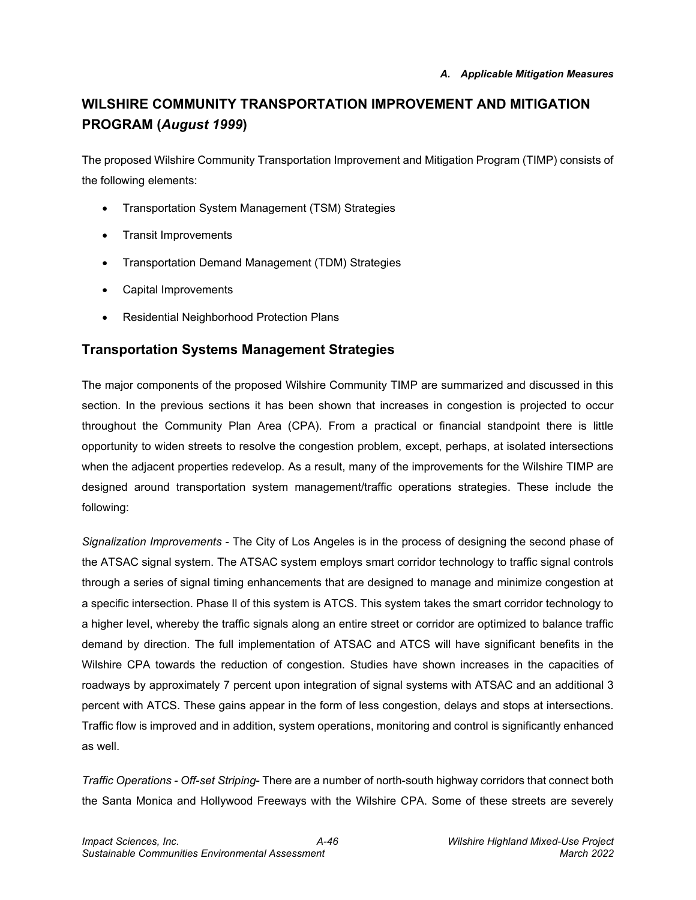## WILSHIRE COMMUNITY TRANSPORTATION IMPROVEMENT AND MITIGATION PROGRAM (*August 1999*)

The proposed Wilshire Community Transportation Improvement and Mitigation Program (TIMP) consists of the following elements:

- Transportation System Management (TSM) Strategies
- Transit Improvements
- Transportation Demand Management (TDM) Strategies
- Capital Improvements
- Residential Neighborhood Protection Plans

### Transportation Systems Management Strategies

The major components of the proposed Wilshire Community TIMP are summarized and discussed in this section. In the previous sections it has been shown that increases in congestion is projected to occur throughout the Community Plan Area (CPA). From a practical or financial standpoint there is little opportunity to widen streets to resolve the congestion problem, except, perhaps, at isolated intersections when the adjacent properties redevelop. As a result, many of the improvements for the Wilshire TIMP are designed around transportation system management/traffic operations strategies. These include the following:

*Signalization Improvements* - The City of Los Angeles is in the process of designing the second phase of the ATSAC signal system. The ATSAC system employs smart corridor technology to traffic signal controls through a series of signal timing enhancements that are designed to manage and minimize congestion at a specific intersection. Phase II of this system is ATCS. This system takes the smart corridor technology to a higher level, whereby the traffic signals along an entire street or corridor are optimized to balance traffic demand by direction. The full implementation of ATSAC and ATCS will have significant benefits in the Wilshire CPA towards the reduction of congestion. Studies have shown increases in the capacities of roadways by approximately 7 percent upon integration of signal systems with ATSAC and an additional 3 percent with ATCS. These gains appear in the form of less congestion, delays and stops at intersections. Traffic flow is improved and in addition, system operations, monitoring and control is significantly enhanced as well.

*Traffic Operations - Off-set Striping*- There are a number of north-south highway corridors that connect both the Santa Monica and Hollywood Freeways with the Wilshire CPA. Some of these streets are severely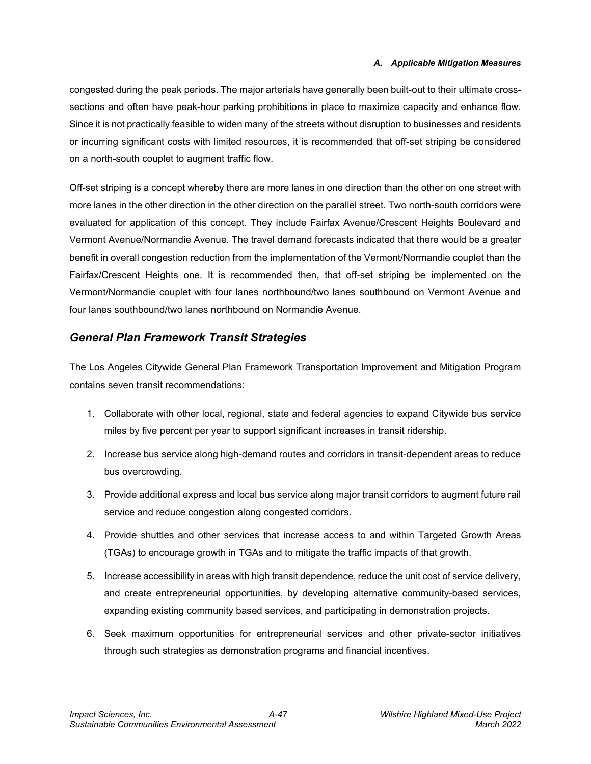congested during the peak periods. The major arterials have generally been built-out to their ultimate cross-sections and often have peak-hour parking prohibitions in place to maximize capacity and enhance flow. Since it is not practically feasible to widen many of the streets without disruption to businesses and residents or incurring significant costs with limited resources, it is recommended that off-set striping be considered on a north-south couplet to augment traffic flow.

Off-set striping is a concept whereby there are more lanes in one direction than the other on one street with more lanes in the other direction in the other direction on the parallel street. Two north-south corridors were evaluated for application of this concept. They include Fairfax Avenue/Crescent Heights Boulevard and Vermont Avenue/Normandie Avenue. The travel demand forecasts indicated that there would be a greater benefit in overall congestion reduction from the implementation of the Vermont/Normandie couplet than the Fairfax/Crescent Heights one. It is recommended then, that off-set striping be implemented on the Vermont/Normandie couplet with four lanes northbound/two lanes southbound on Vermont Avenue and four lanes southbound/two lanes northbound on Normandie Avenue.

## *General Plan Framework Transit Strategies*

The Los Angeles Citywide General Plan Framework Transportation Improvement and Mitigation Program contains seven transit recommendations:

1. Collaborate with other local, regional, state and federal agencies to expand Citywide bus service miles by five percent per year to support significant increases in transit ridership.
2. Increase bus service along high-demand routes and corridors in transit-dependent areas to reduce bus overcrowding.
3. Provide additional express and local bus service along major transit corridors to augment future rail service and reduce congestion along congested corridors.
4. Provide shuttles and other services that increase access to and within Targeted Growth Areas (TGAs) to encourage growth in TGAs and to mitigate the traffic impacts of that growth.
5. Increase accessibility in areas with high transit dependence, reduce the unit cost of service delivery, and create entrepreneurial opportunities, by developing alternative community-based services, expanding existing community based services, and participating in demonstration projects.
6. Seek maximum opportunities for entrepreneurial services and other private-sector initiatives through such strategies as demonstration programs and financial incentives.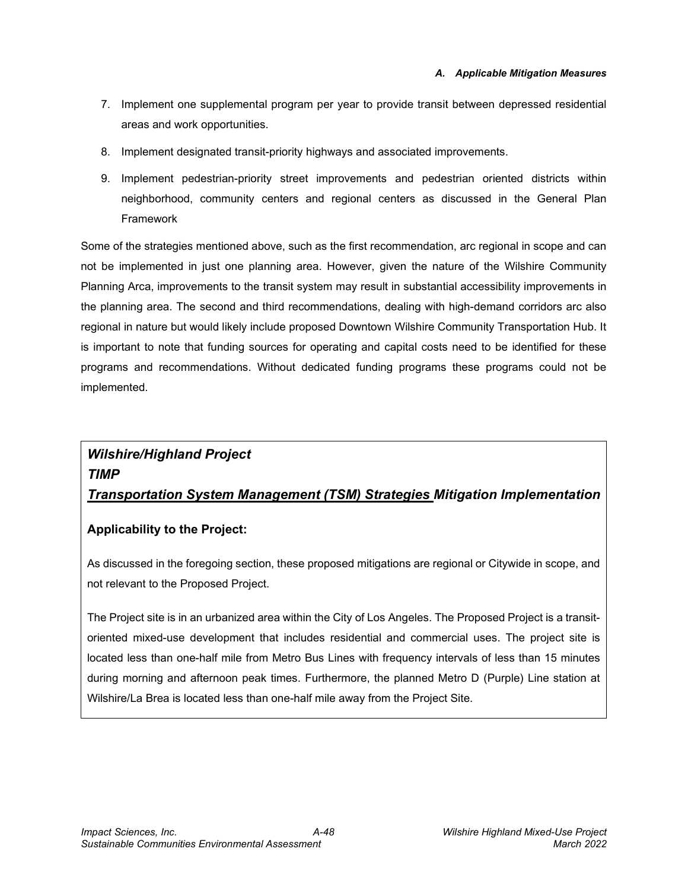7. Implement one supplemental program per year to provide transit between depressed residential areas and work opportunities.
8. Implement designated transit-priority highways and associated improvements.
9. Implement pedestrian-priority street improvements and pedestrian oriented districts within neighborhood, community centers and regional centers as discussed in the General Plan Framework

Some of the strategies mentioned above, such as the first recommendation, arc regional in scope and can not be implemented in just one planning area. However, given the nature of the Wilshire Community Planning Arca, improvements to the transit system may result in substantial accessibility improvements in the planning area. The second and third recommendations, dealing with high-demand corridors arc also regional in nature but would likely include proposed Downtown Wilshire Community Transportation Hub. It is important to note that funding sources for operating and capital costs need to be identified for these programs and recommendations. Without dedicated funding programs these programs could not be implemented.

***Wilshire/Highland Project***
***TIMP***
***<u>Transportation System Management (TSM) Strategies</u> Mitigation Implementation***

**Applicability to the Project:**

As discussed in the foregoing section, these proposed mitigations are regional or Citywide in scope, and not relevant to the Proposed Project.

The Project site is in an urbanized area within the City of Los Angeles. The Proposed Project is a transit-oriented mixed-use development that includes residential and commercial uses. The project site is located less than one-half mile from Metro Bus Lines with frequency intervals of less than 15 minutes during morning and afternoon peak times. Furthermore, the planned Metro D (Purple) Line station at Wilshire/La Brea is located less than one-half mile away from the Project Site.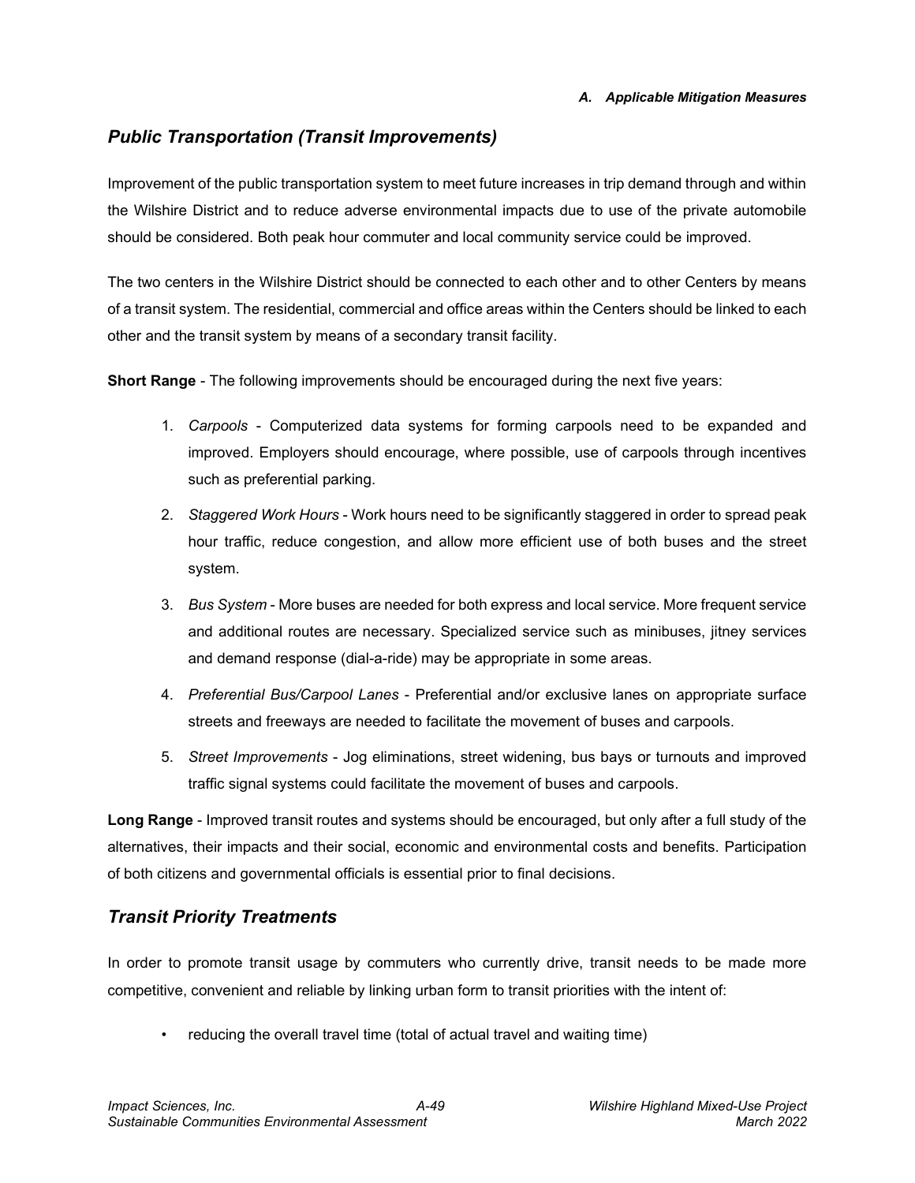## *Public Transportation (Transit Improvements)*

Improvement of the public transportation system to meet future increases in trip demand through and within the Wilshire District and to reduce adverse environmental impacts due to use of the private automobile should be considered. Both peak hour commuter and local community service could be improved.

The two centers in the Wilshire District should be connected to each other and to other Centers by means of a transit system. The residential, commercial and office areas within the Centers should be linked to each other and the transit system by means of a secondary transit facility.

**Short Range** - The following improvements should be encouraged during the next five years:

1. *Carpools* - Computerized data systems for forming carpools need to be expanded and improved. Employers should encourage, where possible, use of carpools through incentives such as preferential parking.
2. *Staggered Work Hours* - Work hours need to be significantly staggered in order to spread peak hour traffic, reduce congestion, and allow more efficient use of both buses and the street system.
3. *Bus System* - More buses are needed for both express and local service. More frequent service and additional routes are necessary. Specialized service such as minibuses, jitney services and demand response (dial-a-ride) may be appropriate in some areas.
4. *Preferential Bus/Carpool Lanes* - Preferential and/or exclusive lanes on appropriate surface streets and freeways are needed to facilitate the movement of buses and carpools.
5. *Street Improvements* - Jog eliminations, street widening, bus bays or turnouts and improved traffic signal systems could facilitate the movement of buses and carpools.

**Long Range** - Improved transit routes and systems should be encouraged, but only after a full study of the alternatives, their impacts and their social, economic and environmental costs and benefits. Participation of both citizens and governmental officials is essential prior to final decisions.

## *Transit Priority Treatments*

In order to promote transit usage by commuters who currently drive, transit needs to be made more competitive, convenient and reliable by linking urban form to transit priorities with the intent of:

- reducing the overall travel time (total of actual travel and waiting time)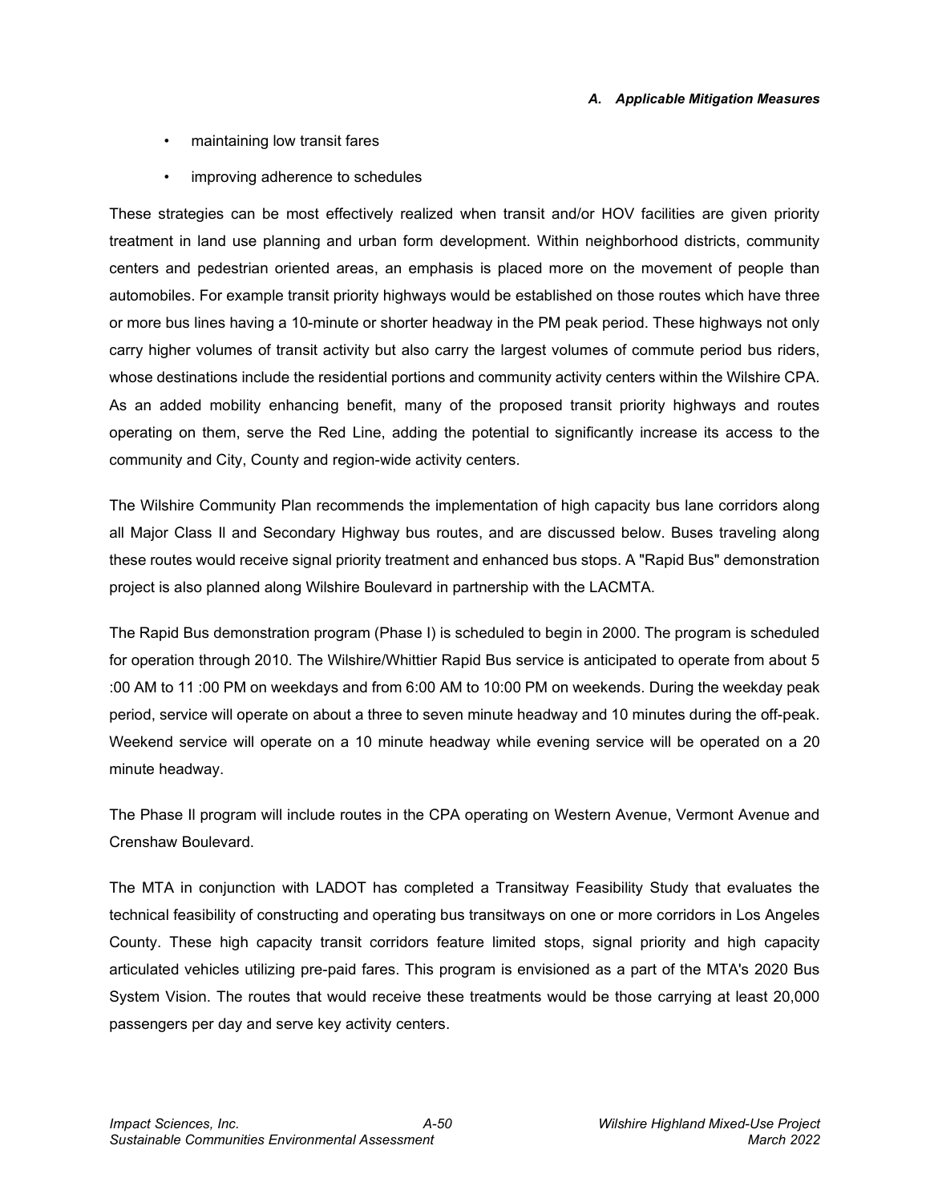- maintaining low transit fares
- improving adherence to schedules

These strategies can be most effectively realized when transit and/or HOV facilities are given priority treatment in land use planning and urban form development. Within neighborhood districts, community centers and pedestrian oriented areas, an emphasis is placed more on the movement of people than automobiles. For example transit priority highways would be established on those routes which have three or more bus lines having a 10-minute or shorter headway in the PM peak period. These highways not only carry higher volumes of transit activity but also carry the largest volumes of commute period bus riders, whose destinations include the residential portions and community activity centers within the Wilshire CPA. As an added mobility enhancing benefit, many of the proposed transit priority highways and routes operating on them, serve the Red Line, adding the potential to significantly increase its access to the community and City, County and region-wide activity centers.

The Wilshire Community Plan recommends the implementation of high capacity bus lane corridors along all Major Class II and Secondary Highway bus routes, and are discussed below. Buses traveling along these routes would receive signal priority treatment and enhanced bus stops. A "Rapid Bus" demonstration project is also planned along Wilshire Boulevard in partnership with the LACMTA.

The Rapid Bus demonstration program (Phase I) is scheduled to begin in 2000. The program is scheduled for operation through 2010. The Wilshire/Whittier Rapid Bus service is anticipated to operate from about 5 :00 AM to 11 :00 PM on weekdays and from 6:00 AM to 10:00 PM on weekends. During the weekday peak period, service will operate on about a three to seven minute headway and 10 minutes during the off-peak. Weekend service will operate on a 10 minute headway while evening service will be operated on a 20 minute headway.

The Phase II program will include routes in the CPA operating on Western Avenue, Vermont Avenue and Crenshaw Boulevard.

The MTA in conjunction with LADOT has completed a Transitway Feasibility Study that evaluates the technical feasibility of constructing and operating bus transitways on one or more corridors in Los Angeles County. These high capacity transit corridors feature limited stops, signal priority and high capacity articulated vehicles utilizing pre-paid fares. This program is envisioned as a part of the MTA's 2020 Bus System Vision. The routes that would receive these treatments would be those carrying at least 20,000 passengers per day and serve key activity centers.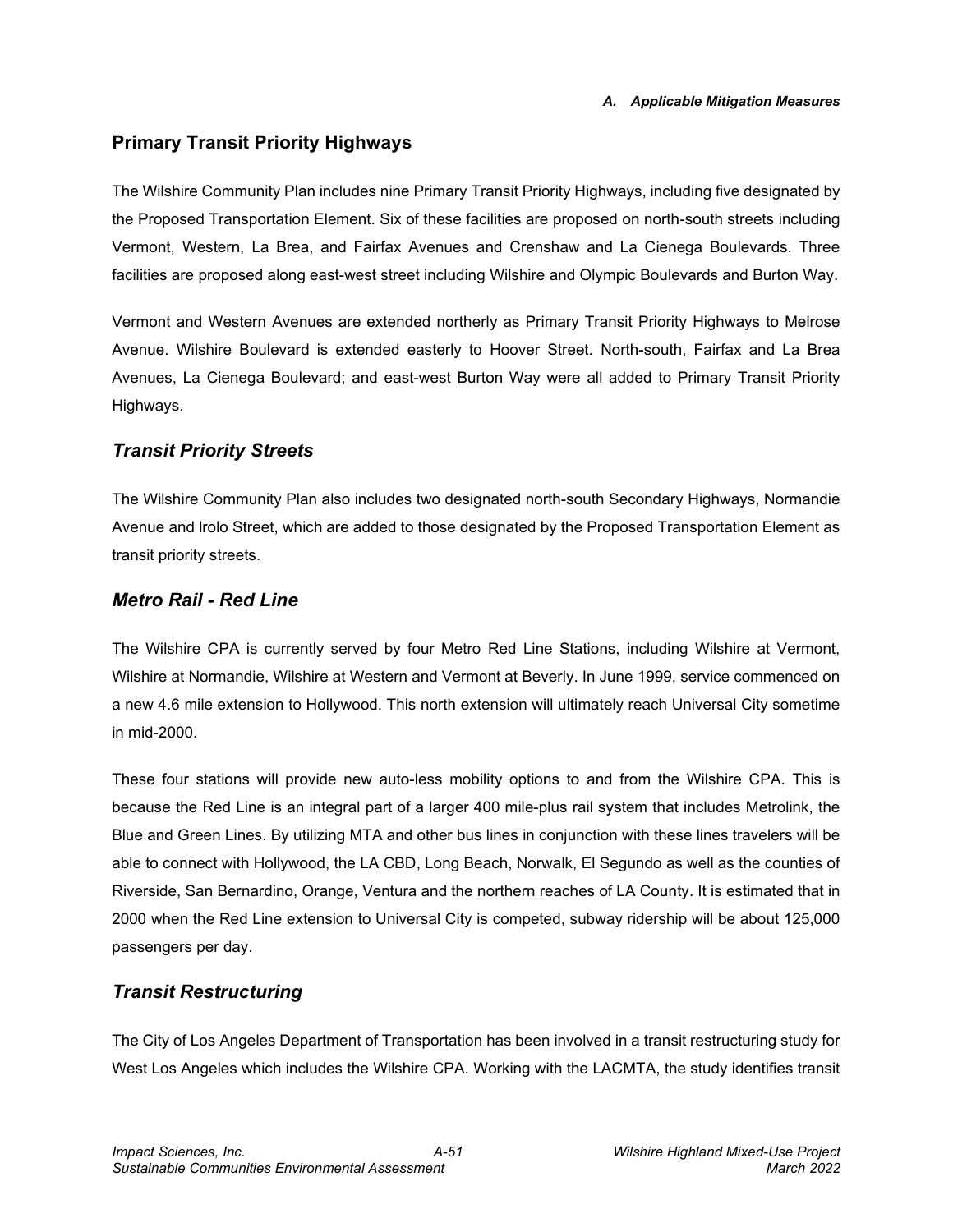## Primary Transit Priority Highways

The Wilshire Community Plan includes nine Primary Transit Priority Highways, including five designated by the Proposed Transportation Element. Six of these facilities are proposed on north-south streets including Vermont, Western, La Brea, and Fairfax Avenues and Crenshaw and La Cienega Boulevards. Three facilities are proposed along east-west street including Wilshire and Olympic Boulevards and Burton Way.

Vermont and Western Avenues are extended northerly as Primary Transit Priority Highways to Melrose Avenue. Wilshire Boulevard is extended easterly to Hoover Street. North-south, Fairfax and La Brea Avenues, La Cienega Boulevard; and east-west Burton Way were all added to Primary Transit Priority Highways.

### *Transit Priority Streets*

The Wilshire Community Plan also includes two designated north-south Secondary Highways, Normandie Avenue and Irolo Street, which are added to those designated by the Proposed Transportation Element as transit priority streets.

### *Metro Rail - Red Line*

The Wilshire CPA is currently served by four Metro Red Line Stations, including Wilshire at Vermont, Wilshire at Normandie, Wilshire at Western and Vermont at Beverly. In June 1999, service commenced on a new 4.6 mile extension to Hollywood. This north extension will ultimately reach Universal City sometime in mid-2000.

These four stations will provide new auto-less mobility options to and from the Wilshire CPA. This is because the Red Line is an integral part of a larger 400 mile-plus rail system that includes Metrolink, the Blue and Green Lines. By utilizing MTA and other bus lines in conjunction with these lines travelers will be able to connect with Hollywood, the LA CBD, Long Beach, Norwalk, El Segundo as well as the counties of Riverside, San Bernardino, Orange, Ventura and the northern reaches of LA County. It is estimated that in 2000 when the Red Line extension to Universal City is competed, subway ridership will be about 125,000 passengers per day.

### *Transit Restructuring*

The City of Los Angeles Department of Transportation has been involved in a transit restructuring study for West Los Angeles which includes the Wilshire CPA. Working with the LACMTA, the study identifies transit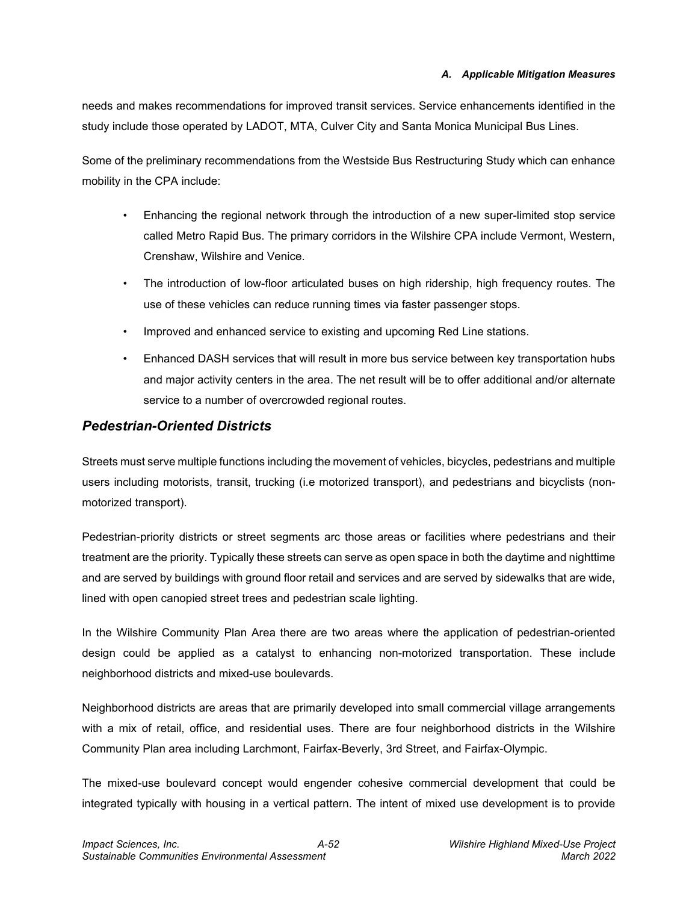needs and makes recommendations for improved transit services. Service enhancements identified in the study include those operated by LADOT, MTA, Culver City and Santa Monica Municipal Bus Lines.

Some of the preliminary recommendations from the Westside Bus Restructuring Study which can enhance mobility in the CPA include:

- Enhancing the regional network through the introduction of a new super-limited stop service called Metro Rapid Bus. The primary corridors in the Wilshire CPA include Vermont, Western, Crenshaw, Wilshire and Venice.
- The introduction of low-floor articulated buses on high ridership, high frequency routes. The use of these vehicles can reduce running times via faster passenger stops.
- Improved and enhanced service to existing and upcoming Red Line stations.
- Enhanced DASH services that will result in more bus service between key transportation hubs and major activity centers in the area. The net result will be to offer additional and/or alternate service to a number of overcrowded regional routes.

## *Pedestrian-Oriented Districts*

Streets must serve multiple functions including the movement of vehicles, bicycles, pedestrians and multiple users including motorists, transit, trucking (i.e motorized transport), and pedestrians and bicyclists (non-motorized transport).

Pedestrian-priority districts or street segments arc those areas or facilities where pedestrians and their treatment are the priority. Typically these streets can serve as open space in both the daytime and nighttime and are served by buildings with ground floor retail and services and are served by sidewalks that are wide, lined with open canopied street trees and pedestrian scale lighting.

In the Wilshire Community Plan Area there are two areas where the application of pedestrian-oriented design could be applied as a catalyst to enhancing non-motorized transportation. These include neighborhood districts and mixed-use boulevards.

Neighborhood districts are areas that are primarily developed into small commercial village arrangements with a mix of retail, office, and residential uses. There are four neighborhood districts in the Wilshire Community Plan area including Larchmont, Fairfax-Beverly, 3rd Street, and Fairfax-Olympic.

The mixed-use boulevard concept would engender cohesive commercial development that could be integrated typically with housing in a vertical pattern. The intent of mixed use development is to provide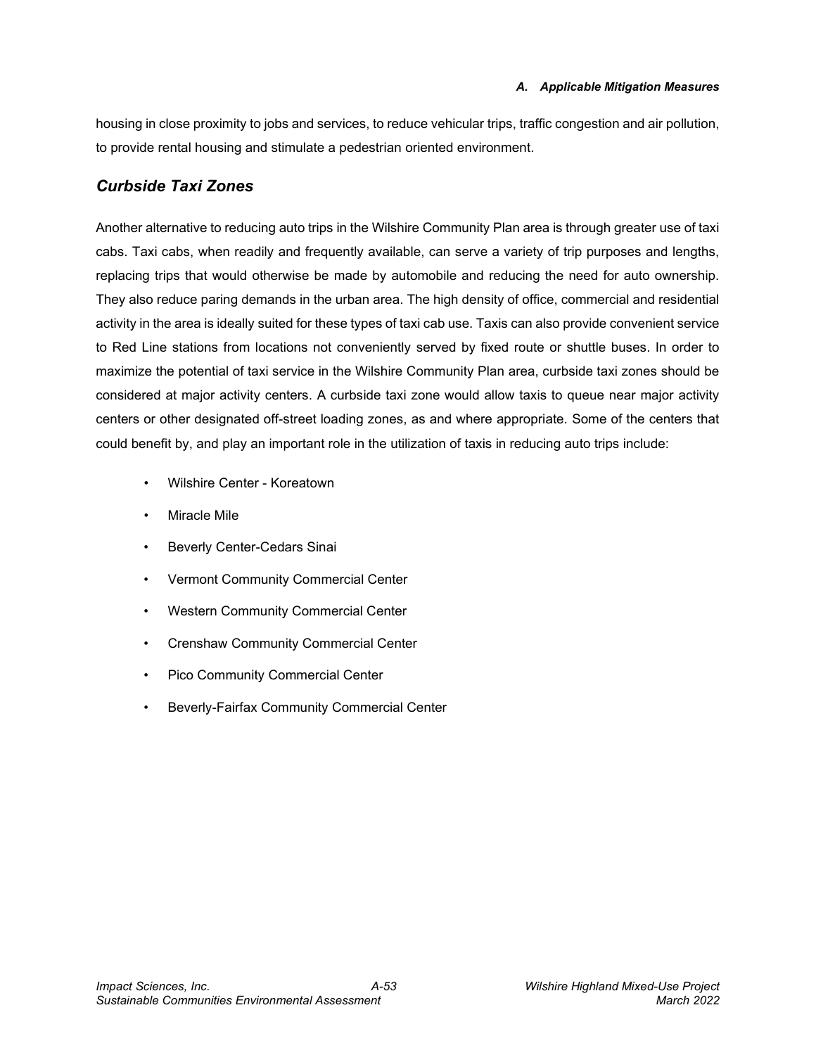housing in close proximity to jobs and services, to reduce vehicular trips, traffic congestion and air pollution, to provide rental housing and stimulate a pedestrian oriented environment.

## *Curbside Taxi Zones*

Another alternative to reducing auto trips in the Wilshire Community Plan area is through greater use of taxi cabs. Taxi cabs, when readily and frequently available, can serve a variety of trip purposes and lengths, replacing trips that would otherwise be made by automobile and reducing the need for auto ownership. They also reduce paring demands in the urban area. The high density of office, commercial and residential activity in the area is ideally suited for these types of taxi cab use. Taxis can also provide convenient service to Red Line stations from locations not conveniently served by fixed route or shuttle buses. In order to maximize the potential of taxi service in the Wilshire Community Plan area, curbside taxi zones should be considered at major activity centers. A curbside taxi zone would allow taxis to queue near major activity centers or other designated off-street loading zones, as and where appropriate. Some of the centers that could benefit by, and play an important role in the utilization of taxis in reducing auto trips include:

- Wilshire Center - Koreatown
- Miracle Mile
- Beverly Center-Cedars Sinai
- Vermont Community Commercial Center
- Western Community Commercial Center
- Crenshaw Community Commercial Center
- Pico Community Commercial Center
- Beverly-Fairfax Community Commercial Center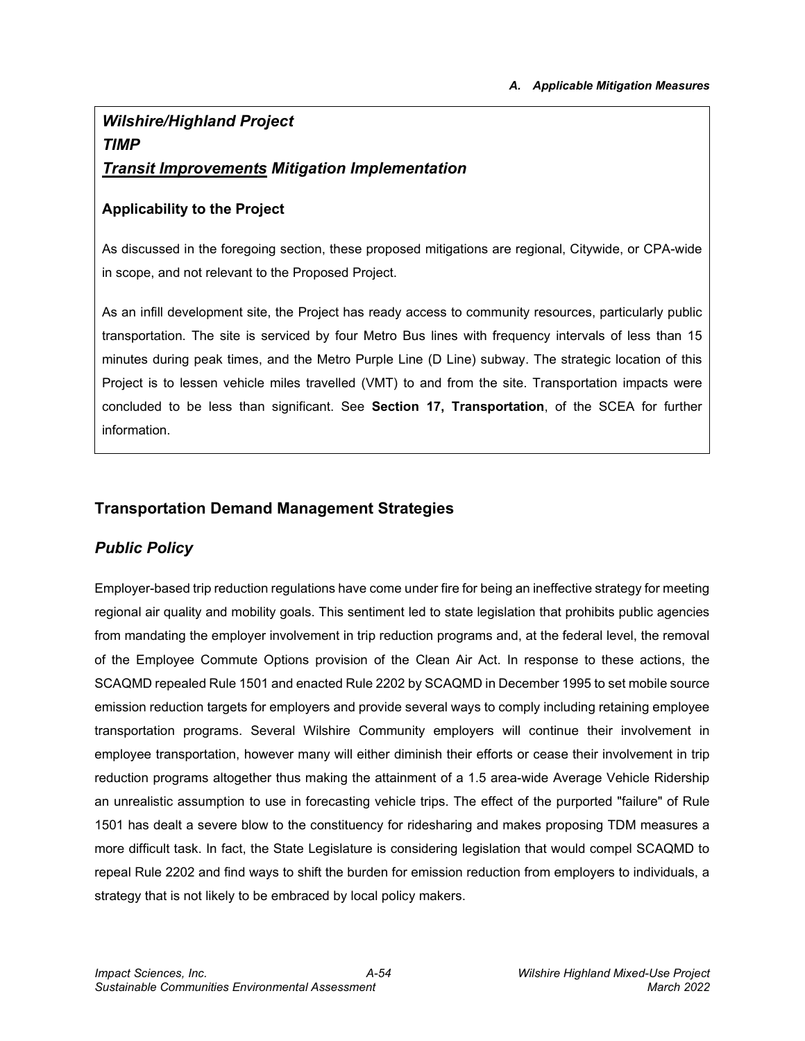***Wilshire/Highland Project***
***TIMP***
***<u>Transit Improvements</u> Mitigation Implementation***

**Applicability to the Project**

As discussed in the foregoing section, these proposed mitigations are regional, Citywide, or CPA-wide in scope, and not relevant to the Proposed Project.

As an infill development site, the Project has ready access to community resources, particularly public transportation. The site is serviced by four Metro Bus lines with frequency intervals of less than 15 minutes during peak times, and the Metro Purple Line (D Line) subway. The strategic location of this Project is to lessen vehicle miles travelled (VMT) to and from the site. Transportation impacts were concluded to be less than significant. See **Section 17, Transportation**, of the SCEA for further information.

## Transportation Demand Management Strategies

### *Public Policy*

Employer-based trip reduction regulations have come under fire for being an ineffective strategy for meeting regional air quality and mobility goals. This sentiment led to state legislation that prohibits public agencies from mandating the employer involvement in trip reduction programs and, at the federal level, the removal of the Employee Commute Options provision of the Clean Air Act. In response to these actions, the SCAQMD repealed Rule 1501 and enacted Rule 2202 by SCAQMD in December 1995 to set mobile source emission reduction targets for employers and provide several ways to comply including retaining employee transportation programs. Several Wilshire Community employers will continue their involvement in employee transportation, however many will either diminish their efforts or cease their involvement in trip reduction programs altogether thus making the attainment of a 1.5 area-wide Average Vehicle Ridership an unrealistic assumption to use in forecasting vehicle trips. The effect of the purported "failure" of Rule 1501 has dealt a severe blow to the constituency for ridesharing and makes proposing TDM measures a more difficult task. In fact, the State Legislature is considering legislation that would compel SCAQMD to repeal Rule 2202 and find ways to shift the burden for emission reduction from employers to individuals, a strategy that is not likely to be embraced by local policy makers.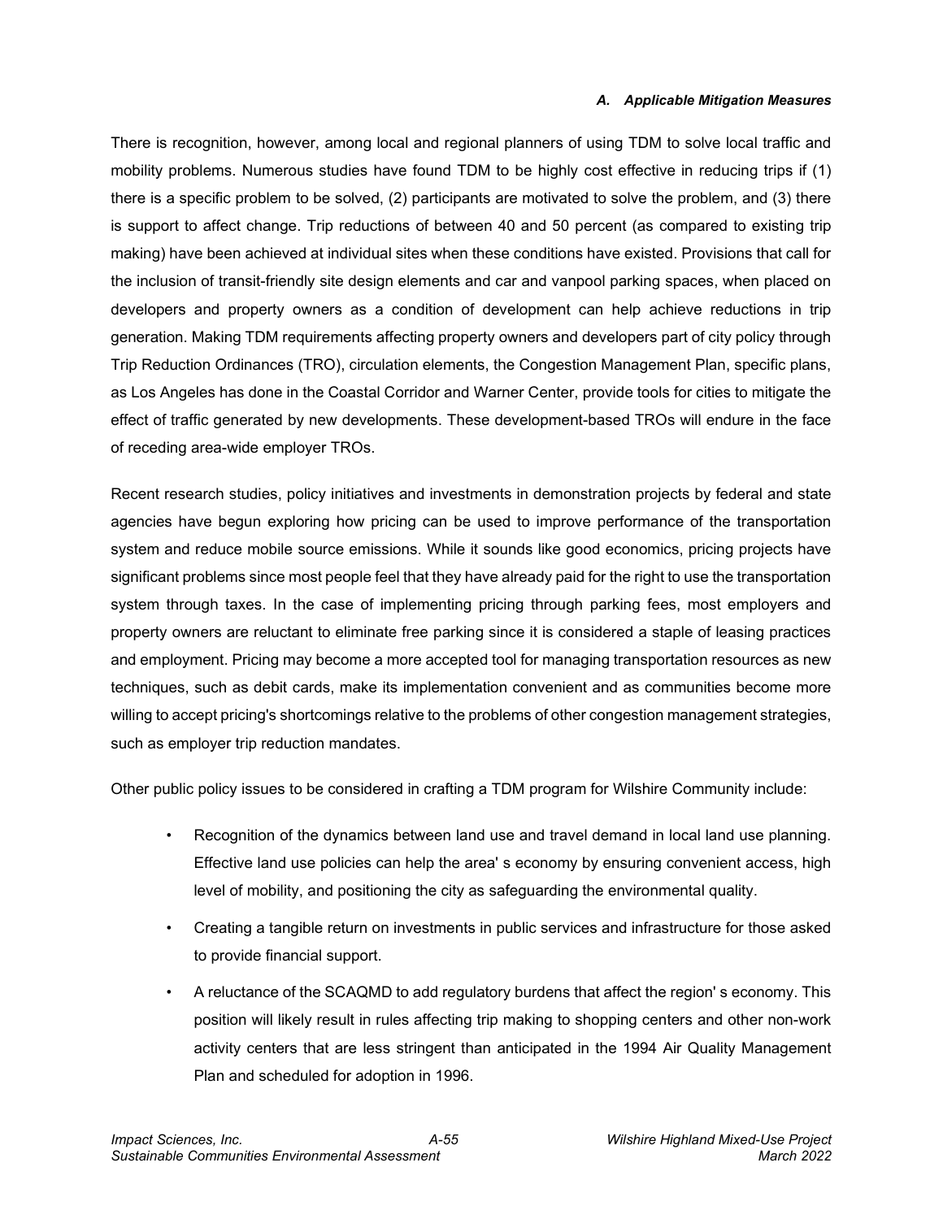There is recognition, however, among local and regional planners of using TDM to solve local traffic and mobility problems. Numerous studies have found TDM to be highly cost effective in reducing trips if (1) there is a specific problem to be solved, (2) participants are motivated to solve the problem, and (3) there is support to affect change. Trip reductions of between 40 and 50 percent (as compared to existing trip making) have been achieved at individual sites when these conditions have existed. Provisions that call for the inclusion of transit-friendly site design elements and car and vanpool parking spaces, when placed on developers and property owners as a condition of development can help achieve reductions in trip generation. Making TDM requirements affecting property owners and developers part of city policy through Trip Reduction Ordinances (TRO), circulation elements, the Congestion Management Plan, specific plans, as Los Angeles has done in the Coastal Corridor and Warner Center, provide tools for cities to mitigate the effect of traffic generated by new developments. These development-based TROs will endure in the face of receding area-wide employer TROs.

Recent research studies, policy initiatives and investments in demonstration projects by federal and state agencies have begun exploring how pricing can be used to improve performance of the transportation system and reduce mobile source emissions. While it sounds like good economics, pricing projects have significant problems since most people feel that they have already paid for the right to use the transportation system through taxes. In the case of implementing pricing through parking fees, most employers and property owners are reluctant to eliminate free parking since it is considered a staple of leasing practices and employment. Pricing may become a more accepted tool for managing transportation resources as new techniques, such as debit cards, make its implementation convenient and as communities become more willing to accept pricing's shortcomings relative to the problems of other congestion management strategies, such as employer trip reduction mandates.

Other public policy issues to be considered in crafting a TDM program for Wilshire Community include:

- Recognition of the dynamics between land use and travel demand in local land use planning. Effective land use policies can help the area' s economy by ensuring convenient access, high level of mobility, and positioning the city as safeguarding the environmental quality.
- Creating a tangible return on investments in public services and infrastructure for those asked to provide financial support.
- A reluctance of the SCAQMD to add regulatory burdens that affect the region' s economy. This position will likely result in rules affecting trip making to shopping centers and other non-work activity centers that are less stringent than anticipated in the 1994 Air Quality Management Plan and scheduled for adoption in 1996.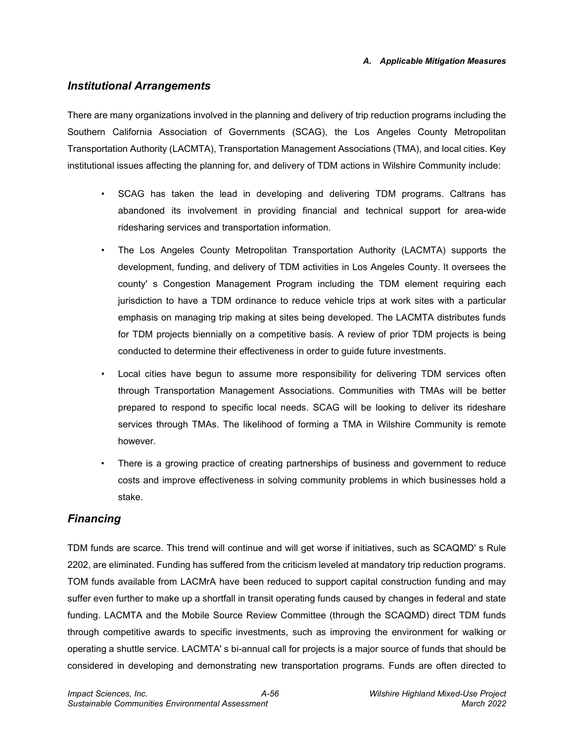## *Institutional Arrangements*

There are many organizations involved in the planning and delivery of trip reduction programs including the Southern California Association of Governments (SCAG), the Los Angeles County Metropolitan Transportation Authority (LACMTA), Transportation Management Associations (TMA), and local cities. Key institutional issues affecting the planning for, and delivery of TDM actions in Wilshire Community include:

- SCAG has taken the lead in developing and delivering TDM programs. Caltrans has abandoned its involvement in providing financial and technical support for area-wide ridesharing services and transportation information.
- The Los Angeles County Metropolitan Transportation Authority (LACMTA) supports the development, funding, and delivery of TDM activities in Los Angeles County. It oversees the county' s Congestion Management Program including the TDM element requiring each jurisdiction to have a TDM ordinance to reduce vehicle trips at work sites with a particular emphasis on managing trip making at sites being developed. The LACMTA distributes funds for TDM projects biennially on a competitive basis. A review of prior TDM projects is being conducted to determine their effectiveness in order to guide future investments.
- Local cities have begun to assume more responsibility for delivering TDM services often through Transportation Management Associations. Communities with TMAs will be better prepared to respond to specific local needs. SCAG will be looking to deliver its rideshare services through TMAs. The likelihood of forming a TMA in Wilshire Community is remote however.
- There is a growing practice of creating partnerships of business and government to reduce costs and improve effectiveness in solving community problems in which businesses hold a stake.

## *Financing*

TDM funds are scarce. This trend will continue and will get worse if initiatives, such as SCAQMD' s Rule 2202, are eliminated. Funding has suffered from the criticism leveled at mandatory trip reduction programs. TOM funds available from LACMrA have been reduced to support capital construction funding and may suffer even further to make up a shortfall in transit operating funds caused by changes in federal and state funding. LACMTA and the Mobile Source Review Committee (through the SCAQMD) direct TDM funds through competitive awards to specific investments, such as improving the environment for walking or operating a shuttle service. LACMTA' s bi-annual call for projects is a major source of funds that should be considered in developing and demonstrating new transportation programs. Funds are often directed to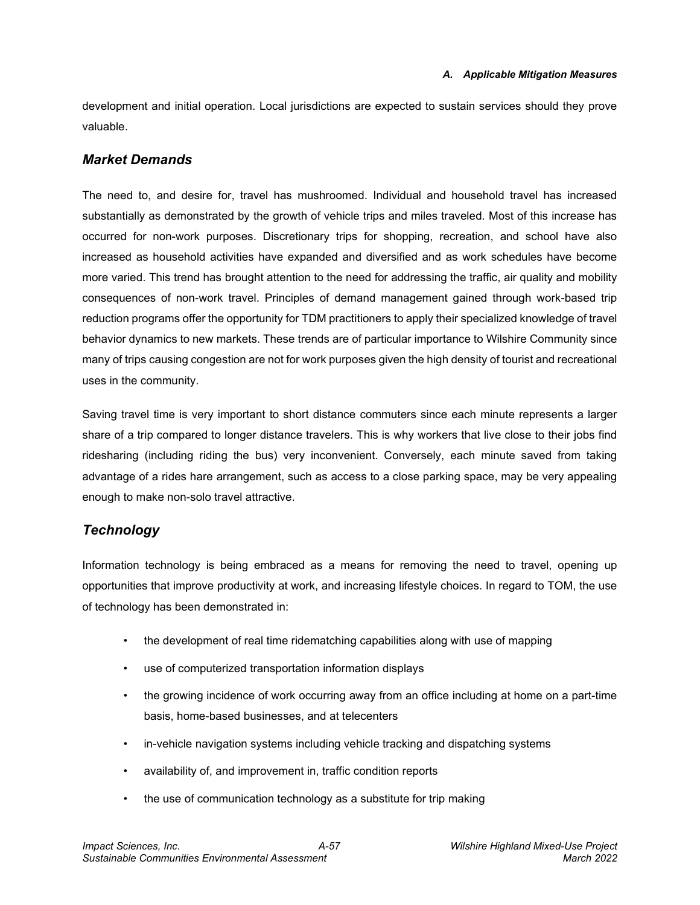development and initial operation. Local jurisdictions are expected to sustain services should they prove valuable.

## *Market Demands*

The need to, and desire for, travel has mushroomed. Individual and household travel has increased substantially as demonstrated by the growth of vehicle trips and miles traveled. Most of this increase has occurred for non-work purposes. Discretionary trips for shopping, recreation, and school have also increased as household activities have expanded and diversified and as work schedules have become more varied. This trend has brought attention to the need for addressing the traffic, air quality and mobility consequences of non-work travel. Principles of demand management gained through work-based trip reduction programs offer the opportunity for TDM practitioners to apply their specialized knowledge of travel behavior dynamics to new markets. These trends are of particular importance to Wilshire Community since many of trips causing congestion are not for work purposes given the high density of tourist and recreational uses in the community.

Saving travel time is very important to short distance commuters since each minute represents a larger share of a trip compared to longer distance travelers. This is why workers that live close to their jobs find ridesharing (including riding the bus) very inconvenient. Conversely, each minute saved from taking advantage of a rides hare arrangement, such as access to a close parking space, may be very appealing enough to make non-solo travel attractive.

## *Technology*

Information technology is being embraced as a means for removing the need to travel, opening up opportunities that improve productivity at work, and increasing lifestyle choices. In regard to TOM, the use of technology has been demonstrated in:

- the development of real time ridematching capabilities along with use of mapping
- use of computerized transportation information displays
- the growing incidence of work occurring away from an office including at home on a part-time basis, home-based businesses, and at telecenters
- in-vehicle navigation systems including vehicle tracking and dispatching systems
- availability of, and improvement in, traffic condition reports
- the use of communication technology as a substitute for trip making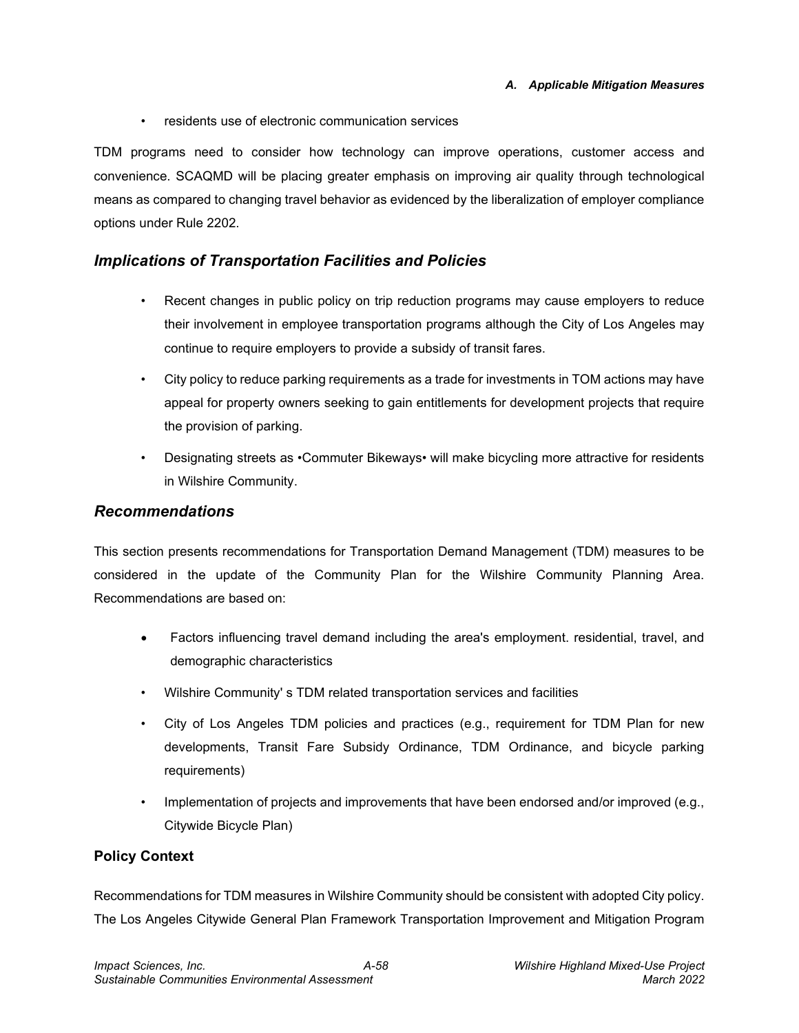- residents use of electronic communication services

TDM programs need to consider how technology can improve operations, customer access and convenience. SCAQMD will be placing greater emphasis on improving air quality through technological means as compared to changing travel behavior as evidenced by the liberalization of employer compliance options under Rule 2202.

## *Implications of Transportation Facilities and Policies*

- Recent changes in public policy on trip reduction programs may cause employers to reduce their involvement in employee transportation programs although the City of Los Angeles may continue to require employers to provide a subsidy of transit fares.
- City policy to reduce parking requirements as a trade for investments in TOM actions may have appeal for property owners seeking to gain entitlements for development projects that require the provision of parking.
- Designating streets as •Commuter Bikeways• will make bicycling more attractive for residents in Wilshire Community.

## *Recommendations*

This section presents recommendations for Transportation Demand Management (TDM) measures to be considered in the update of the Community Plan for the Wilshire Community Planning Area. Recommendations are based on:

- Factors influencing travel demand including the area's employment. residential, travel, and demographic characteristics
- Wilshire Community' s TDM related transportation services and facilities
- City of Los Angeles TDM policies and practices (e.g., requirement for TDM Plan for new developments, Transit Fare Subsidy Ordinance, TDM Ordinance, and bicycle parking requirements)
- Implementation of projects and improvements that have been endorsed and/or improved (e.g., Citywide Bicycle Plan)

### Policy Context

Recommendations for TDM measures in Wilshire Community should be consistent with adopted City policy. The Los Angeles Citywide General Plan Framework Transportation Improvement and Mitigation Program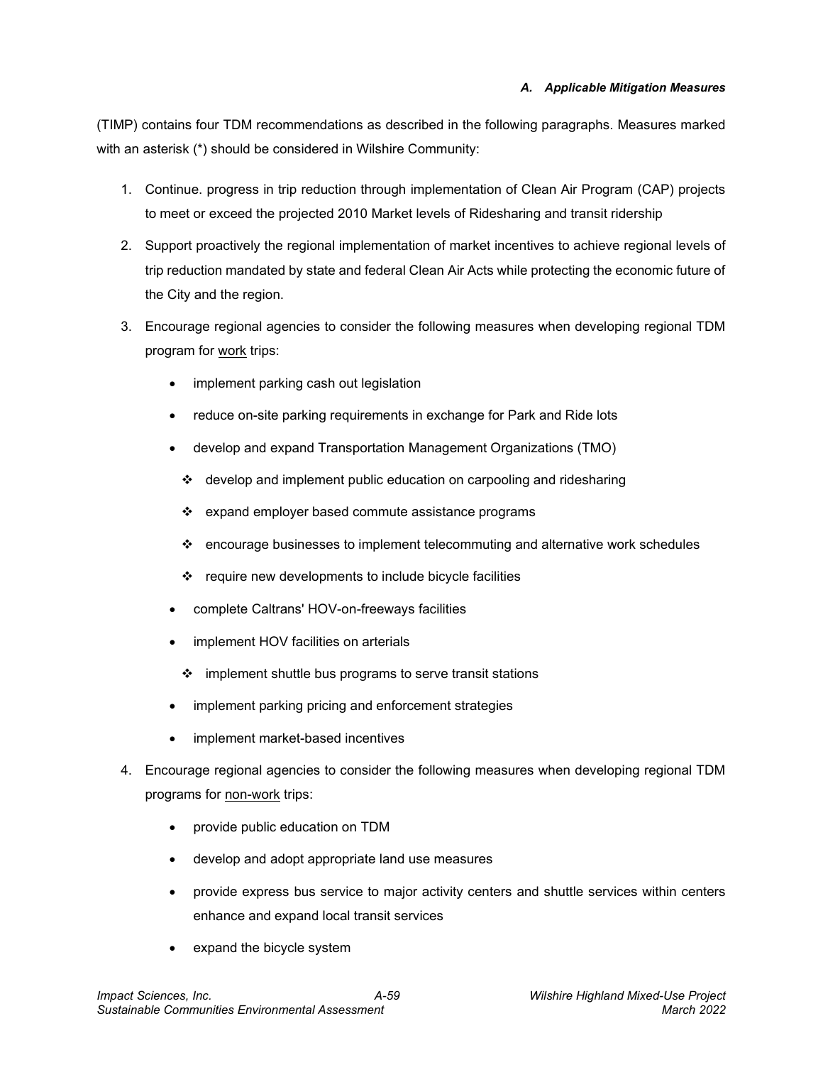(TIMP) contains four TDM recommendations as described in the following paragraphs. Measures marked with an asterisk (*) should be considered in Wilshire Community:

1. Continue. progress in trip reduction through implementation of Clean Air Program (CAP) projects to meet or exceed the projected 2010 Market levels of Ridesharing and transit ridership
2. Support proactively the regional implementation of market incentives to achieve regional levels of trip reduction mandated by state and federal Clean Air Acts while protecting the economic future of the City and the region.
3. Encourage regional agencies to consider the following measures when developing regional TDM program for <u>work</u> trips:
   - implement parking cash out legislation
   - reduce on-site parking requirements in exchange for Park and Ride lots
   - develop and expand Transportation Management Organizations (TMO)
     - ❖ develop and implement public education on carpooling and ridesharing
     - ❖ expand employer based commute assistance programs
     - ❖ encourage businesses to implement telecommuting and alternative work schedules
     - ❖ require new developments to include bicycle facilities
   - complete Caltrans' HOV-on-freeways facilities
   - implement HOV facilities on arterials
     - ❖ implement shuttle bus programs to serve transit stations
   - implement parking pricing and enforcement strategies
   - implement market-based incentives
4. Encourage regional agencies to consider the following measures when developing regional TDM programs for <u>non-work</u> trips:
   - provide public education on TDM
   - develop and adopt appropriate land use measures
   - provide express bus service to major activity centers and shuttle services within centers enhance and expand local transit services
   - expand the bicycle system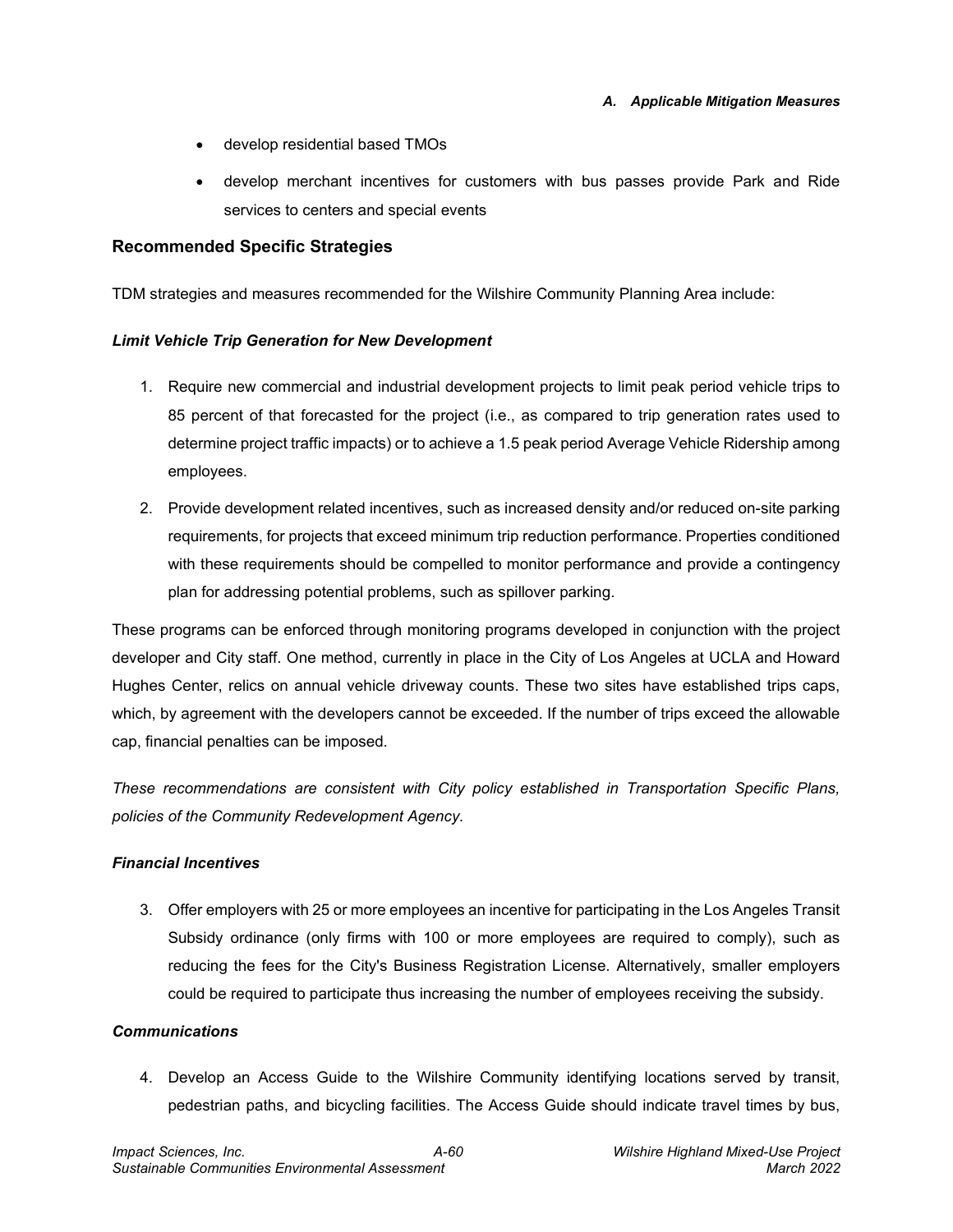- develop residential based TMOs
- develop merchant incentives for customers with bus passes provide Park and Ride services to centers and special events

### Recommended Specific Strategies

TDM strategies and measures recommended for the Wilshire Community Planning Area include:

#### *Limit Vehicle Trip Generation for New Development*

1. Require new commercial and industrial development projects to limit peak period vehicle trips to 85 percent of that forecasted for the project (i.e., as compared to trip generation rates used to determine project traffic impacts) or to achieve a 1.5 peak period Average Vehicle Ridership among employees.
2. Provide development related incentives, such as increased density and/or reduced on-site parking requirements, for projects that exceed minimum trip reduction performance. Properties conditioned with these requirements should be compelled to monitor performance and provide a contingency plan for addressing potential problems, such as spillover parking.

These programs can be enforced through monitoring programs developed in conjunction with the project developer and City staff. One method, currently in place in the City of Los Angeles at UCLA and Howard Hughes Center, relics on annual vehicle driveway counts. These two sites have established trips caps, which, by agreement with the developers cannot be exceeded. If the number of trips exceed the allowable cap, financial penalties can be imposed.

*These recommendations are consistent with City policy established in Transportation Specific Plans, policies of the Community Redevelopment Agency.*

#### *Financial Incentives*

3. Offer employers with 25 or more employees an incentive for participating in the Los Angeles Transit Subsidy ordinance (only firms with 100 or more employees are required to comply), such as reducing the fees for the City's Business Registration License. Alternatively, smaller employers could be required to participate thus increasing the number of employees receiving the subsidy.

#### *Communications*

4. Develop an Access Guide to the Wilshire Community identifying locations served by transit, pedestrian paths, and bicycling facilities. The Access Guide should indicate travel times by bus,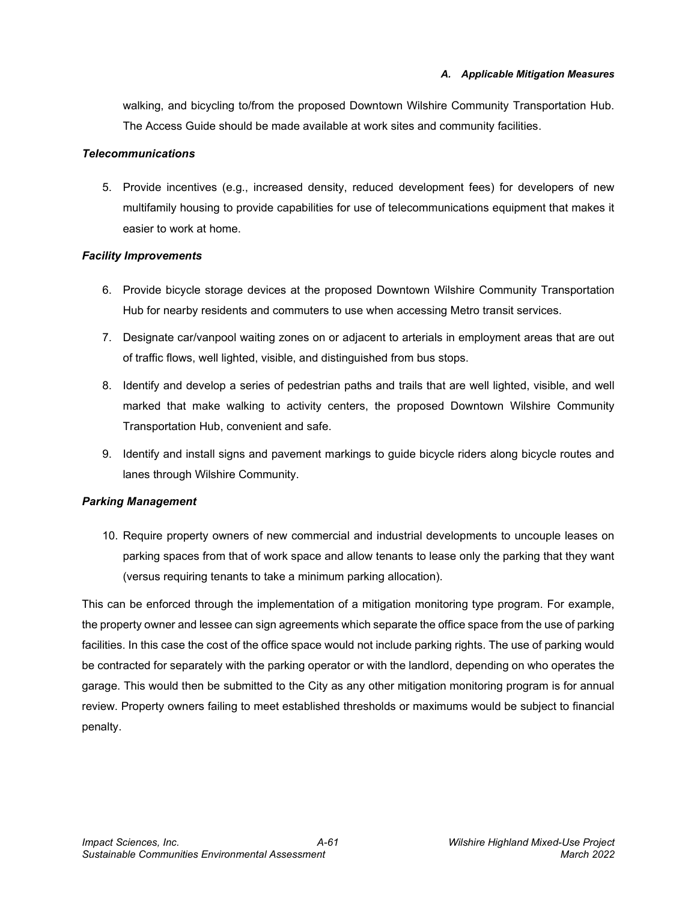walking, and bicycling to/from the proposed Downtown Wilshire Community Transportation Hub. The Access Guide should be made available at work sites and community facilities.

***Telecommunications***

5. Provide incentives (e.g., increased density, reduced development fees) for developers of new multifamily housing to provide capabilities for use of telecommunications equipment that makes it easier to work at home.

***Facility Improvements***

6. Provide bicycle storage devices at the proposed Downtown Wilshire Community Transportation Hub for nearby residents and commuters to use when accessing Metro transit services.
7. Designate car/vanpool waiting zones on or adjacent to arterials in employment areas that are out of traffic flows, well lighted, visible, and distinguished from bus stops.
8. Identify and develop a series of pedestrian paths and trails that are well lighted, visible, and well marked that make walking to activity centers, the proposed Downtown Wilshire Community Transportation Hub, convenient and safe.
9. Identify and install signs and pavement markings to guide bicycle riders along bicycle routes and lanes through Wilshire Community.

***Parking Management***

10. Require property owners of new commercial and industrial developments to uncouple leases on parking spaces from that of work space and allow tenants to lease only the parking that they want (versus requiring tenants to take a minimum parking allocation).

This can be enforced through the implementation of a mitigation monitoring type program. For example, the property owner and lessee can sign agreements which separate the office space from the use of parking facilities. In this case the cost of the office space would not include parking rights. The use of parking would be contracted for separately with the parking operator or with the landlord, depending on who operates the garage. This would then be submitted to the City as any other mitigation monitoring program is for annual review. Property owners failing to meet established thresholds or maximums would be subject to financial penalty.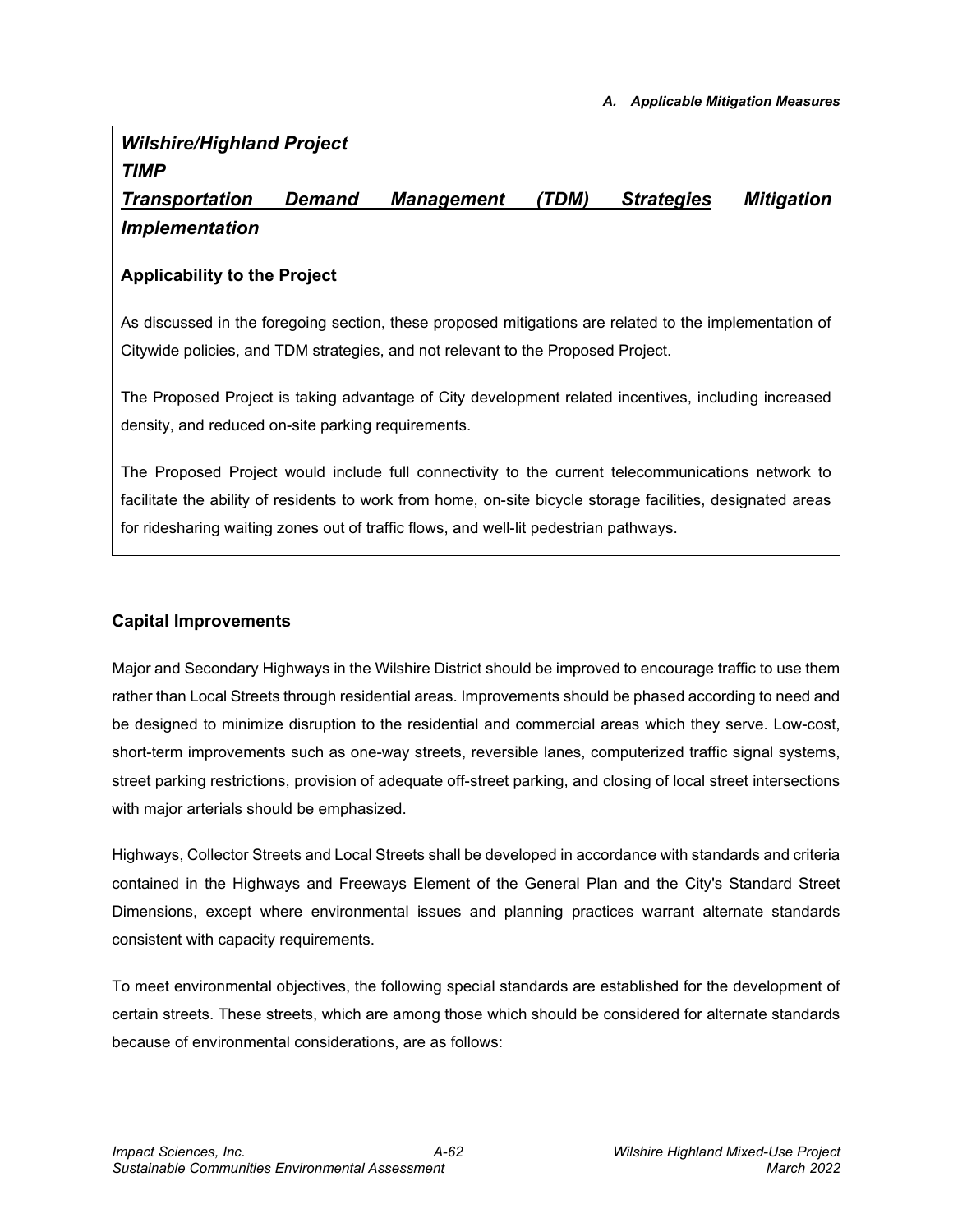*Wilshire/Highland Project*
***TIMP***
***Transportation Demand Management (TDM) Strategies Mitigation Implementation***

**Applicability to the Project**

As discussed in the foregoing section, these proposed mitigations are related to the implementation of Citywide policies, and TDM strategies, and not relevant to the Proposed Project.

The Proposed Project is taking advantage of City development related incentives, including increased density, and reduced on-site parking requirements.

The Proposed Project would include full connectivity to the current telecommunications network to facilitate the ability of residents to work from home, on-site bicycle storage facilities, designated areas for ridesharing waiting zones out of traffic flows, and well-lit pedestrian pathways.

**Capital Improvements**

Major and Secondary Highways in the Wilshire District should be improved to encourage traffic to use them rather than Local Streets through residential areas. Improvements should be phased according to need and be designed to minimize disruption to the residential and commercial areas which they serve. Low-cost, short-term improvements such as one-way streets, reversible lanes, computerized traffic signal systems, street parking restrictions, provision of adequate off-street parking, and closing of local street intersections with major arterials should be emphasized.

Highways, Collector Streets and Local Streets shall be developed in accordance with standards and criteria contained in the Highways and Freeways Element of the General Plan and the City's Standard Street Dimensions, except where environmental issues and planning practices warrant alternate standards consistent with capacity requirements.

To meet environmental objectives, the following special standards are established for the development of certain streets. These streets, which are among those which should be considered for alternate standards because of environmental considerations, are as follows: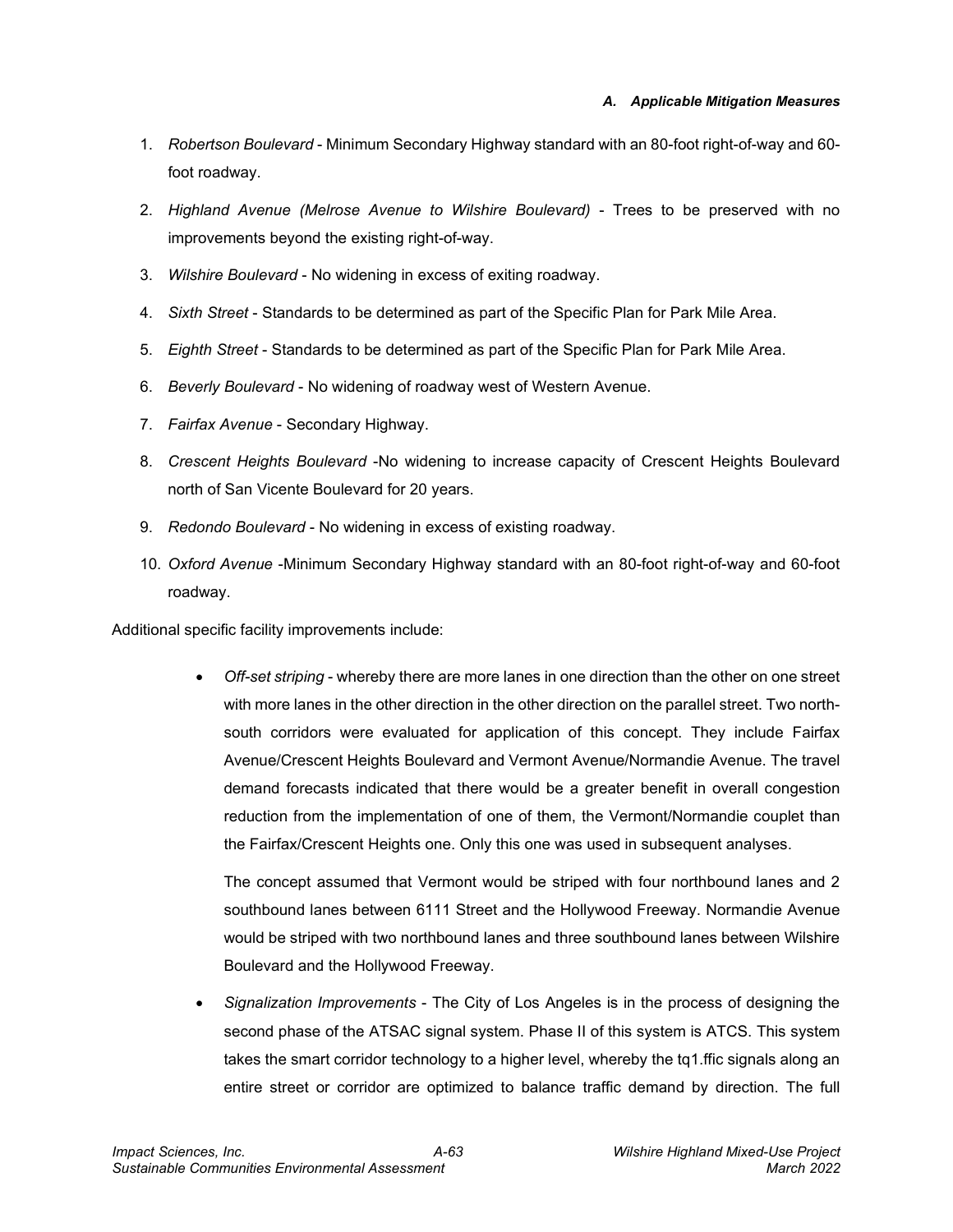1. *Robertson Boulevard* - Minimum Secondary Highway standard with an 80-foot right-of-way and 60-foot roadway.
2. *Highland Avenue (Melrose Avenue to Wilshire Boulevard)* - Trees to be preserved with no improvements beyond the existing right-of-way.
3. *Wilshire Boulevard* - No widening in excess of exiting roadway.
4. *Sixth Street* - Standards to be determined as part of the Specific Plan for Park Mile Area.
5. *Eighth Street* - Standards to be determined as part of the Specific Plan for Park Mile Area.
6. *Beverly Boulevard* - No widening of roadway west of Western Avenue.
7. *Fairfax Avenue* - Secondary Highway.
8. *Crescent Heights Boulevard* -No widening to increase capacity of Crescent Heights Boulevard north of San Vicente Boulevard for 20 years.
9. *Redondo Boulevard* - No widening in excess of existing roadway.
10. *Oxford Avenue* -Minimum Secondary Highway standard with an 80-foot right-of-way and 60-foot roadway.

Additional specific facility improvements include:

- *Off-set striping* - whereby there are more lanes in one direction than the other on one street with more lanes in the other direction in the other direction on the parallel street. Two north-south corridors were evaluated for application of this concept. They include Fairfax Avenue/Crescent Heights Boulevard and Vermont Avenue/Normandie Avenue. The travel demand forecasts indicated that there would be a greater benefit in overall congestion reduction from the implementation of one of them, the Vermont/Normandie couplet than the Fairfax/Crescent Heights one. Only this one was used in subsequent analyses.

  The concept assumed that Vermont would be striped with four northbound lanes and 2 southbound lanes between 6111 Street and the Hollywood Freeway. Normandie Avenue would be striped with two northbound lanes and three southbound lanes between Wilshire Boulevard and the Hollywood Freeway.

- *Signalization Improvements* - The City of Los Angeles is in the process of designing the second phase of the ATSAC signal system. Phase II of this system is ATCS. This system takes the smart corridor technology to a higher level, whereby the tq1.ffic signals along an entire street or corridor are optimized to balance traffic demand by direction. The full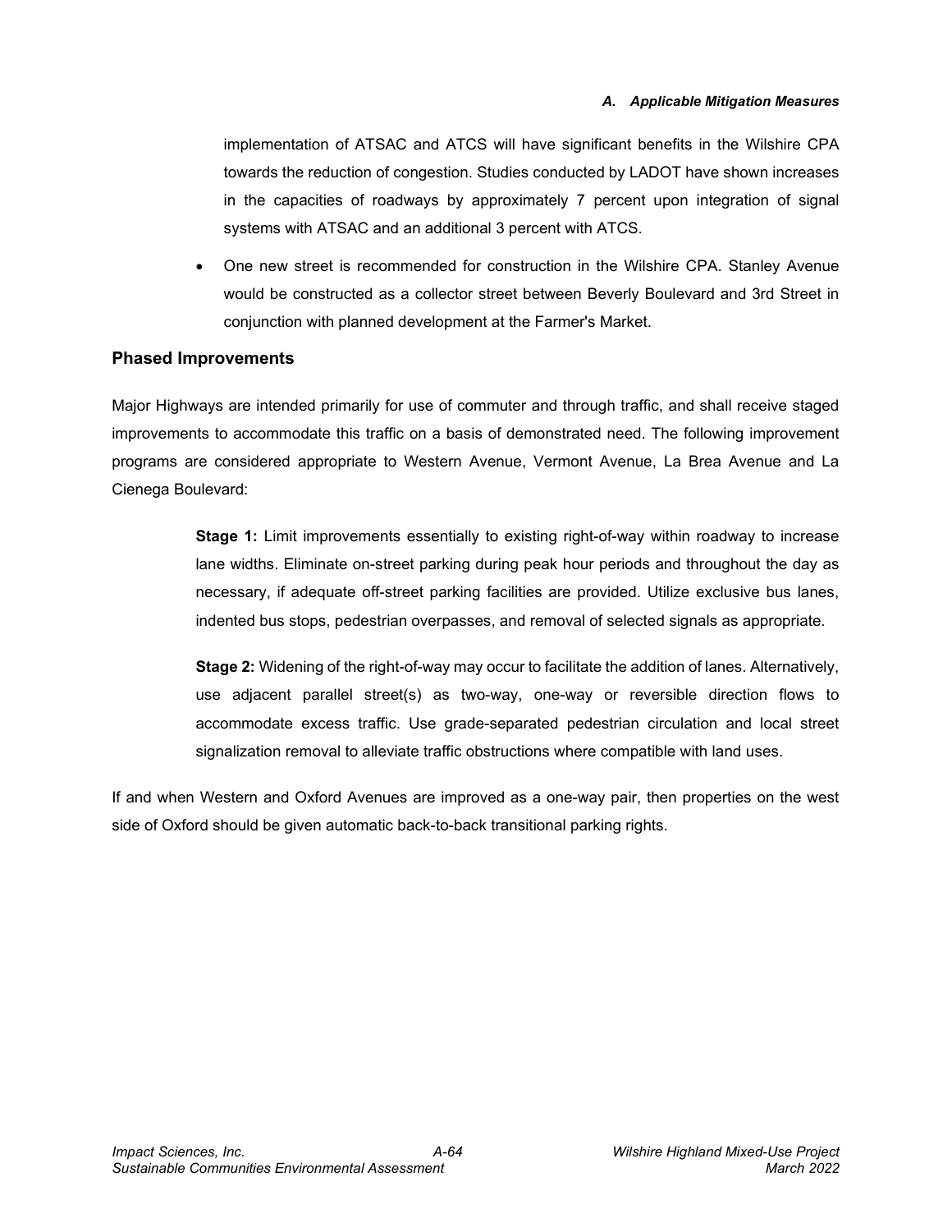implementation of ATSAC and ATCS will have significant benefits in the Wilshire CPA towards the reduction of congestion. Studies conducted by LADOT have shown increases in the capacities of roadways by approximately 7 percent upon integration of signal systems with ATSAC and an additional 3 percent with ATCS.

- One new street is recommended for construction in the Wilshire CPA. Stanley Avenue would be constructed as a collector street between Beverly Boulevard and 3rd Street in conjunction with planned development at the Farmer's Market.

### Phased Improvements

Major Highways are intended primarily for use of commuter and through traffic, and shall receive staged improvements to accommodate this traffic on a basis of demonstrated need. The following improvement programs are considered appropriate to Western Avenue, Vermont Avenue, La Brea Avenue and La Cienega Boulevard:

> **Stage 1:** Limit improvements essentially to existing right-of-way within roadway to increase lane widths. Eliminate on-street parking during peak hour periods and throughout the day as necessary, if adequate off-street parking facilities are provided. Utilize exclusive bus lanes, indented bus stops, pedestrian overpasses, and removal of selected signals as appropriate.
>
> **Stage 2:** Widening of the right-of-way may occur to facilitate the addition of lanes. Alternatively, use adjacent parallel street(s) as two-way, one-way or reversible direction flows to accommodate excess traffic. Use grade-separated pedestrian circulation and local street signalization removal to alleviate traffic obstructions where compatible with land uses.

If and when Western and Oxford Avenues are improved as a one-way pair, then properties on the west side of Oxford should be given automatic back-to-back transitional parking rights.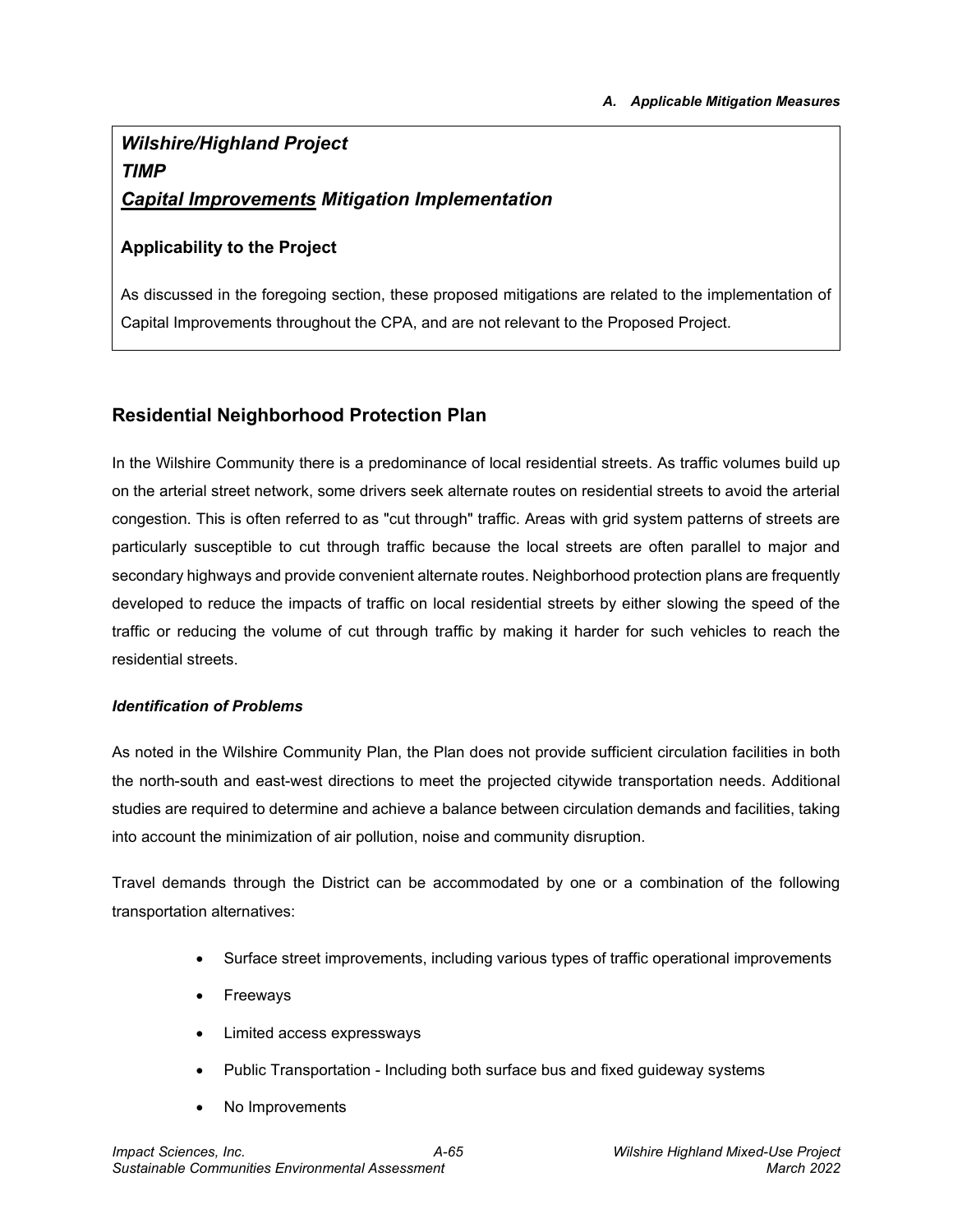*Wilshire/Highland Project*
*TIMP*
***Capital Improvements* Mitigation Implementation**

**Applicability to the Project**

As discussed in the foregoing section, these proposed mitigations are related to the implementation of Capital Improvements throughout the CPA, and are not relevant to the Proposed Project.

## Residential Neighborhood Protection Plan

In the Wilshire Community there is a predominance of local residential streets. As traffic volumes build up on the arterial street network, some drivers seek alternate routes on residential streets to avoid the arterial congestion. This is often referred to as "cut through" traffic. Areas with grid system patterns of streets are particularly susceptible to cut through traffic because the local streets are often parallel to major and secondary highways and provide convenient alternate routes. Neighborhood protection plans are frequently developed to reduce the impacts of traffic on local residential streets by either slowing the speed of the traffic or reducing the volume of cut through traffic by making it harder for such vehicles to reach the residential streets.

***Identification of Problems***

As noted in the Wilshire Community Plan, the Plan does not provide sufficient circulation facilities in both the north-south and east-west directions to meet the projected citywide transportation needs. Additional studies are required to determine and achieve a balance between circulation demands and facilities, taking into account the minimization of air pollution, noise and community disruption.

Travel demands through the District can be accommodated by one or a combination of the following transportation alternatives:

- Surface street improvements, including various types of traffic operational improvements
- Freeways
- Limited access expressways
- Public Transportation - Including both surface bus and fixed guideway systems
- No Improvements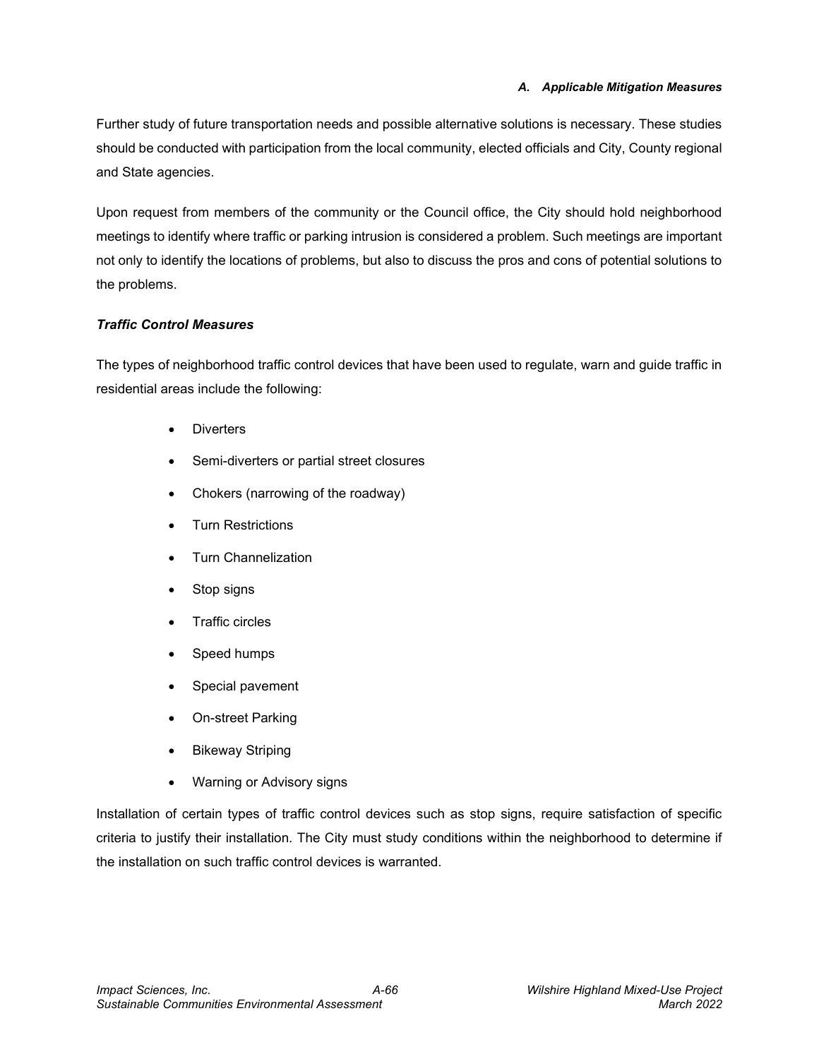Further study of future transportation needs and possible alternative solutions is necessary. These studies should be conducted with participation from the local community, elected officials and City, County regional and State agencies.

Upon request from members of the community or the Council office, the City should hold neighborhood meetings to identify where traffic or parking intrusion is considered a problem. Such meetings are important not only to identify the locations of problems, but also to discuss the pros and cons of potential solutions to the problems.

***Traffic Control Measures***

The types of neighborhood traffic control devices that have been used to regulate, warn and guide traffic in residential areas include the following:

- Diverters
- Semi-diverters or partial street closures
- Chokers (narrowing of the roadway)
- Turn Restrictions
- Turn Channelization
- Stop signs
- Traffic circles
- Speed humps
- Special pavement
- On-street Parking
- Bikeway Striping
- Warning or Advisory signs

Installation of certain types of traffic control devices such as stop signs, require satisfaction of specific criteria to justify their installation. The City must study conditions within the neighborhood to determine if the installation on such traffic control devices is warranted.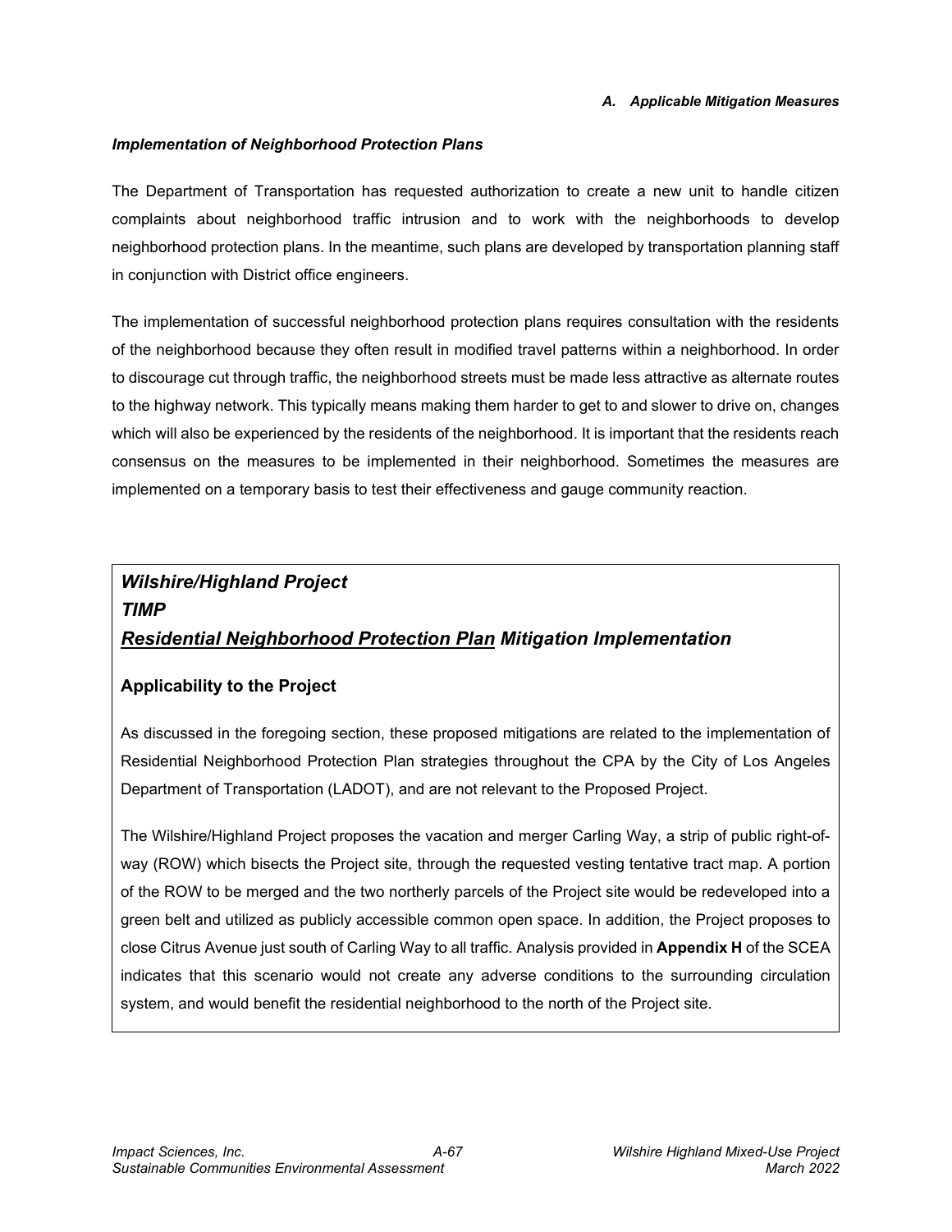*Implementation of Neighborhood Protection Plans*

The Department of Transportation has requested authorization to create a new unit to handle citizen complaints about neighborhood traffic intrusion and to work with the neighborhoods to develop neighborhood protection plans. In the meantime, such plans are developed by transportation planning staff in conjunction with District office engineers.

The implementation of successful neighborhood protection plans requires consultation with the residents of the neighborhood because they often result in modified travel patterns within a neighborhood. In order to discourage cut through traffic, the neighborhood streets must be made less attractive as alternate routes to the highway network. This typically means making them harder to get to and slower to drive on, changes which will also be experienced by the residents of the neighborhood. It is important that the residents reach consensus on the measures to be implemented in their neighborhood. Sometimes the measures are implemented on a temporary basis to test their effectiveness and gauge community reaction.

## *Wilshire/Highland Project*
## *TIMP*
## *<u>Residential Neighborhood Protection Plan</u> Mitigation Implementation*

### Applicability to the Project

As discussed in the foregoing section, these proposed mitigations are related to the implementation of Residential Neighborhood Protection Plan strategies throughout the CPA by the City of Los Angeles Department of Transportation (LADOT), and are not relevant to the Proposed Project.

The Wilshire/Highland Project proposes the vacation and merger Carling Way, a strip of public right-of-way (ROW) which bisects the Project site, through the requested vesting tentative tract map. A portion of the ROW to be merged and the two northerly parcels of the Project site would be redeveloped into a green belt and utilized as publicly accessible common open space. In addition, the Project proposes to close Citrus Avenue just south of Carling Way to all traffic. Analysis provided in **Appendix H** of the SCEA indicates that this scenario would not create any adverse conditions to the surrounding circulation system, and would benefit the residential neighborhood to the north of the Project site.